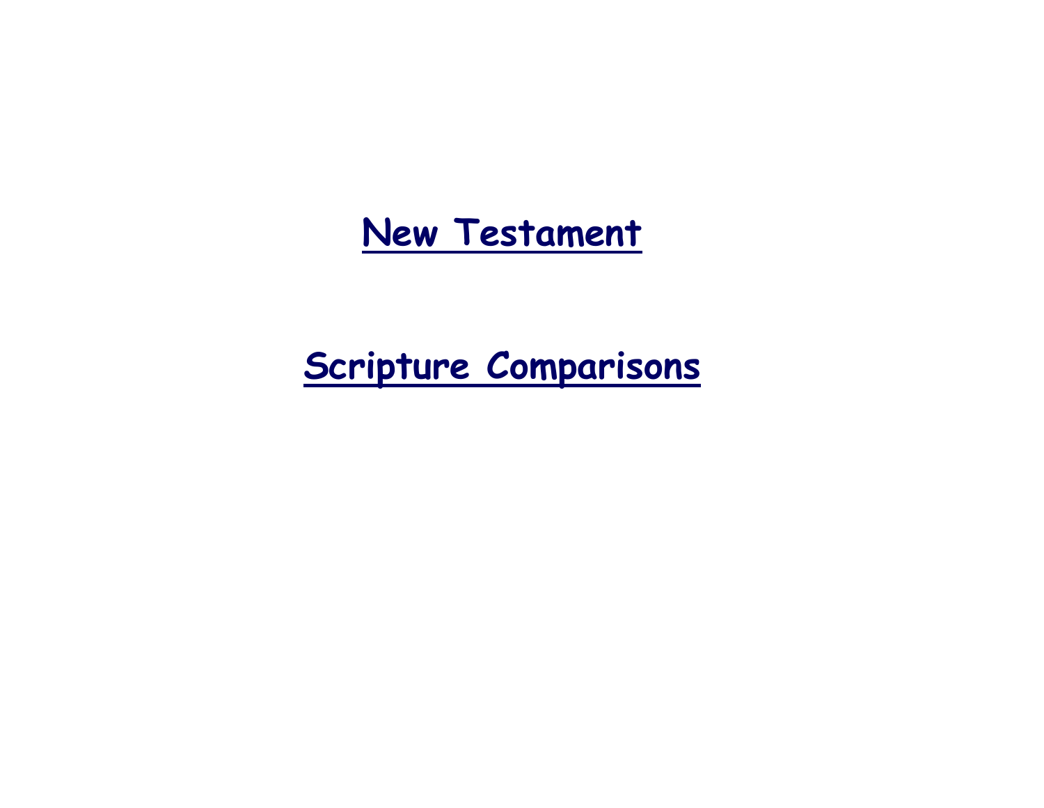# New Testament

# Scripture Comparisons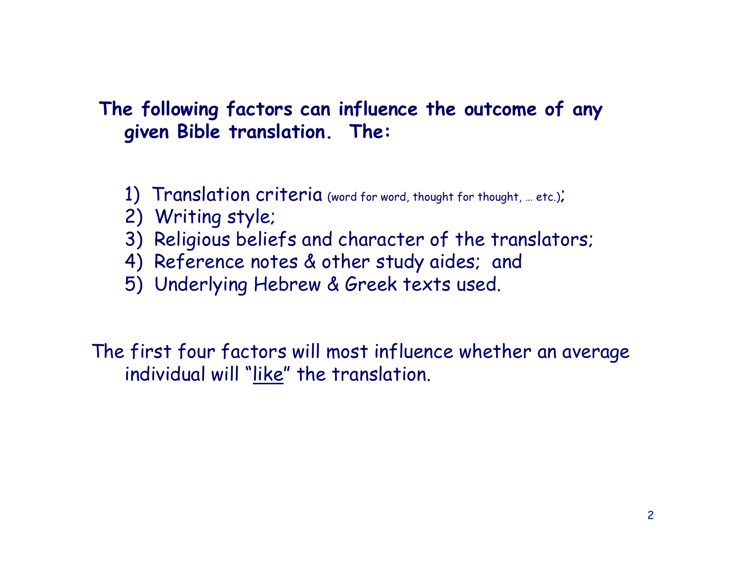**The following factors can influence the outcome of any given Bible translation. The:**

1) Translation criteria (word for word, thought for thought, … etc.);
2) Writing style;
3) Religious beliefs and character of the translators;
4) Reference notes & other study aides; and
5) Underlying Hebrew & Greek texts used.

The first four factors will most influence whether an average individual will "<u>like</u>" the translation.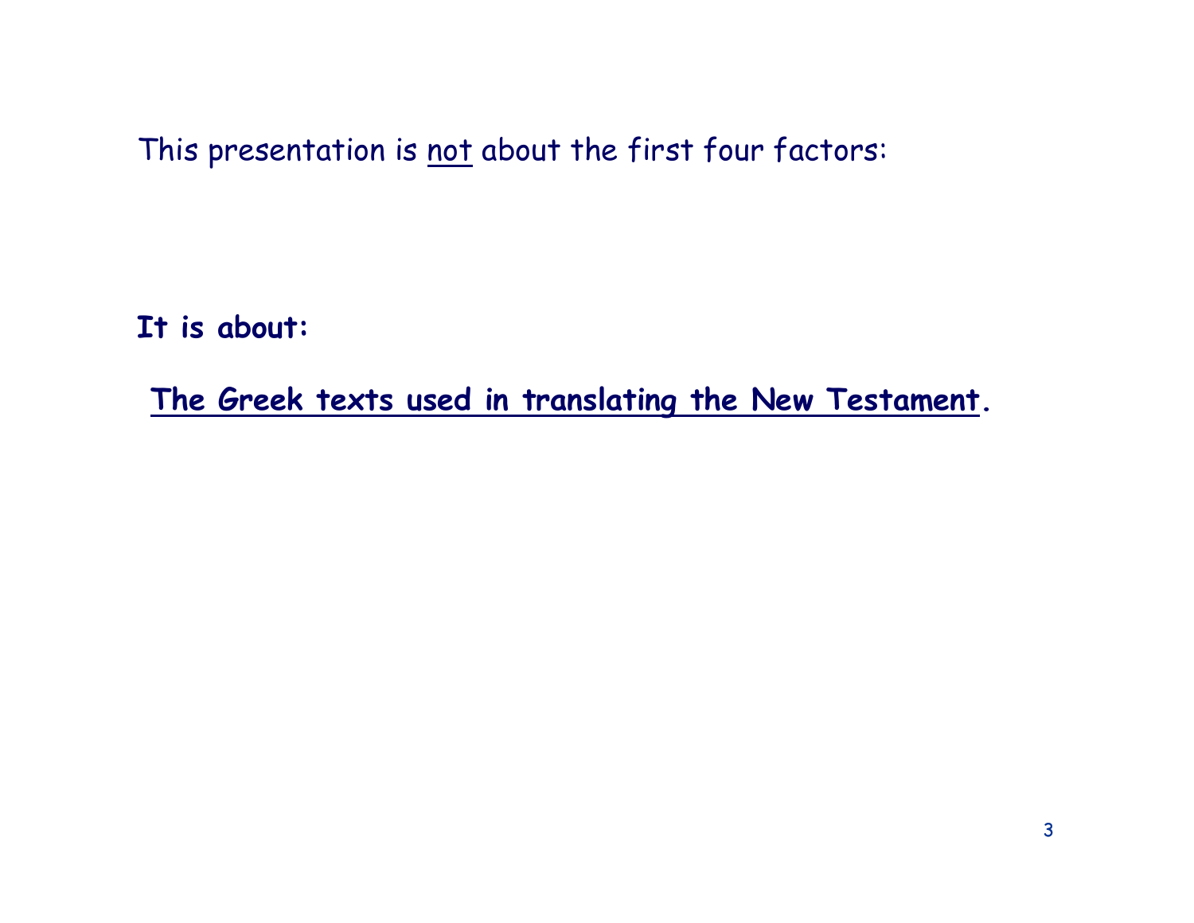This presentation is <u>not</u> about the first four factors:

**It is about:**

**<u>The Greek texts used in translating the New Testament</u>.**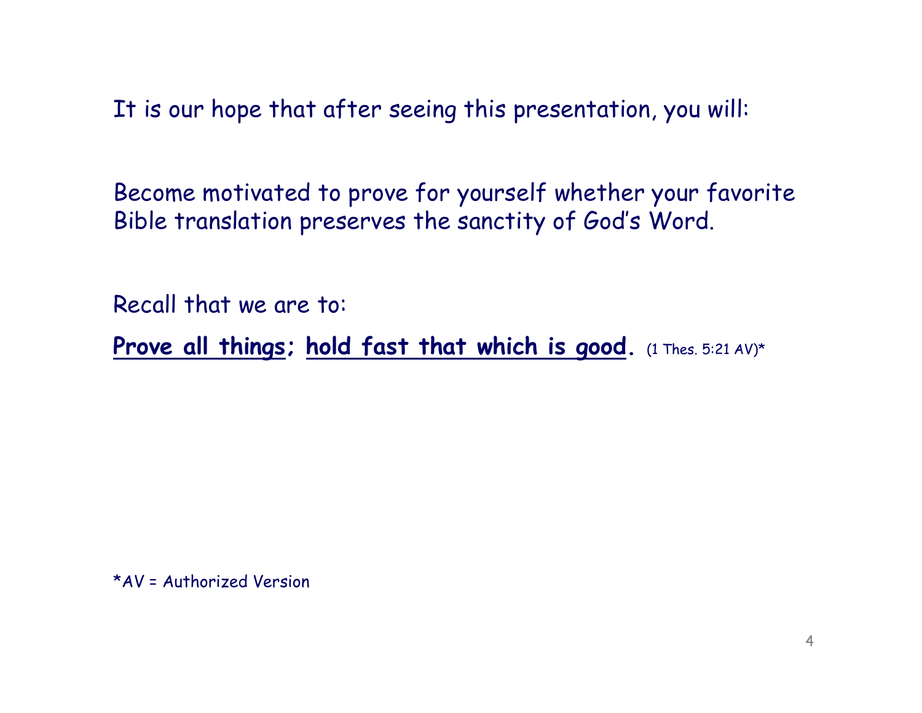It is our hope that after seeing this presentation, you will:

Become motivated to prove for yourself whether your favorite Bible translation preserves the sanctity of God's Word.

Recall that we are to:

**<u>Prove all things</u>; <u>hold fast that which is good</u>.** (1 Thes. 5:21 AV)*

*AV = Authorized Version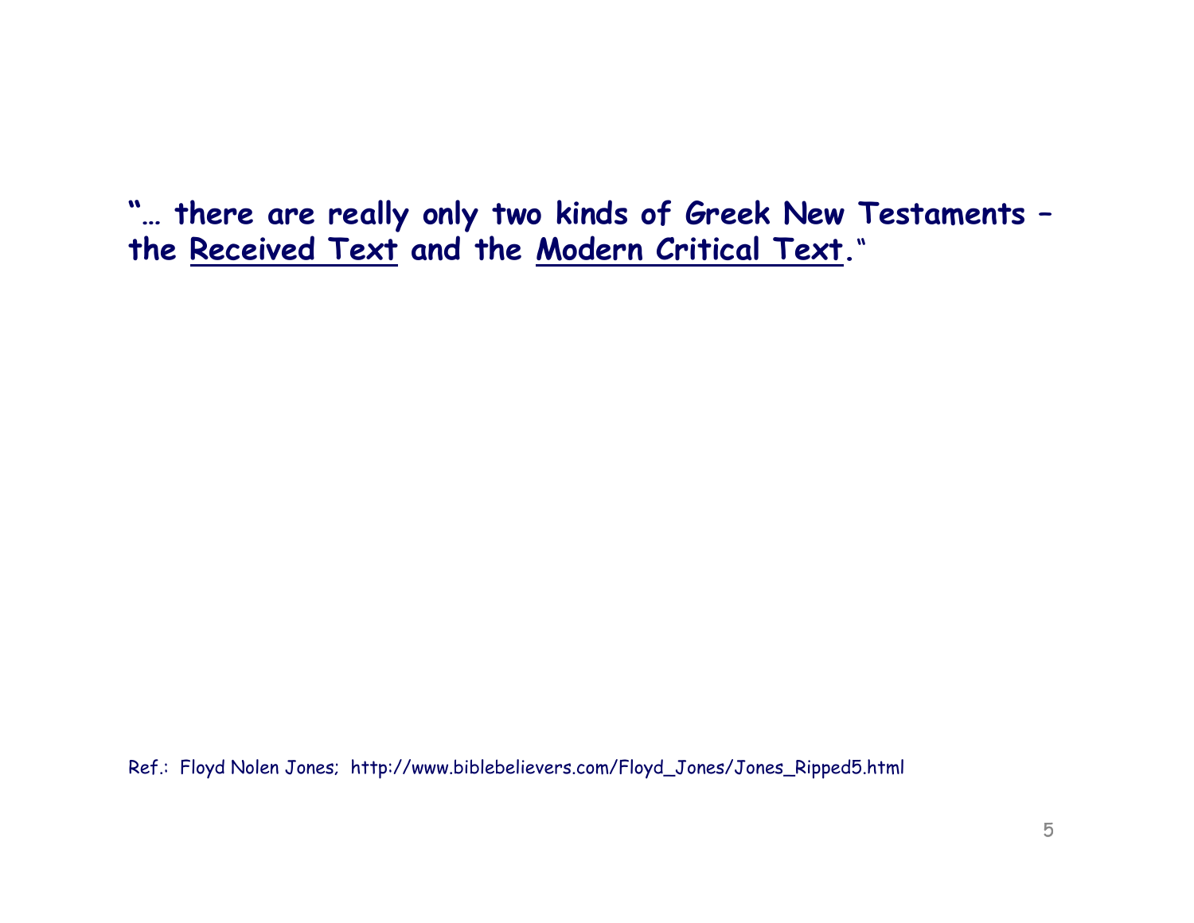**"… there are really only two kinds of Greek New Testaments – the <u>Received Text</u> and the <u>Modern Critical Text</u>."**

Ref.: Floyd Nolen Jones; http://www.biblebelievers.com/Floyd_Jones/Jones_Ripped5.html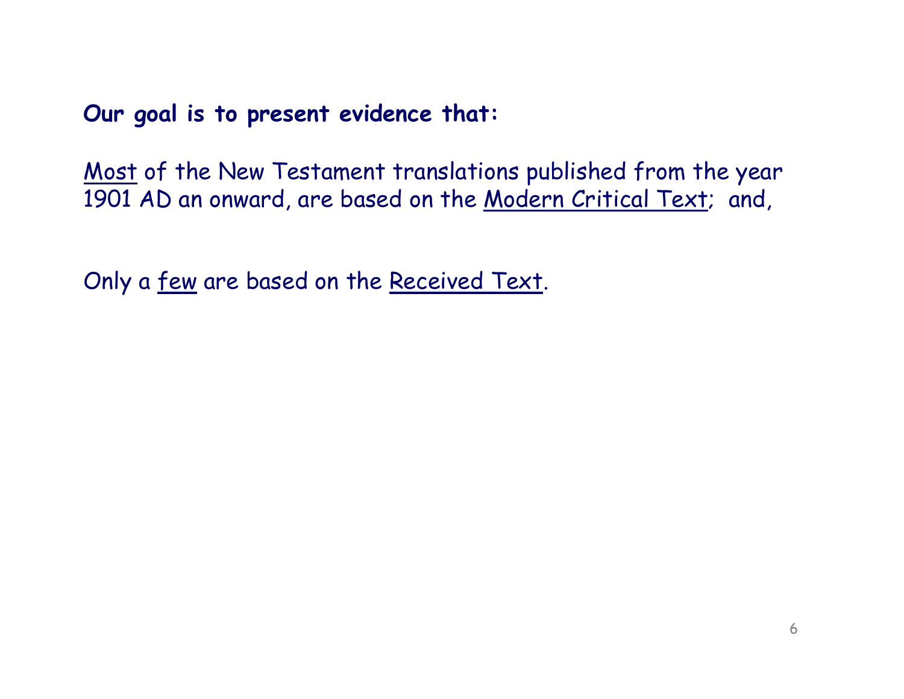**Our goal is to present evidence that:**

<u>Most</u> of the New Testament translations published from the year 1901 AD an onward, are based on the <u>Modern Critical Text</u>; and,

Only a <u>few</u> are based on the <u>Received Text</u>.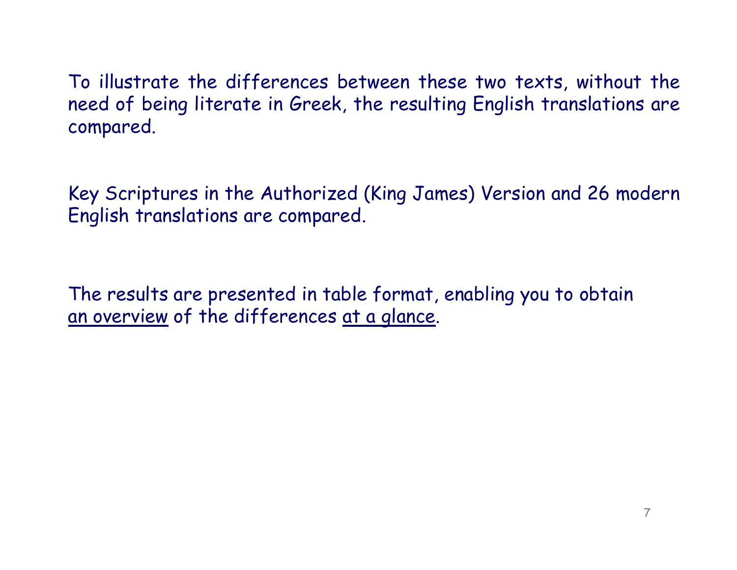To illustrate the differences between these two texts, without the need of being literate in Greek, the resulting English translations are compared.

Key Scriptures in the Authorized (King James) Version and 26 modern English translations are compared.

The results are presented in table format, enabling you to obtain <u>an overview</u> of the differences <u>at a glance</u>.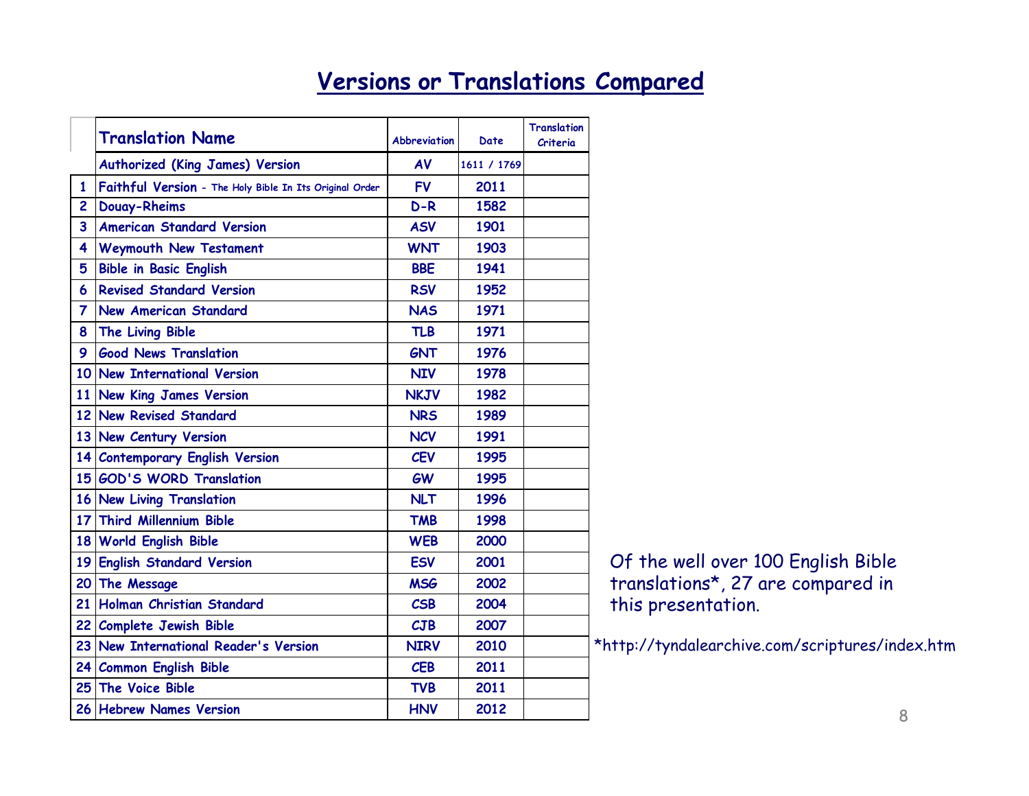# Versions or Translations Compared

| | Translation Name | Abbreviation | Date | Translation Criteria |
|---|---|---|---|---|
| | Authorized (King James) Version | AV | 1611 / 1769 | |
| 1 | Faithful Version - The Holy Bible In Its Original Order | FV | 2011 | |
| 2 | Douay-Rheims | D-R | 1582 | |
| 3 | American Standard Version | ASV | 1901 | |
| 4 | Weymouth New Testament | WNT | 1903 | |
| 5 | Bible in Basic English | BBE | 1941 | |
| 6 | Revised Standard Version | RSV | 1952 | |
| 7 | New American Standard | NAS | 1971 | |
| 8 | The Living Bible | TLB | 1971 | |
| 9 | Good News Translation | GNT | 1976 | |
| 10 | New International Version | NIV | 1978 | |
| 11 | New King James Version | NKJV | 1982 | |
| 12 | New Revised Standard | NRS | 1989 | |
| 13 | New Century Version | NCV | 1991 | |
| 14 | Contemporary English Version | CEV | 1995 | |
| 15 | GOD'S WORD Translation | GW | 1995 | |
| 16 | New Living Translation | NLT | 1996 | |
| 17 | Third Millennium Bible | TMB | 1998 | |
| 18 | World English Bible | WEB | 2000 | |
| 19 | English Standard Version | ESV | 2001 | |
| 20 | The Message | MSG | 2002 | |
| 21 | Holman Christian Standard | CSB | 2004 | |
| 22 | Complete Jewish Bible | CJB | 2007 | |
| 23 | New International Reader's Version | NIRV | 2010 | |
| 24 | Common English Bible | CEB | 2011 | |
| 25 | The Voice Bible | TVB | 2011 | |
| 26 | Hebrew Names Version | HNV | 2012 | |

Of the well over 100 English Bible translations*, 27 are compared in this presentation.

*http://tyndalearchive.com/scriptures/index.htm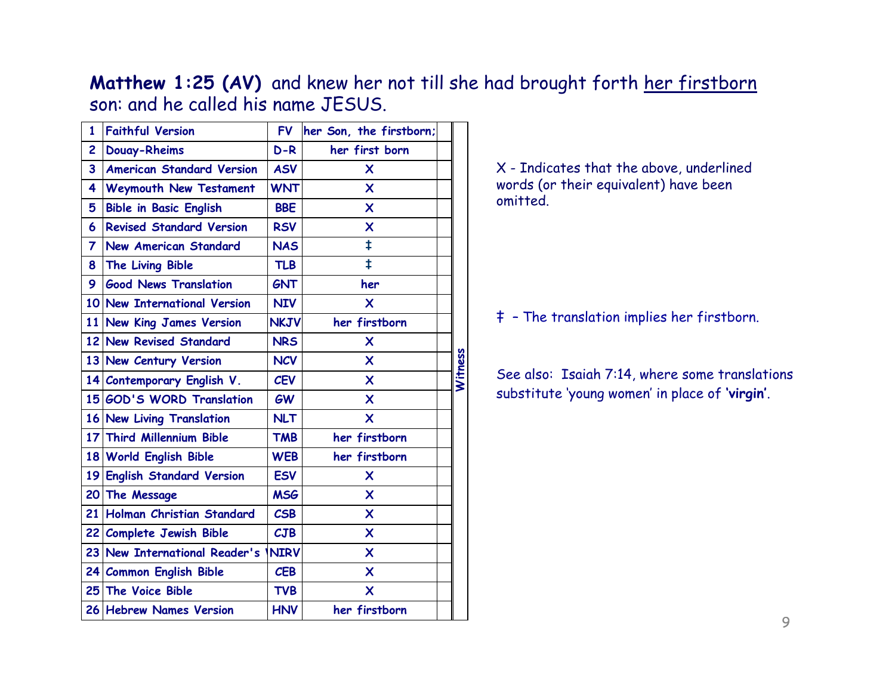**Matthew 1:25 (AV)** and knew her not till she had brought forth <u>her firstborn</u> son: and he called his name JESUS.

| # | Version | Abbr. | Reading | | Witness |
|---|---|---|---|---|---|
| 1 | Faithful Version | FV | her Son, the firstborn; | | |
| 2 | Douay-Rheims | D-R | her first born | | |
| 3 | American Standard Version | ASV | X | | |
| 4 | Weymouth New Testament | WNT | X | | |
| 5 | Bible in Basic English | BBE | X | | |
| 6 | Revised Standard Version | RSV | X | | |
| 7 | New American Standard | NAS | ‡ | | |
| 8 | The Living Bible | TLB | ‡ | | |
| 9 | Good News Translation | GNT | her | | |
| 10 | New International Version | NIV | X | | |
| 11 | New King James Version | NKJV | her firstborn | | |
| 12 | New Revised Standard | NRS | X | | |
| 13 | New Century Version | NCV | X | | |
| 14 | Contemporary English V. | CEV | X | | |
| 15 | GOD'S WORD Translation | GW | X | | |
| 16 | New Living Translation | NLT | X | | |
| 17 | Third Millennium Bible | TMB | her firstborn | | |
| 18 | World English Bible | WEB | her firstborn | | |
| 19 | English Standard Version | ESV | X | | |
| 20 | The Message | MSG | X | | |
| 21 | Holman Christian Standard | CSB | X | | |
| 22 | Complete Jewish Bible | CJB | X | | |
| 23 | New International Reader's V | NIRV | X | | |
| 24 | Common English Bible | CEB | X | | |
| 25 | The Voice Bible | TVB | X | | |
| 26 | Hebrew Names Version | HNV | her firstborn | | |

X - Indicates that the above, underlined words (or their equivalent) have been omitted.

‡ – The translation implies her firstborn.

See also: Isaiah 7:14, where some translations substitute 'young women' in place of **'virgin'**.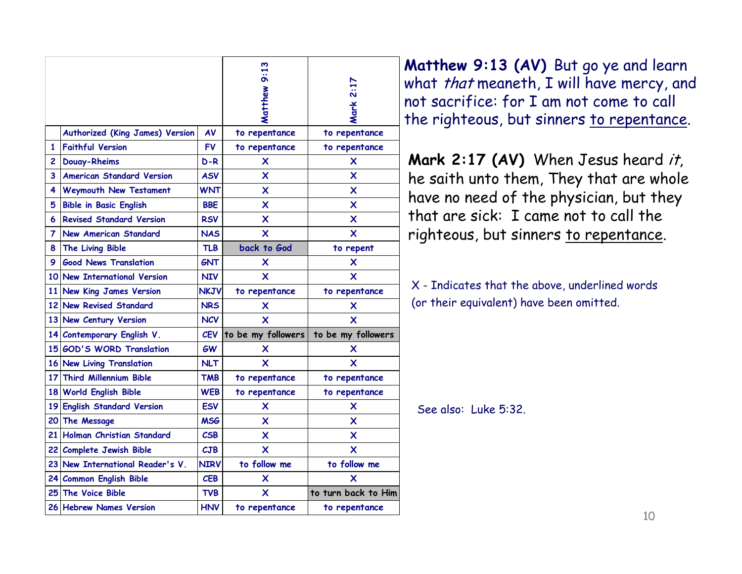| | | | Matthew 9:13 | Mark 2:17 |
|---|---|---|---|---|
| | Authorized (King James) Version | AV | to repentance | to repentance |
| 1 | Faithful Version | FV | to repentance | to repentance |
| 2 | Douay-Rheims | D-R | X | X |
| 3 | American Standard Version | ASV | X | X |
| 4 | Weymouth New Testament | WNT | X | X |
| 5 | Bible in Basic English | BBE | X | X |
| 6 | Revised Standard Version | RSV | X | X |
| 7 | New American Standard | NAS | X | X |
| 8 | The Living Bible | TLB | back to God | to repent |
| 9 | Good News Translation | GNT | X | X |
| 10 | New International Version | NIV | X | X |
| 11 | New King James Version | NKJV | to repentance | to repentance |
| 12 | New Revised Standard | NRS | X | X |
| 13 | New Century Version | NCV | X | X |
| 14 | Contemporary English V. | CEV | to be my followers | to be my followers |
| 15 | GOD'S WORD Translation | GW | X | X |
| 16 | New Living Translation | NLT | X | X |
| 17 | Third Millennium Bible | TMB | to repentance | to repentance |
| 18 | World English Bible | WEB | to repentance | to repentance |
| 19 | English Standard Version | ESV | X | X |
| 20 | The Message | MSG | X | X |
| 21 | Holman Christian Standard | CSB | X | X |
| 22 | Complete Jewish Bible | CJB | X | X |
| 23 | New International Reader's V. | NIRV | to follow me | to follow me |
| 24 | Common English Bible | CEB | X | X |
| 25 | The Voice Bible | TVB | X | to turn back to Him |
| 26 | Hebrew Names Version | HNV | to repentance | to repentance |

**Matthew 9:13 (AV)** But go ye and learn what *that* meaneth, I will have mercy, and not sacrifice: for I am not come to call the righteous, but sinners <u>to repentance</u>.

**Mark 2:17 (AV)** When Jesus heard *it*, he saith unto them, They that are whole have no need of the physician, but they that are sick: I came not to call the righteous, but sinners <u>to repentance</u>.

X - Indicates that the above, underlined words (or their equivalent) have been omitted.

See also: Luke 5:32.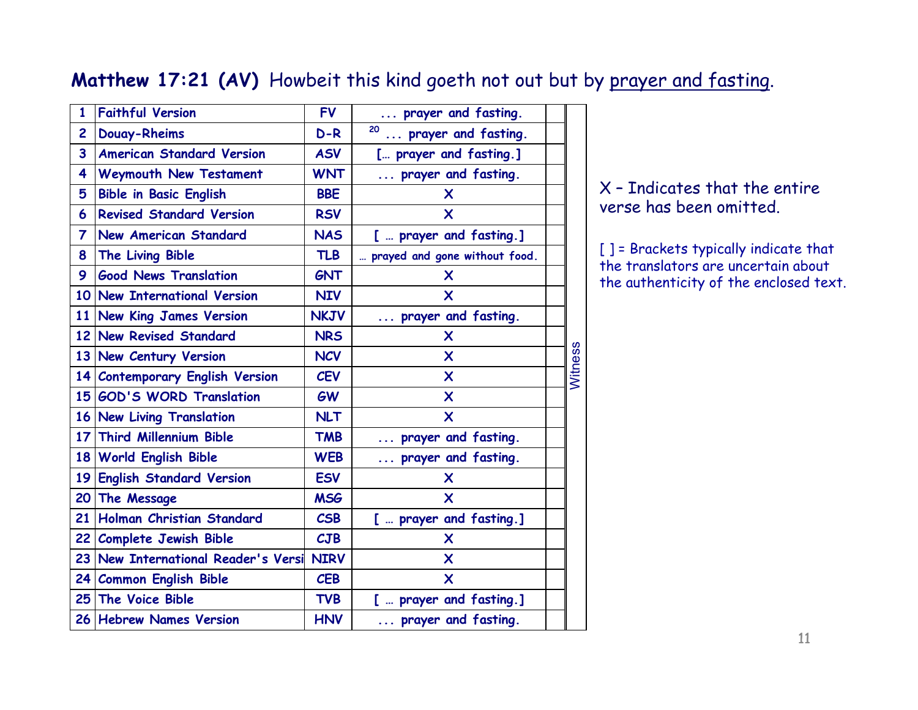**Matthew 17:21 (AV)** Howbeit this kind goeth not out but by <u>prayer and fasting</u>.

| # | Version | Abbr. | Text | | |
|---|---|---|---|---|---|
| 1 | Faithful Version | FV | ... prayer and fasting. | | Witness |
| 2 | Douay-Rheims | D-R | [20] ... prayer and fasting. | | |
| 3 | American Standard Version | ASV | [… prayer and fasting.] | | |
| 4 | Weymouth New Testament | WNT | ... prayer and fasting. | | |
| 5 | Bible in Basic English | BBE | X | | |
| 6 | Revised Standard Version | RSV | X | | |
| 7 | New American Standard | NAS | [ … prayer and fasting.] | | |
| 8 | The Living Bible | TLB | … prayed and gone without food. | | |
| 9 | Good News Translation | GNT | X | | |
| 10 | New International Version | NIV | X | | |
| 11 | New King James Version | NKJV | ... prayer and fasting. | | |
| 12 | New Revised Standard | NRS | X | | |
| 13 | New Century Version | NCV | X | | |
| 14 | Contemporary English Version | CEV | X | | |
| 15 | GOD'S WORD Translation | GW | X | | |
| 16 | New Living Translation | NLT | X | | |
| 17 | Third Millennium Bible | TMB | ... prayer and fasting. | | |
| 18 | World English Bible | WEB | ... prayer and fasting. | | |
| 19 | English Standard Version | ESV | X | | |
| 20 | The Message | MSG | X | | |
| 21 | Holman Christian Standard | CSB | [ … prayer and fasting.] | | |
| 22 | Complete Jewish Bible | CJB | X | | |
| 23 | New International Reader's Versi | NIRV | X | | |
| 24 | Common English Bible | CEB | X | | |
| 25 | The Voice Bible | TVB | [ … prayer and fasting.] | | |
| 26 | Hebrew Names Version | HNV | ... prayer and fasting. | | |

X – Indicates that the entire verse has been omitted.

[ ] = Brackets typically indicate that the translators are uncertain about the authenticity of the enclosed text.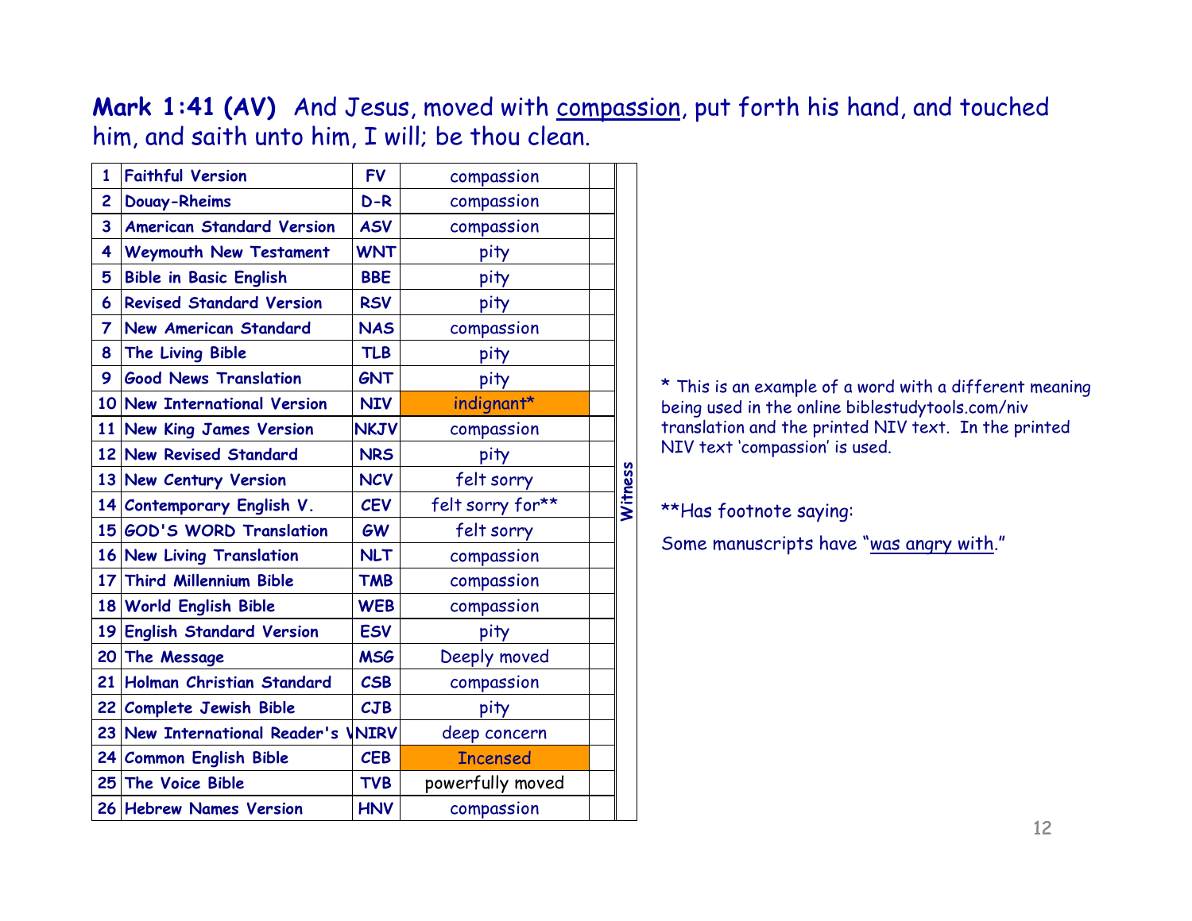**Mark 1:41 (AV)** And Jesus, moved with compassion, put forth his hand, and touched him, and saith unto him, I will; be thou clean.

| # | Version | Abbr. | Word | | Witness |
|---|---|---|---|---|---|
| 1 | Faithful Version | FV | compassion | | |
| 2 | Douay-Rheims | D-R | compassion | | |
| 3 | American Standard Version | ASV | compassion | | |
| 4 | Weymouth New Testament | WNT | pity | | |
| 5 | Bible in Basic English | BBE | pity | | |
| 6 | Revised Standard Version | RSV | pity | | |
| 7 | New American Standard | NAS | compassion | | |
| 8 | The Living Bible | TLB | pity | | |
| 9 | Good News Translation | GNT | pity | | |
| 10 | New International Version | NIV | indignant* | | |
| 11 | New King James Version | NKJV | compassion | | |
| 12 | New Revised Standard | NRS | pity | | |
| 13 | New Century Version | NCV | felt sorry | | |
| 14 | Contemporary English V. | CEV | felt sorry for** | | |
| 15 | GOD'S WORD Translation | GW | felt sorry | | |
| 16 | New Living Translation | NLT | compassion | | |
| 17 | Third Millennium Bible | TMB | compassion | | |
| 18 | World English Bible | WEB | compassion | | |
| 19 | English Standard Version | ESV | pity | | |
| 20 | The Message | MSG | Deeply moved | | |
| 21 | Holman Christian Standard | CSB | compassion | | |
| 22 | Complete Jewish Bible | CJB | pity | | |
| 23 | New International Reader's V | NIRV | deep concern | | |
| 24 | Common English Bible | CEB | Incensed | | |
| 25 | The Voice Bible | TVB | powerfully moved | | |
| 26 | Hebrew Names Version | HNV | compassion | | |

\* This is an example of a word with a different meaning being used in the online biblestudytools.com/niv translation and the printed NIV text. In the printed NIV text 'compassion' is used.

**Has footnote saying:

Some manuscripts have "was angry with."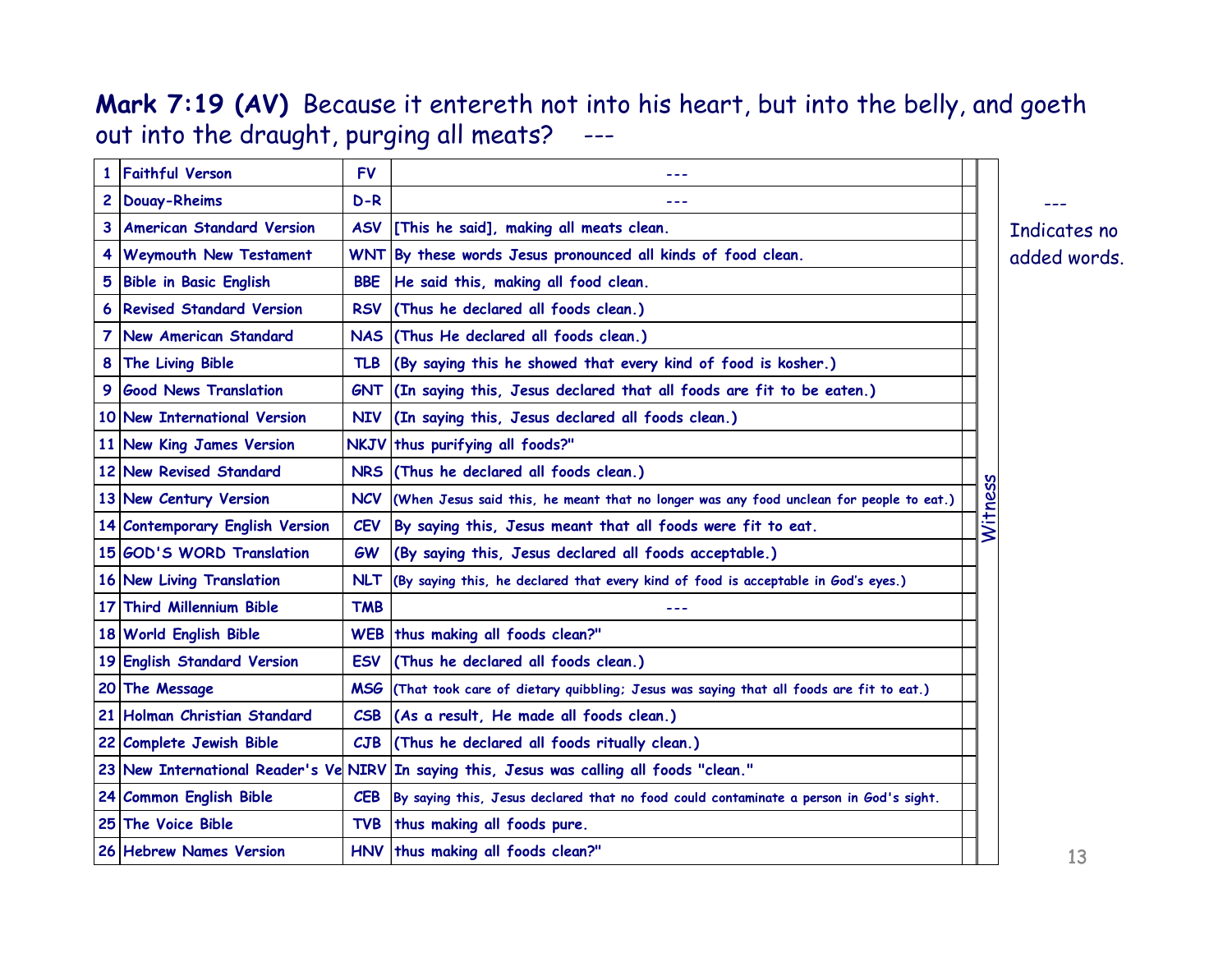**Mark 7:19 (AV)** Because it entereth not into his heart, but into the belly, and goeth out into the draught, purging all meats? ---

| | | | | |
|---|---|---|---|---|
| 1 | Faithful Verson | FV | --- | Witness |
| 2 | Douay-Rheims | D-R | --- | |
| 3 | American Standard Version | ASV | [This he said], making all meats clean. | |
| 4 | Weymouth New Testament | WNT | By these words Jesus pronounced all kinds of food clean. | |
| 5 | Bible in Basic English | BBE | He said this, making all food clean. | |
| 6 | Revised Standard Version | RSV | (Thus he declared all foods clean.) | |
| 7 | New American Standard | NAS | (Thus He declared all foods clean.) | |
| 8 | The Living Bible | TLB | (By saying this he showed that every kind of food is kosher.) | |
| 9 | Good News Translation | GNT | (In saying this, Jesus declared that all foods are fit to be eaten.) | |
| 10 | New International Version | NIV | (In saying this, Jesus declared all foods clean.) | |
| 11 | New King James Version | NKJV | thus purifying all foods?" | |
| 12 | New Revised Standard | NRS | (Thus he declared all foods clean.) | |
| 13 | New Century Version | NCV | (When Jesus said this, he meant that no longer was any food unclean for people to eat.) | |
| 14 | Contemporary English Version | CEV | By saying this, Jesus meant that all foods were fit to eat. | |
| 15 | GOD'S WORD Translation | GW | (By saying this, Jesus declared all foods acceptable.) | |
| 16 | New Living Translation | NLT | (By saying this, he declared that every kind of food is acceptable in God's eyes.) | |
| 17 | Third Millennium Bible | TMB | --- | |
| 18 | World English Bible | WEB | thus making all foods clean?" | |
| 19 | English Standard Version | ESV | (Thus he declared all foods clean.) | |
| 20 | The Message | MSG | (That took care of dietary quibbling; Jesus was saying that all foods are fit to eat.) | |
| 21 | Holman Christian Standard | CSB | (As a result, He made all foods clean.) | |
| 22 | Complete Jewish Bible | CJB | (Thus he declared all foods ritually clean.) | |
| 23 | New International Reader's Ve | NIRV | In saying this, Jesus was calling all foods "clean." | |
| 24 | Common English Bible | CEB | By saying this, Jesus declared that no food could contaminate a person in God's sight. | |
| 25 | The Voice Bible | TVB | thus making all foods pure. | |
| 26 | Hebrew Names Version | HNV | thus making all foods clean?" | |

--- Indicates no added words.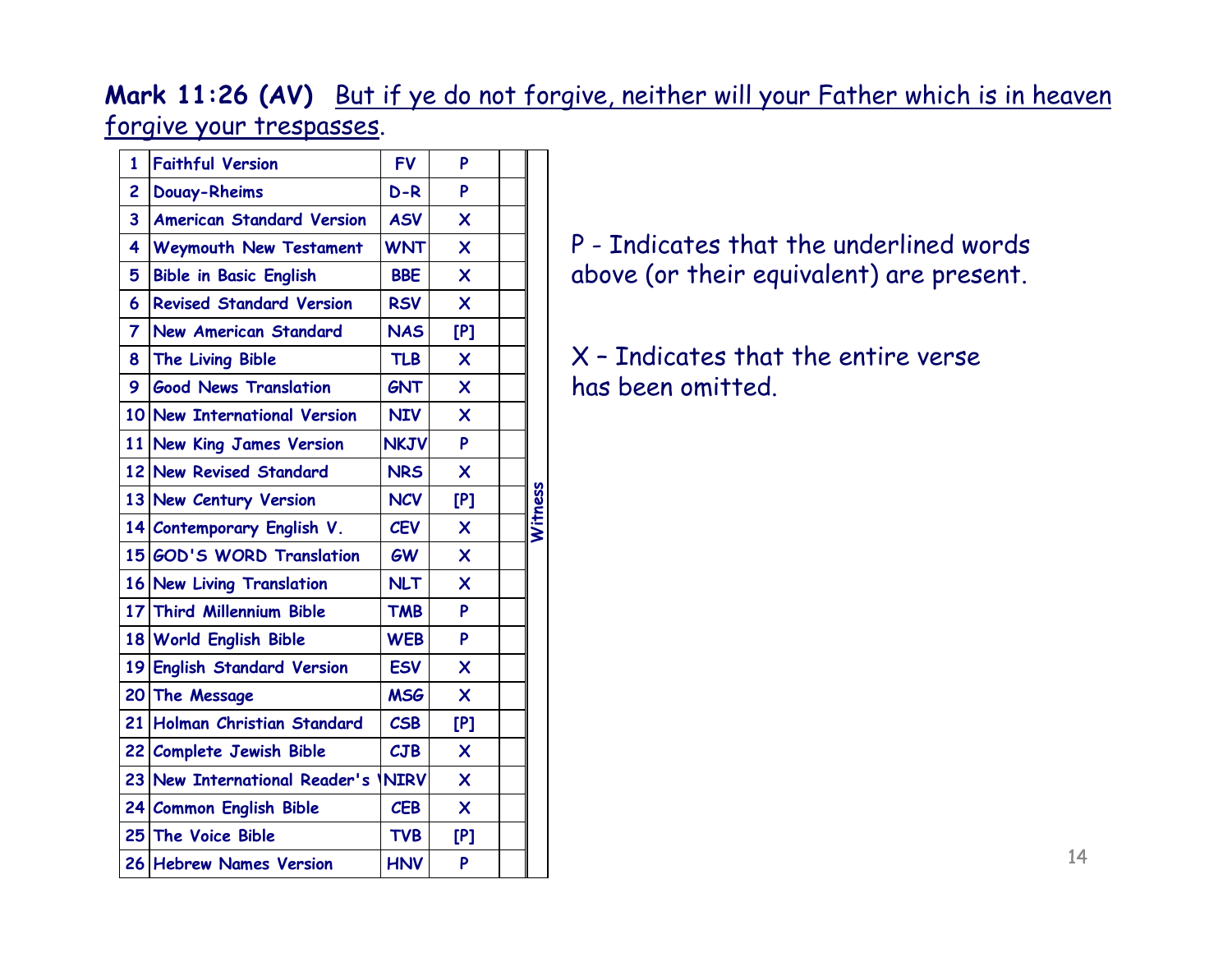**Mark 11:26 (AV)** But if ye do not forgive, neither will your Father which is in heaven forgive your trespasses.

| # | Version | Abbr. | | | Witness |
|---|---|---|---|---|---|
| 1 | Faithful Version | FV | P | | |
| 2 | Douay-Rheims | D-R | P | | |
| 3 | American Standard Version | ASV | X | | |
| 4 | Weymouth New Testament | WNT | X | | |
| 5 | Bible in Basic English | BBE | X | | |
| 6 | Revised Standard Version | RSV | X | | |
| 7 | New American Standard | NAS | [P] | | |
| 8 | The Living Bible | TLB | X | | |
| 9 | Good News Translation | GNT | X | | |
| 10 | New International Version | NIV | X | | |
| 11 | New King James Version | NKJV | P | | |
| 12 | New Revised Standard | NRS | X | | |
| 13 | New Century Version | NCV | [P] | | |
| 14 | Contemporary English V. | CEV | X | | |
| 15 | GOD'S WORD Translation | GW | X | | |
| 16 | New Living Translation | NLT | X | | |
| 17 | Third Millennium Bible | TMB | P | | |
| 18 | World English Bible | WEB | P | | |
| 19 | English Standard Version | ESV | X | | |
| 20 | The Message | MSG | X | | |
| 21 | Holman Christian Standard | CSB | [P] | | |
| 22 | Complete Jewish Bible | CJB | X | | |
| 23 | New International Reader's V | NIRV | X | | |
| 24 | Common English Bible | CEB | X | | |
| 25 | The Voice Bible | TVB | [P] | | |
| 26 | Hebrew Names Version | HNV | P | | |

P - Indicates that the underlined words above (or their equivalent) are present.

X – Indicates that the entire verse has been omitted.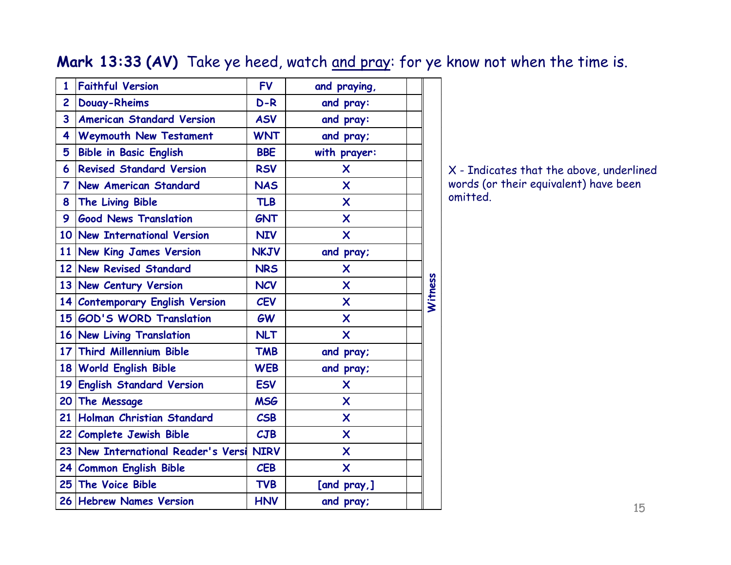**Mark 13:33 (AV)** Take ye heed, watch and pray: for ye know not when the time is.

| # | Version | Abbr. | | | Witness |
|---|---|---|---|---|---|
| 1 | Faithful Version | FV | and praying, | | |
| 2 | Douay-Rheims | D-R | and pray: | | |
| 3 | American Standard Version | ASV | and pray: | | |
| 4 | Weymouth New Testament | WNT | and pray; | | |
| 5 | Bible in Basic English | BBE | with prayer: | | |
| 6 | Revised Standard Version | RSV | X | | |
| 7 | New American Standard | NAS | X | | |
| 8 | The Living Bible | TLB | X | | |
| 9 | Good News Translation | GNT | X | | |
| 10 | New International Version | NIV | X | | |
| 11 | New King James Version | NKJV | and pray; | | |
| 12 | New Revised Standard | NRS | X | | |
| 13 | New Century Version | NCV | X | | |
| 14 | Contemporary English Version | CEV | X | | |
| 15 | GOD'S WORD Translation | GW | X | | |
| 16 | New Living Translation | NLT | X | | |
| 17 | Third Millennium Bible | TMB | and pray; | | |
| 18 | World English Bible | WEB | and pray; | | |
| 19 | English Standard Version | ESV | X | | |
| 20 | The Message | MSG | X | | |
| 21 | Holman Christian Standard | CSB | X | | |
| 22 | Complete Jewish Bible | CJB | X | | |
| 23 | New International Reader's Versi | NIRV | X | | |
| 24 | Common English Bible | CEB | X | | |
| 25 | The Voice Bible | TVB | [and pray,] | | |
| 26 | Hebrew Names Version | HNV | and pray; | | |

X - Indicates that the above, underlined words (or their equivalent) have been omitted.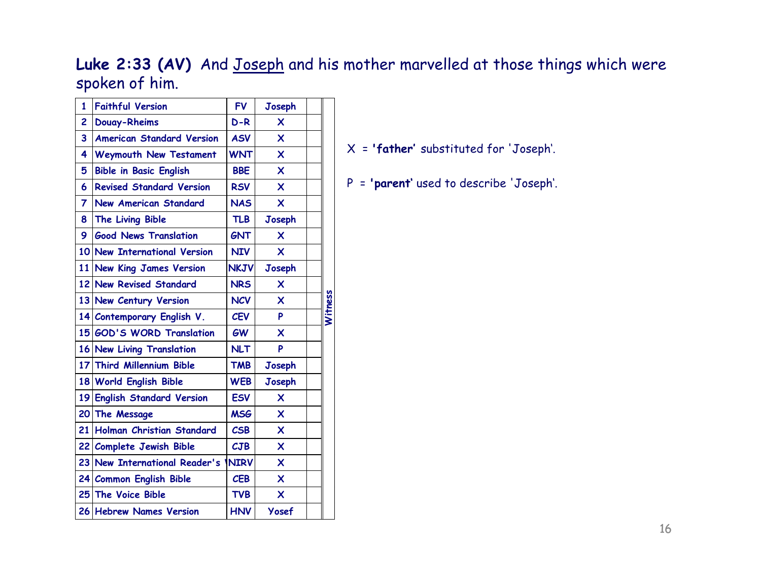**Luke 2:33 (AV)** And Joseph and his mother marvelled at those things which were spoken of him.

| | | | | | |
|---|---|---|---|---|---|
| 1 | Faithful Version | FV | Joseph | | Witness |
| 2 | Douay-Rheims | D-R | X | | |
| 3 | American Standard Version | ASV | X | | |
| 4 | Weymouth New Testament | WNT | X | | |
| 5 | Bible in Basic English | BBE | X | | |
| 6 | Revised Standard Version | RSV | X | | |
| 7 | New American Standard | NAS | X | | |
| 8 | The Living Bible | TLB | Joseph | | |
| 9 | Good News Translation | GNT | X | | |
| 10 | New International Version | NIV | X | | |
| 11 | New King James Version | NKJV | Joseph | | |
| 12 | New Revised Standard | NRS | X | | |
| 13 | New Century Version | NCV | X | | |
| 14 | Contemporary English V. | CEV | P | | |
| 15 | GOD'S WORD Translation | GW | X | | |
| 16 | New Living Translation | NLT | P | | |
| 17 | Third Millennium Bible | TMB | Joseph | | |
| 18 | World English Bible | WEB | Joseph | | |
| 19 | English Standard Version | ESV | X | | |
| 20 | The Message | MSG | X | | |
| 21 | Holman Christian Standard | CSB | X | | |
| 22 | Complete Jewish Bible | CJB | X | | |
| 23 | New International Reader's V | NIRV | X | | |
| 24 | Common English Bible | CEB | X | | |
| 25 | The Voice Bible | TVB | X | | |
| 26 | Hebrew Names Version | HNV | Yosef | | |

X = **'father'** substituted for 'Joseph'.

P = **'parent'** used to describe 'Joseph'.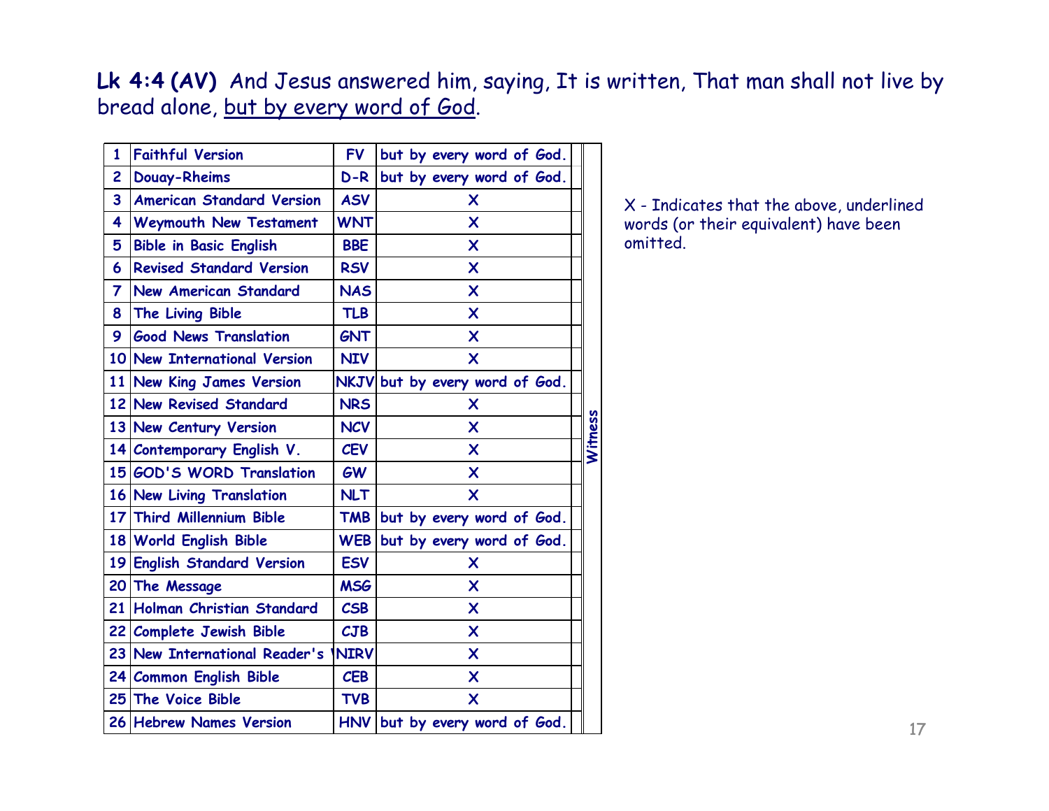**Lk 4:4 (AV)** And Jesus answered him, saying, It is written, That man shall not live by bread alone, <u>but by every word of God</u>.

| # | Version | Abbr. | Text | Witness |
|---|---|---|---|---|
| 1 | Faithful Version | FV | but by every word of God. | |
| 2 | Douay-Rheims | D-R | but by every word of God. | |
| 3 | American Standard Version | ASV | X | |
| 4 | Weymouth New Testament | WNT | X | |
| 5 | Bible in Basic English | BBE | X | |
| 6 | Revised Standard Version | RSV | X | |
| 7 | New American Standard | NAS | X | |
| 8 | The Living Bible | TLB | X | |
| 9 | Good News Translation | GNT | X | |
| 10 | New International Version | NIV | X | |
| 11 | New King James Version | NKJV | but by every word of God. | |
| 12 | New Revised Standard | NRS | X | |
| 13 | New Century Version | NCV | X | |
| 14 | Contemporary English V. | CEV | X | |
| 15 | GOD'S WORD Translation | GW | X | |
| 16 | New Living Translation | NLT | X | |
| 17 | Third Millennium Bible | TMB | but by every word of God. | |
| 18 | World English Bible | WEB | but by every word of God. | |
| 19 | English Standard Version | ESV | X | |
| 20 | The Message | MSG | X | |
| 21 | Holman Christian Standard | CSB | X | |
| 22 | Complete Jewish Bible | CJB | X | |
| 23 | New International Reader's V | NIRV | X | |
| 24 | Common English Bible | CEB | X | |
| 25 | The Voice Bible | TVB | X | |
| 26 | Hebrew Names Version | HNV | but by every word of God. | |

X - Indicates that the above, underlined words (or their equivalent) have been omitted.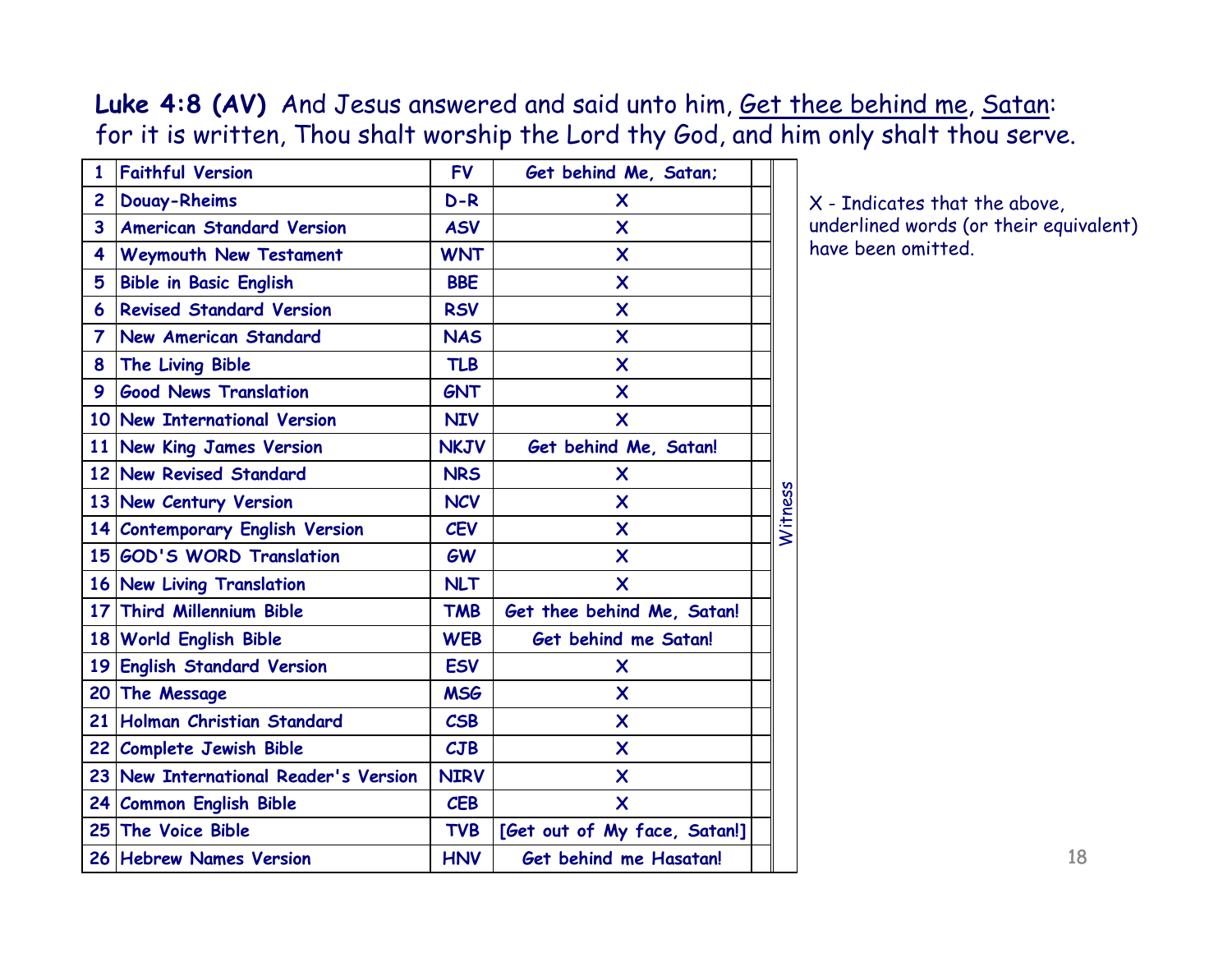**Luke 4:8 (AV)** And Jesus answered and said unto him, <u>Get thee behind me</u>, <u>Satan</u>: for it is written, Thou shalt worship the Lord thy God, and him only shalt thou serve.

| # | Version | Abbr. | Reading | Witness |
|---|---|---|---|---|
| 1 | Faithful Version | FV | Get behind Me, Satan; | |
| 2 | Douay-Rheims | D-R | X | |
| 3 | American Standard Version | ASV | X | |
| 4 | Weymouth New Testament | WNT | X | |
| 5 | Bible in Basic English | BBE | X | |
| 6 | Revised Standard Version | RSV | X | |
| 7 | New American Standard | NAS | X | |
| 8 | The Living Bible | TLB | X | |
| 9 | Good News Translation | GNT | X | |
| 10 | New International Version | NIV | X | |
| 11 | New King James Version | NKJV | Get behind Me, Satan! | |
| 12 | New Revised Standard | NRS | X | |
| 13 | New Century Version | NCV | X | |
| 14 | Contemporary English Version | CEV | X | |
| 15 | GOD'S WORD Translation | GW | X | |
| 16 | New Living Translation | NLT | X | |
| 17 | Third Millennium Bible | TMB | Get thee behind Me, Satan! | |
| 18 | World English Bible | WEB | Get behind me Satan! | |
| 19 | English Standard Version | ESV | X | |
| 20 | The Message | MSG | X | |
| 21 | Holman Christian Standard | CSB | X | |
| 22 | Complete Jewish Bible | CJB | X | |
| 23 | New International Reader's Version | NIRV | X | |
| 24 | Common English Bible | CEB | X | |
| 25 | The Voice Bible | TVB | [Get out of My face, Satan!] | |
| 26 | Hebrew Names Version | HNV | Get behind me Hasatan! | |

X - Indicates that the above, underlined words (or their equivalent) have been omitted.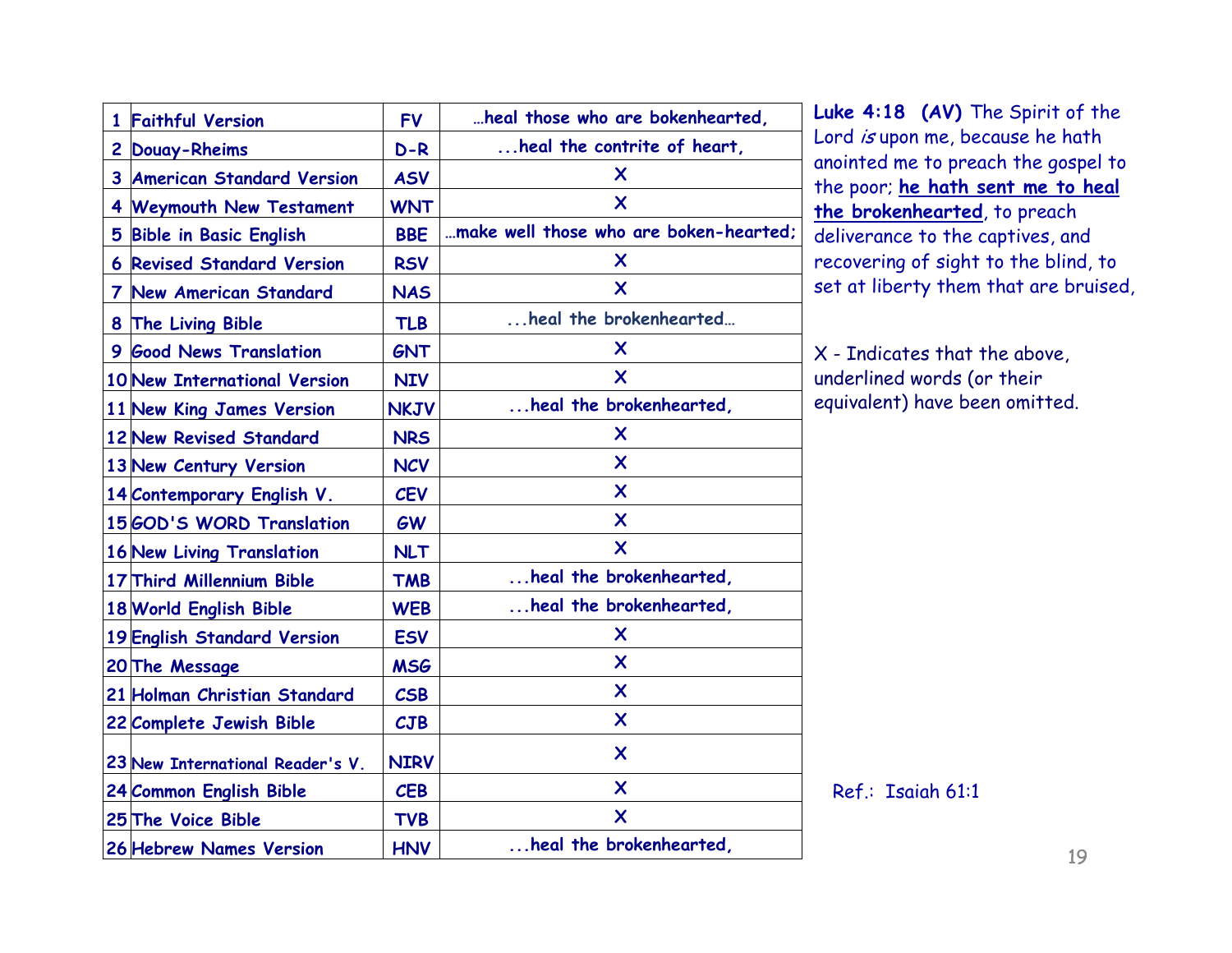| 1 | Faithful Version | FV | …heal those who are bokenhearted, |
|---|---|---|---|
| 2 | Douay-Rheims | D-R | ...heal the contrite of heart, |
| 3 | American Standard Version | ASV | X |
| 4 | Weymouth New Testament | WNT | X |
| 5 | Bible in Basic English | BBE | …make well those who are boken-hearted; |
| 6 | Revised Standard Version | RSV | X |
| 7 | New American Standard | NAS | X |
| 8 | The Living Bible | TLB | ...heal the brokenhearted… |
| 9 | Good News Translation | GNT | X |
| 10 | New International Version | NIV | X |
| 11 | New King James Version | NKJV | ...heal the brokenhearted, |
| 12 | New Revised Standard | NRS | X |
| 13 | New Century Version | NCV | X |
| 14 | Contemporary English V. | CEV | X |
| 15 | GOD'S WORD Translation | GW | X |
| 16 | New Living Translation | NLT | X |
| 17 | Third Millennium Bible | TMB | ...heal the brokenhearted, |
| 18 | World English Bible | WEB | ...heal the brokenhearted, |
| 19 | English Standard Version | ESV | X |
| 20 | The Message | MSG | X |
| 21 | Holman Christian Standard | CSB | X |
| 22 | Complete Jewish Bible | CJB | X |
| 23 | New International Reader's V. | NIRV | X |
| 24 | Common English Bible | CEB | X |
| 25 | The Voice Bible | TVB | X |
| 26 | Hebrew Names Version | HNV | ...heal the brokenhearted, |

**Luke 4:18 (AV)** The Spirit of the Lord *is* upon me, because he hath anointed me to preach the gospel to the poor; **he hath sent me to heal the brokenhearted**, to preach deliverance to the captives, and recovering of sight to the blind, to set at liberty them that are bruised,

X - Indicates that the above, underlined words (or their equivalent) have been omitted.

Ref.: Isaiah 61:1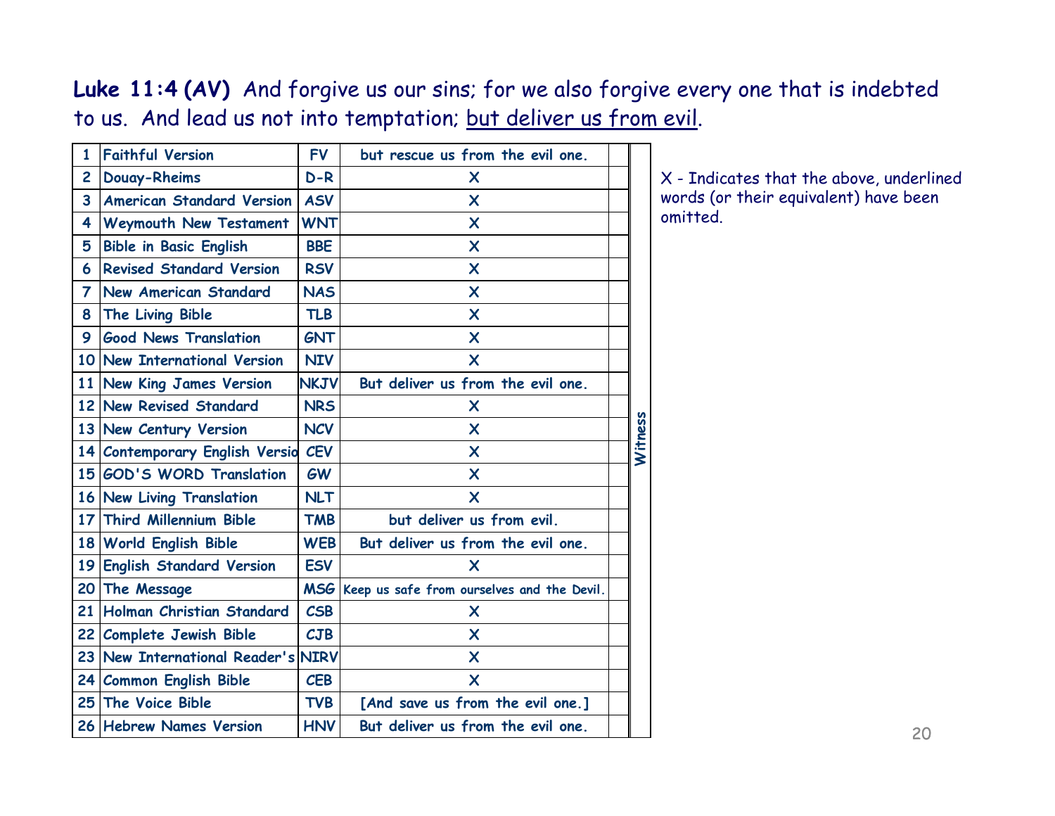**Luke 11:4 (AV)** And forgive us our sins; for we also forgive every one that is indebted to us. And lead us not into temptation; <u>but deliver us from evil</u>.

| | | | | | |
|---|---|---|---|---|---|
| 1 | Faithful Version | FV | but rescue us from the evil one. | | Witness |
| 2 | Douay-Rheims | D-R | X | | |
| 3 | American Standard Version | ASV | X | | |
| 4 | Weymouth New Testament | WNT | X | | |
| 5 | Bible in Basic English | BBE | X | | |
| 6 | Revised Standard Version | RSV | X | | |
| 7 | New American Standard | NAS | X | | |
| 8 | The Living Bible | TLB | X | | |
| 9 | Good News Translation | GNT | X | | |
| 10 | New International Version | NIV | X | | |
| 11 | New King James Version | NKJV | But deliver us from the evil one. | | |
| 12 | New Revised Standard | NRS | X | | |
| 13 | New Century Version | NCV | X | | |
| 14 | Contemporary English Versio | CEV | X | | |
| 15 | GOD'S WORD Translation | GW | X | | |
| 16 | New Living Translation | NLT | X | | |
| 17 | Third Millennium Bible | TMB | but deliver us from evil. | | |
| 18 | World English Bible | WEB | But deliver us from the evil one. | | |
| 19 | English Standard Version | ESV | X | | |
| 20 | The Message | MSG | Keep us safe from ourselves and the Devil. | | |
| 21 | Holman Christian Standard | CSB | X | | |
| 22 | Complete Jewish Bible | CJB | X | | |
| 23 | New International Reader's | NIRV | X | | |
| 24 | Common English Bible | CEB | X | | |
| 25 | The Voice Bible | TVB | [And save us from the evil one.] | | |
| 26 | Hebrew Names Version | HNV | But deliver us from the evil one. | | |

X - Indicates that the above, underlined words (or their equivalent) have been omitted.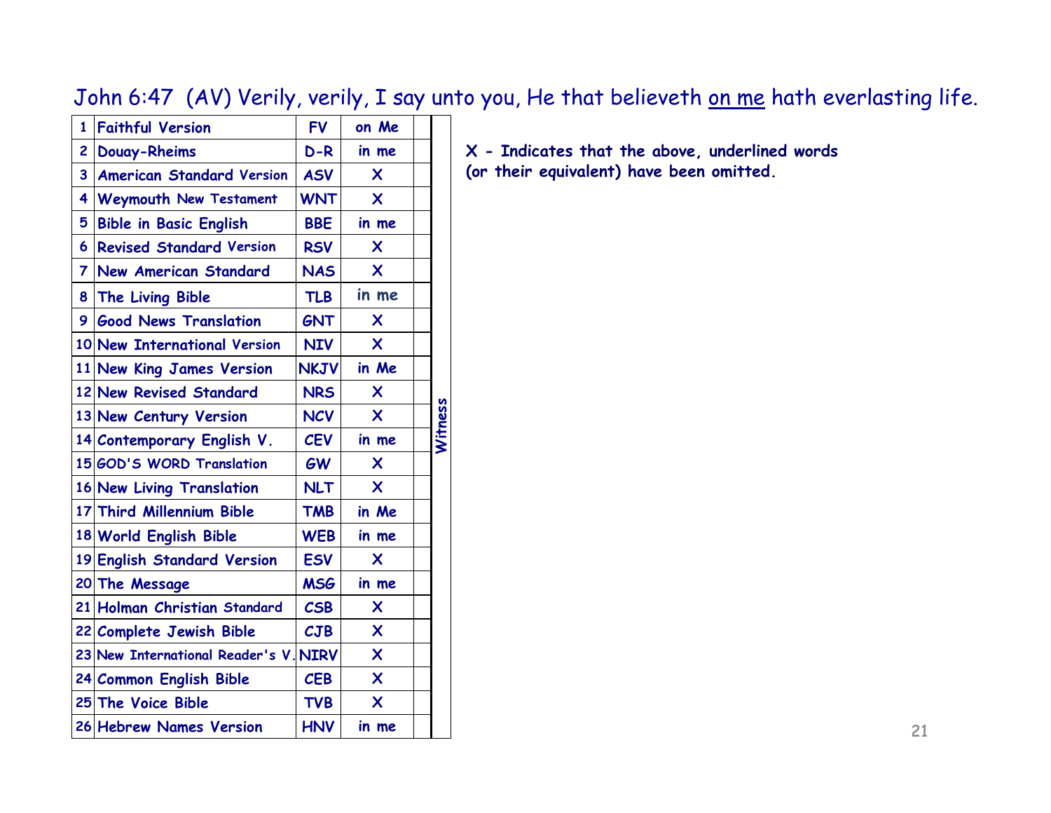John 6:47 (AV) Verily, verily, I say unto you, He that believeth <u>on me</u> hath everlasting life.

| # | Version | Abbr. | | |
|---|---|---|---|---|
| 1 | Faithful Version | FV | on Me | |
| 2 | Douay-Rheims | D-R | in me | |
| 3 | American Standard Version | ASV | X | |
| 4 | Weymouth New Testament | WNT | X | |
| 5 | Bible in Basic English | BBE | in me | |
| 6 | Revised Standard Version | RSV | X | |
| 7 | New American Standard | NAS | X | |
| 8 | The Living Bible | TLB | in me | |
| 9 | Good News Translation | GNT | X | |
| 10 | New International Version | NIV | X | |
| 11 | New King James Version | NKJV | in Me | |
| 12 | New Revised Standard | NRS | X | |
| 13 | New Century Version | NCV | X | |
| 14 | Contemporary English V. | CEV | in me | |
| 15 | GOD'S WORD Translation | GW | X | |
| 16 | New Living Translation | NLT | X | |
| 17 | Third Millennium Bible | TMB | in Me | |
| 18 | World English Bible | WEB | in me | |
| 19 | English Standard Version | ESV | X | |
| 20 | The Message | MSG | in me | |
| 21 | Holman Christian Standard | CSB | X | |
| 22 | Complete Jewish Bible | CJB | X | |
| 23 | New International Reader's V. | NIRV | X | |
| 24 | Common English Bible | CEB | X | |
| 25 | The Voice Bible | TVB | X | |
| 26 | Hebrew Names Version | HNV | in me | |

Witness

**X - Indicates that the above, underlined words (or their equivalent) have been omitted.**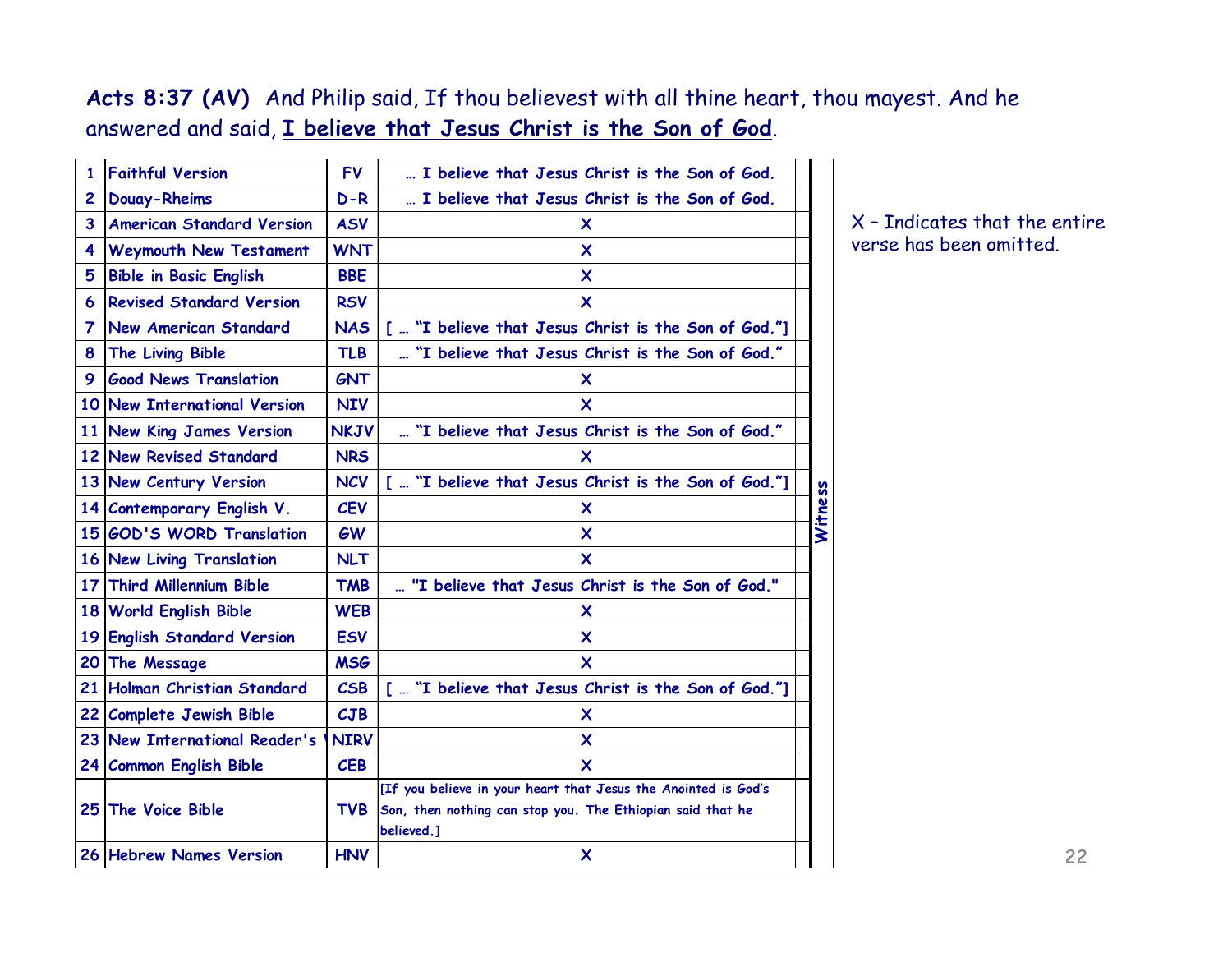**Acts 8:37 (AV)** And Philip said, If thou believest with all thine heart, thou mayest. And he answered and said, **I believe that Jesus Christ is the Son of God**.

| # | Version | Abbr. | Text | | Witness |
|---|---|---|---|---|---|
| 1 | Faithful Version | FV | … I believe that Jesus Christ is the Son of God. | | |
| 2 | Douay-Rheims | D-R | … I believe that Jesus Christ is the Son of God. | | |
| 3 | American Standard Version | ASV | X | | |
| 4 | Weymouth New Testament | WNT | X | | |
| 5 | Bible in Basic English | BBE | X | | |
| 6 | Revised Standard Version | RSV | X | | |
| 7 | New American Standard | NAS | [ … "I believe that Jesus Christ is the Son of God."] | | |
| 8 | The Living Bible | TLB | … "I believe that Jesus Christ is the Son of God." | | |
| 9 | Good News Translation | GNT | X | | |
| 10 | New International Version | NIV | X | | |
| 11 | New King James Version | NKJV | … "I believe that Jesus Christ is the Son of God." | | |
| 12 | New Revised Standard | NRS | X | | |
| 13 | New Century Version | NCV | [ … "I believe that Jesus Christ is the Son of God."] | | |
| 14 | Contemporary English V. | CEV | X | | |
| 15 | GOD'S WORD Translation | GW | X | | |
| 16 | New Living Translation | NLT | X | | |
| 17 | Third Millennium Bible | TMB | … "I believe that Jesus Christ is the Son of God." | | |
| 18 | World English Bible | WEB | X | | |
| 19 | English Standard Version | ESV | X | | |
| 20 | The Message | MSG | X | | |
| 21 | Holman Christian Standard | CSB | [ … "I believe that Jesus Christ is the Son of God."] | | |
| 22 | Complete Jewish Bible | CJB | X | | |
| 23 | New International Reader's | NIRV | X | | |
| 24 | Common English Bible | CEB | X | | |
| 25 | The Voice Bible | TVB | [If you believe in your heart that Jesus the Anointed is God's Son, then nothing can stop you. The Ethiopian said that he believed.] | | |
| 26 | Hebrew Names Version | HNV | X | | |

X – Indicates that the entire verse has been omitted.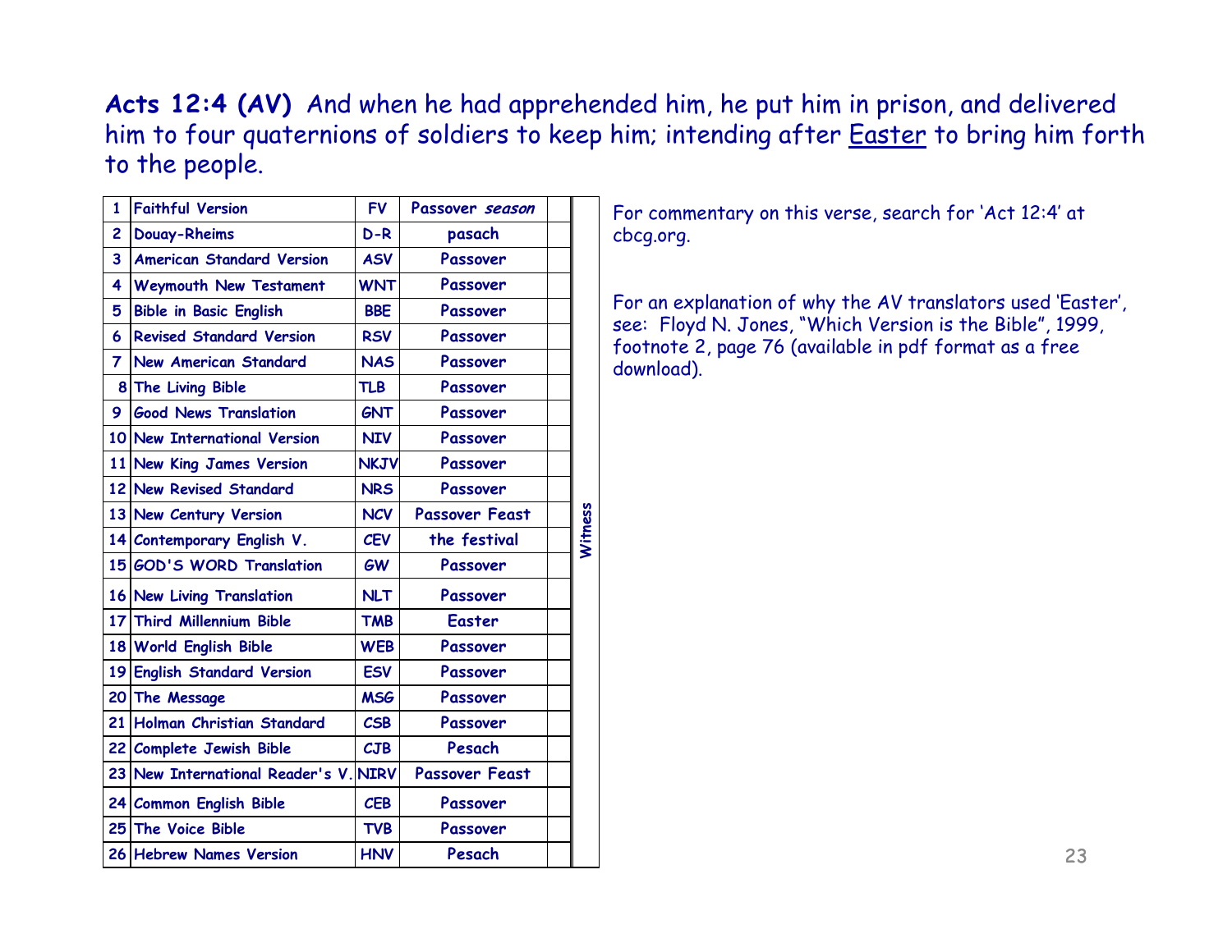**Acts 12:4 (AV)** And when he had apprehended him, he put him in prison, and delivered him to four quaternions of soldiers to keep him; intending after Easter to bring him forth to the people.

| # | Version | Abbr. | Rendering | | Witness |
|---|---|---|---|---|---|
| 1 | Faithful Version | FV | Passover *season* | | |
| 2 | Douay-Rheims | D-R | pasach | | |
| 3 | American Standard Version | ASV | Passover | | |
| 4 | Weymouth New Testament | WNT | Passover | | |
| 5 | Bible in Basic English | BBE | Passover | | |
| 6 | Revised Standard Version | RSV | Passover | | |
| 7 | New American Standard | NAS | Passover | | |
| 8 | The Living Bible | TLB | Passover | | |
| 9 | Good News Translation | GNT | Passover | | |
| 10 | New International Version | NIV | Passover | | |
| 11 | New King James Version | NKJV | Passover | | |
| 12 | New Revised Standard | NRS | Passover | | |
| 13 | New Century Version | NCV | Passover Feast | | |
| 14 | Contemporary English V. | CEV | the festival | | |
| 15 | GOD'S WORD Translation | GW | Passover | | |
| 16 | New Living Translation | NLT | Passover | | |
| 17 | Third Millennium Bible | TMB | Easter | | |
| 18 | World English Bible | WEB | Passover | | |
| 19 | English Standard Version | ESV | Passover | | |
| 20 | The Message | MSG | Passover | | |
| 21 | Holman Christian Standard | CSB | Passover | | |
| 22 | Complete Jewish Bible | CJB | Pesach | | |
| 23 | New International Reader's V. | NIRV | Passover Feast | | |
| 24 | Common English Bible | CEB | Passover | | |
| 25 | The Voice Bible | TVB | Passover | | |
| 26 | Hebrew Names Version | HNV | Pesach | | |

For commentary on this verse, search for 'Act 12:4' at cbcg.org.

For an explanation of why the AV translators used 'Easter', see: Floyd N. Jones, "Which Version is the Bible", 1999, footnote 2, page 76 (available in pdf format as a free download).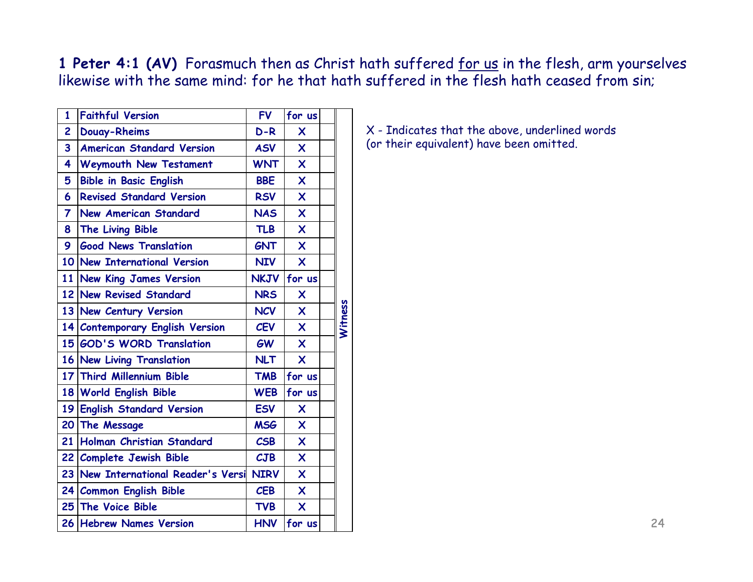**1 Peter 4:1 (AV)** Forasmuch then as Christ hath suffered <u>for us</u> in the flesh, arm yourselves likewise with the same mind: for he that hath suffered in the flesh hath ceased from sin;

| # | Version | Abbr. | | | Witness |
|---|---|---|---|---|---|
| 1 | Faithful Version | FV | for us | | |
| 2 | Douay-Rheims | D-R | X | | |
| 3 | American Standard Version | ASV | X | | |
| 4 | Weymouth New Testament | WNT | X | | |
| 5 | Bible in Basic English | BBE | X | | |
| 6 | Revised Standard Version | RSV | X | | |
| 7 | New American Standard | NAS | X | | |
| 8 | The Living Bible | TLB | X | | |
| 9 | Good News Translation | GNT | X | | |
| 10 | New International Version | NIV | X | | |
| 11 | New King James Version | NKJV | for us | | |
| 12 | New Revised Standard | NRS | X | | |
| 13 | New Century Version | NCV | X | | |
| 14 | Contemporary English Version | CEV | X | | |
| 15 | GOD'S WORD Translation | GW | X | | |
| 16 | New Living Translation | NLT | X | | |
| 17 | Third Millennium Bible | TMB | for us | | |
| 18 | World English Bible | WEB | for us | | |
| 19 | English Standard Version | ESV | X | | |
| 20 | The Message | MSG | X | | |
| 21 | Holman Christian Standard | CSB | X | | |
| 22 | Complete Jewish Bible | CJB | X | | |
| 23 | New International Reader's Versi | NIRV | X | | |
| 24 | Common English Bible | CEB | X | | |
| 25 | The Voice Bible | TVB | X | | |
| 26 | Hebrew Names Version | HNV | for us | | |

X - Indicates that the above, underlined words (or their equivalent) have been omitted.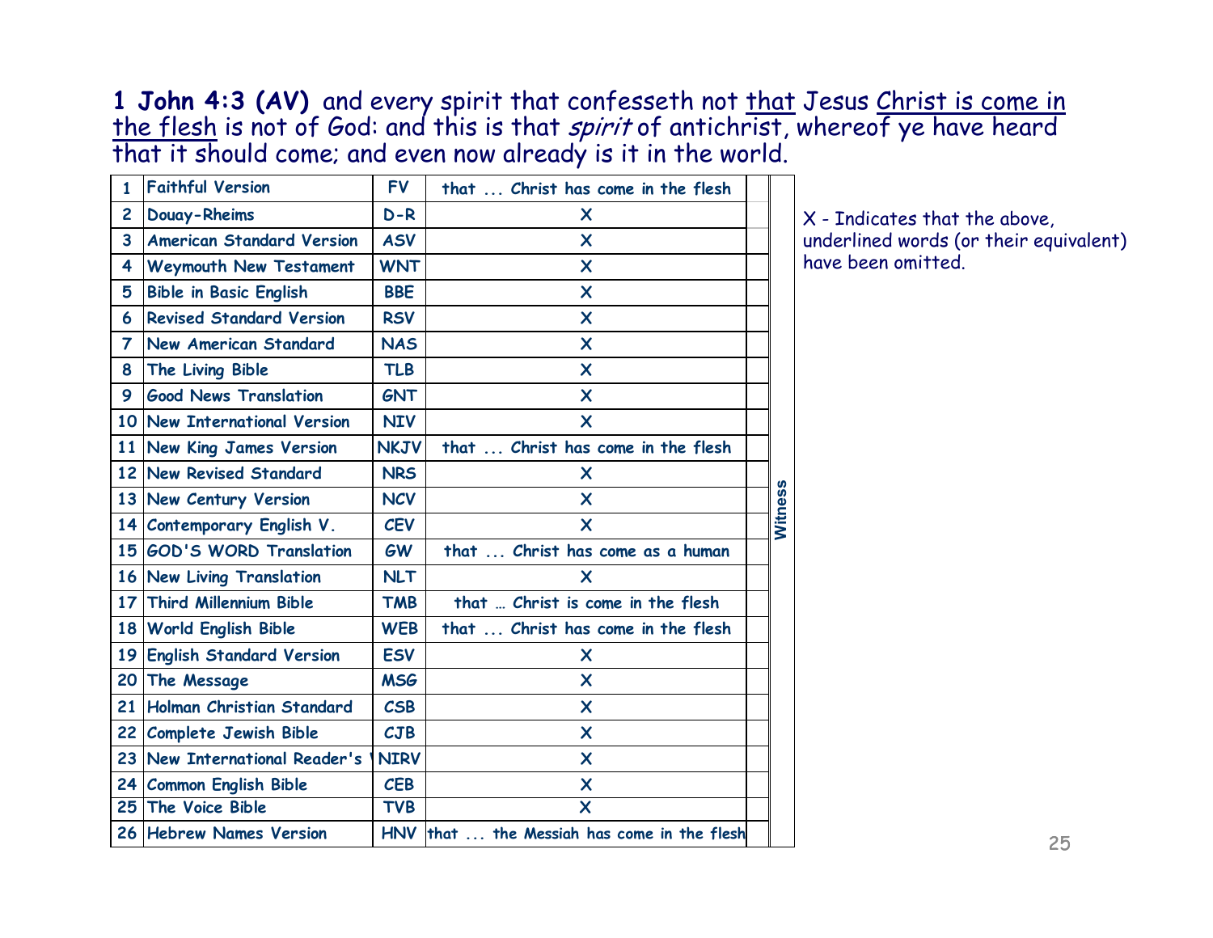**1 John 4:3 (AV)** and every spirit that confesseth not <u>that</u> Jesus <u>Christ is come in the flesh</u> is not of God: and this is that *spirit* of antichrist, whereof ye have heard that it should come; and even now already is it in the world.

| # | Version | Abbr. | | | |
|---|---|---|---|---|---|
| 1 | Faithful Version | FV | that ... Christ has come in the flesh | | Witness |
| 2 | Douay-Rheims | D-R | X | | |
| 3 | American Standard Version | ASV | X | | |
| 4 | Weymouth New Testament | WNT | X | | |
| 5 | Bible in Basic English | BBE | X | | |
| 6 | Revised Standard Version | RSV | X | | |
| 7 | New American Standard | NAS | X | | |
| 8 | The Living Bible | TLB | X | | |
| 9 | Good News Translation | GNT | X | | |
| 10 | New International Version | NIV | X | | |
| 11 | New King James Version | NKJV | that ... Christ has come in the flesh | | |
| 12 | New Revised Standard | NRS | X | | |
| 13 | New Century Version | NCV | X | | |
| 14 | Contemporary English V. | CEV | X | | |
| 15 | GOD'S WORD Translation | GW | that ... Christ has come as a human | | |
| 16 | New Living Translation | NLT | X | | |
| 17 | Third Millennium Bible | TMB | that … Christ is come in the flesh | | |
| 18 | World English Bible | WEB | that ... Christ has come in the flesh | | |
| 19 | English Standard Version | ESV | X | | |
| 20 | The Message | MSG | X | | |
| 21 | Holman Christian Standard | CSB | X | | |
| 22 | Complete Jewish Bible | CJB | X | | |
| 23 | New International Reader's V | NIRV | X | | |
| 24 | Common English Bible | CEB | X | | |
| 25 | The Voice Bible | TVB | X | | |
| 26 | Hebrew Names Version | HNV | that ... the Messiah has come in the flesh | | |

X - Indicates that the above, underlined words (or their equivalent) have been omitted.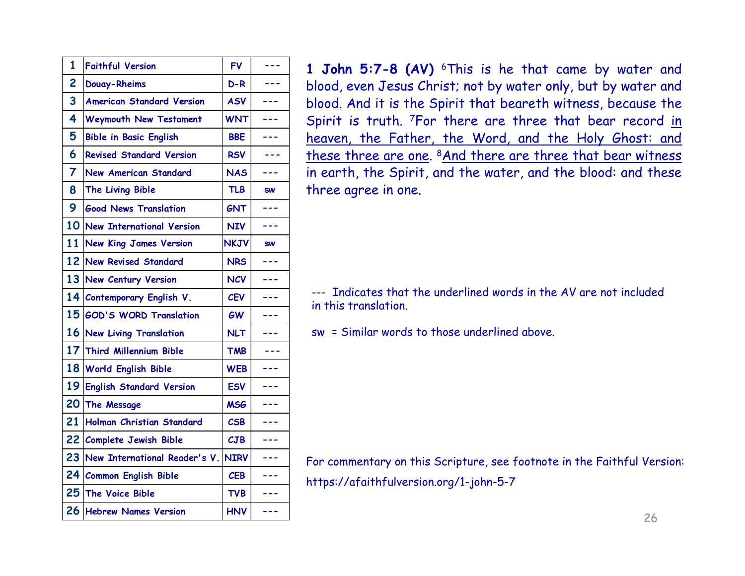| | | | |
|---|---|---|---|
| 1 | Faithful Version | FV | --- |
| 2 | Douay-Rheims | D-R | --- |
| 3 | American Standard Version | ASV | --- |
| 4 | Weymouth New Testament | WNT | --- |
| 5 | Bible in Basic English | BBE | --- |
| 6 | Revised Standard Version | RSV | --- |
| 7 | New American Standard | NAS | --- |
| 8 | The Living Bible | TLB | sw |
| 9 | Good News Translation | GNT | --- |
| 10 | New International Version | NIV | --- |
| 11 | New King James Version | NKJV | sw |
| 12 | New Revised Standard | NRS | --- |
| 13 | New Century Version | NCV | --- |
| 14 | Contemporary English V. | CEV | --- |
| 15 | GOD'S WORD Translation | GW | --- |
| 16 | New Living Translation | NLT | --- |
| 17 | Third Millennium Bible | TMB | --- |
| 18 | World English Bible | WEB | --- |
| 19 | English Standard Version | ESV | --- |
| 20 | The Message | MSG | --- |
| 21 | Holman Christian Standard | CSB | --- |
| 22 | Complete Jewish Bible | CJB | --- |
| 23 | New International Reader's V. | NIRV | --- |
| 24 | Common English Bible | CEB | --- |
| 25 | The Voice Bible | TVB | --- |
| 26 | Hebrew Names Version | HNV | --- |

**1 John 5:7-8 (AV)** [6]This is he that came by water and blood, even Jesus Christ; not by water only, but by water and blood. And it is the Spirit that beareth witness, because the Spirit is truth. [7]For there are three that bear record <u>in heaven, the Father, the Word, and the Holy Ghost: and these three are one</u>. [8]<u>And there are three that bear witness</u> in earth, the Spirit, and the water, and the blood: and these three agree in one.

--- Indicates that the underlined words in the AV are not included in this translation.

sw = Similar words to those underlined above.

For commentary on this Scripture, see footnote in the Faithful Version: https://afaithfulversion.org/1-john-5-7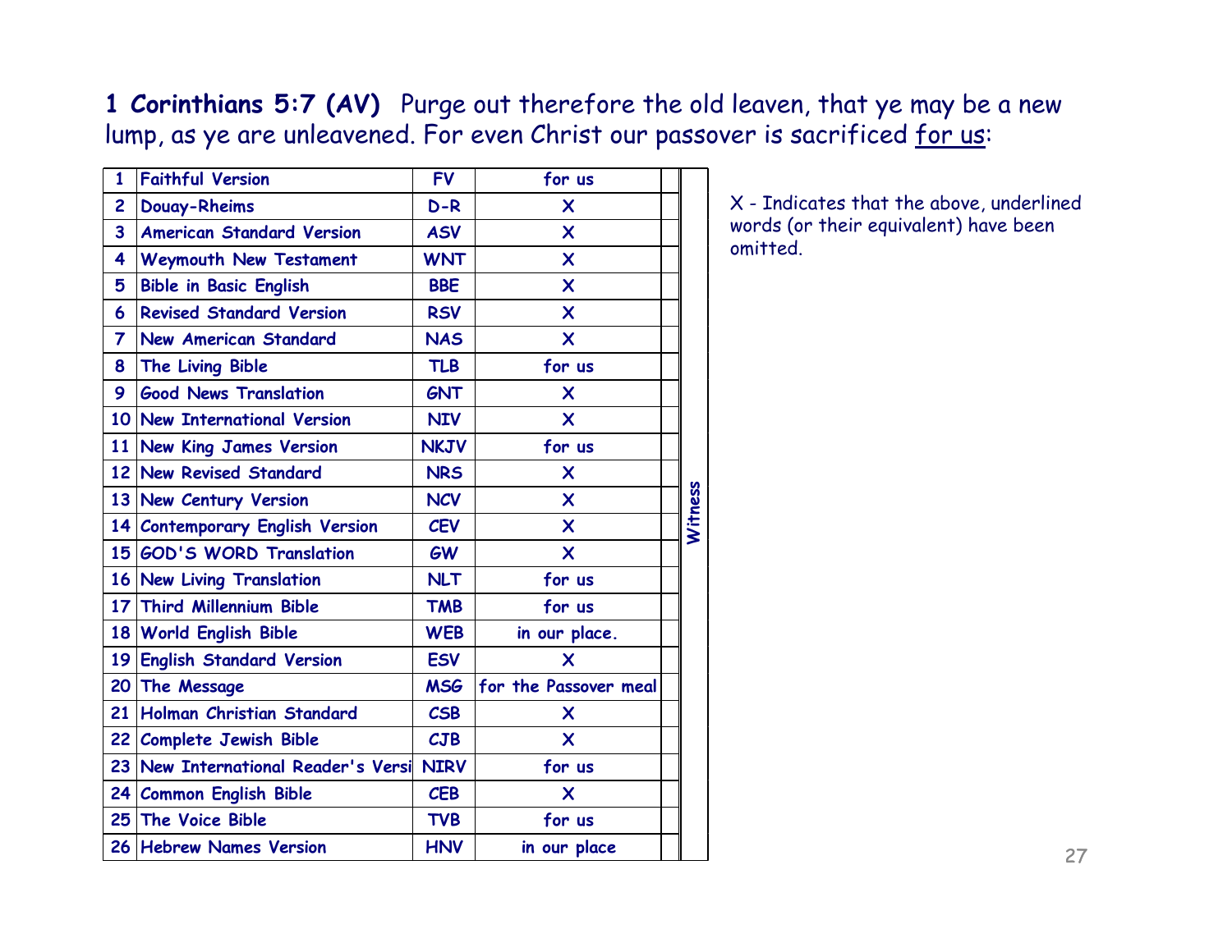**1 Corinthians 5:7 (AV)** Purge out therefore the old leaven, that ye may be a new lump, as ye are unleavened. For even Christ our passover is sacrificed for us:

| # | Version | Abbr. | | Witness |
|---|---|---|---|---|
| 1 | Faithful Version | FV | for us | |
| 2 | Douay-Rheims | D-R | X | |
| 3 | American Standard Version | ASV | X | |
| 4 | Weymouth New Testament | WNT | X | |
| 5 | Bible in Basic English | BBE | X | |
| 6 | Revised Standard Version | RSV | X | |
| 7 | New American Standard | NAS | X | |
| 8 | The Living Bible | TLB | for us | |
| 9 | Good News Translation | GNT | X | |
| 10 | New International Version | NIV | X | |
| 11 | New King James Version | NKJV | for us | |
| 12 | New Revised Standard | NRS | X | |
| 13 | New Century Version | NCV | X | |
| 14 | Contemporary English Version | CEV | X | |
| 15 | GOD'S WORD Translation | GW | X | |
| 16 | New Living Translation | NLT | for us | |
| 17 | Third Millennium Bible | TMB | for us | |
| 18 | World English Bible | WEB | in our place. | |
| 19 | English Standard Version | ESV | X | |
| 20 | The Message | MSG | for the Passover meal | |
| 21 | Holman Christian Standard | CSB | X | |
| 22 | Complete Jewish Bible | CJB | X | |
| 23 | New International Reader's Versi | NIRV | for us | |
| 24 | Common English Bible | CEB | X | |
| 25 | The Voice Bible | TVB | for us | |
| 26 | Hebrew Names Version | HNV | in our place | |

X - Indicates that the above, underlined words (or their equivalent) have been omitted.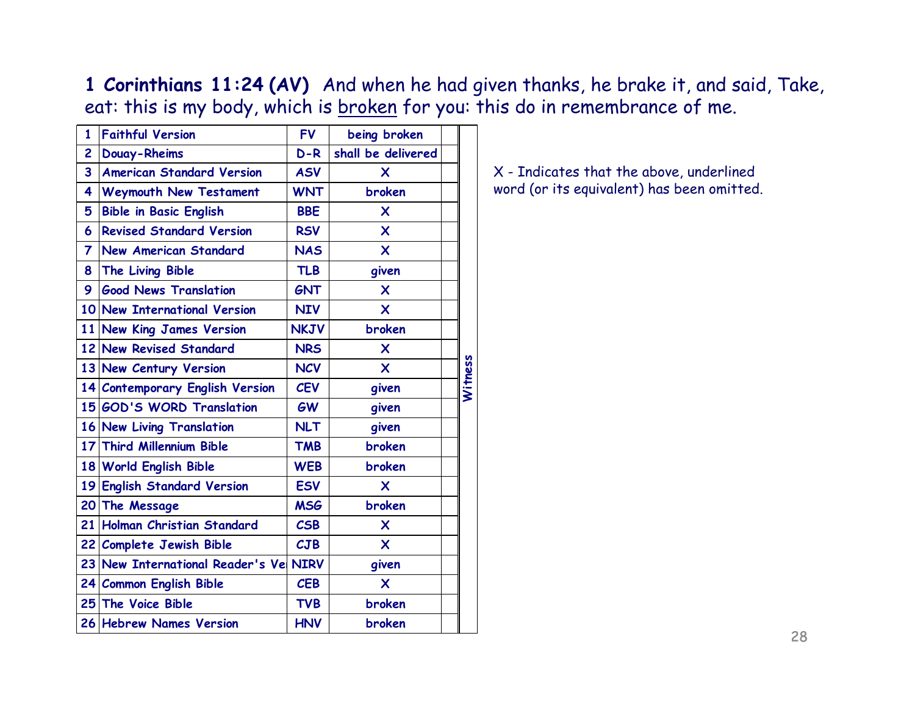**1 Corinthians 11:24 (AV)** And when he had given thanks, he brake it, and said, Take, eat: this is my body, which is <u>broken</u> for you: this do in remembrance of me.

| # | Version | Abbr. | Reading | | Witness |
|---|---|---|---|---|---|
| 1 | Faithful Version | FV | being broken | | |
| 2 | Douay-Rheims | D-R | shall be delivered | | |
| 3 | American Standard Version | ASV | X | | |
| 4 | Weymouth New Testament | WNT | broken | | |
| 5 | Bible in Basic English | BBE | X | | |
| 6 | Revised Standard Version | RSV | X | | |
| 7 | New American Standard | NAS | X | | |
| 8 | The Living Bible | TLB | given | | |
| 9 | Good News Translation | GNT | X | | |
| 10 | New International Version | NIV | X | | |
| 11 | New King James Version | NKJV | broken | | |
| 12 | New Revised Standard | NRS | X | | |
| 13 | New Century Version | NCV | X | | |
| 14 | Contemporary English Version | CEV | given | | |
| 15 | GOD'S WORD Translation | GW | given | | |
| 16 | New Living Translation | NLT | given | | |
| 17 | Third Millennium Bible | TMB | broken | | |
| 18 | World English Bible | WEB | broken | | |
| 19 | English Standard Version | ESV | X | | |
| 20 | The Message | MSG | broken | | |
| 21 | Holman Christian Standard | CSB | X | | |
| 22 | Complete Jewish Bible | CJB | X | | |
| 23 | New International Reader's Ve | NIRV | given | | |
| 24 | Common English Bible | CEB | X | | |
| 25 | The Voice Bible | TVB | broken | | |
| 26 | Hebrew Names Version | HNV | broken | | |

X - Indicates that the above, underlined word (or its equivalent) has been omitted.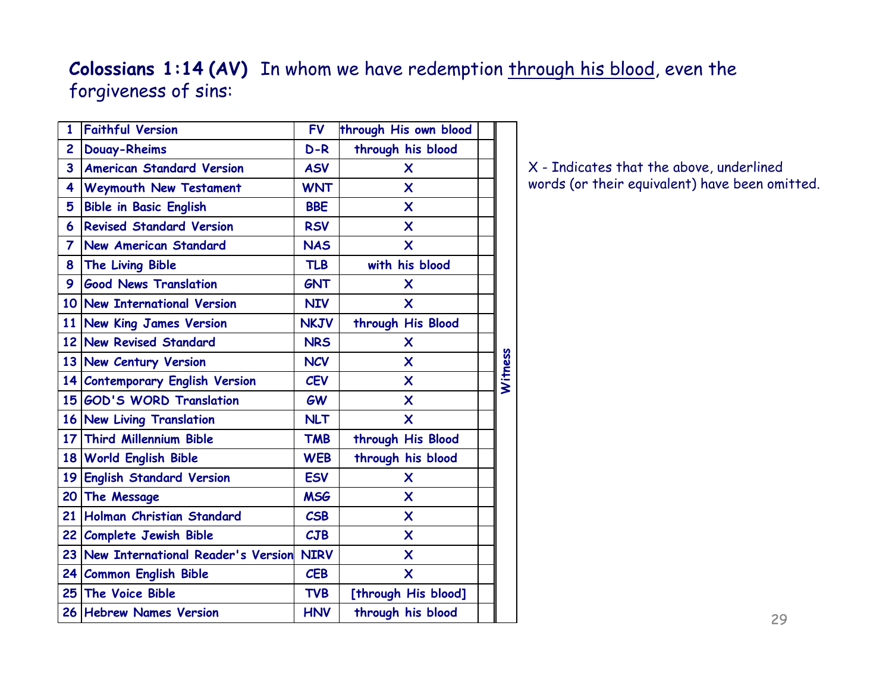**Colossians 1:14 (AV)** In whom we have redemption <u>through his blood</u>, even the forgiveness of sins:

| # | Version | Abbr. | Reading | | Witness |
|---|---|---|---|---|---|
| 1 | Faithful Version | FV | through His own blood | | |
| 2 | Douay-Rheims | D-R | through his blood | | |
| 3 | American Standard Version | ASV | X | | |
| 4 | Weymouth New Testament | WNT | X | | |
| 5 | Bible in Basic English | BBE | X | | |
| 6 | Revised Standard Version | RSV | X | | |
| 7 | New American Standard | NAS | X | | |
| 8 | The Living Bible | TLB | with his blood | | |
| 9 | Good News Translation | GNT | X | | |
| 10 | New International Version | NIV | X | | |
| 11 | New King James Version | NKJV | through His Blood | | |
| 12 | New Revised Standard | NRS | X | | |
| 13 | New Century Version | NCV | X | | |
| 14 | Contemporary English Version | CEV | X | | |
| 15 | GOD'S WORD Translation | GW | X | | |
| 16 | New Living Translation | NLT | X | | |
| 17 | Third Millennium Bible | TMB | through His Blood | | |
| 18 | World English Bible | WEB | through his blood | | |
| 19 | English Standard Version | ESV | X | | |
| 20 | The Message | MSG | X | | |
| 21 | Holman Christian Standard | CSB | X | | |
| 22 | Complete Jewish Bible | CJB | X | | |
| 23 | New International Reader's Version | NIRV | X | | |
| 24 | Common English Bible | CEB | X | | |
| 25 | The Voice Bible | TVB | [through His blood] | | |
| 26 | Hebrew Names Version | HNV | through his blood | | |

X - Indicates that the above, underlined words (or their equivalent) have been omitted.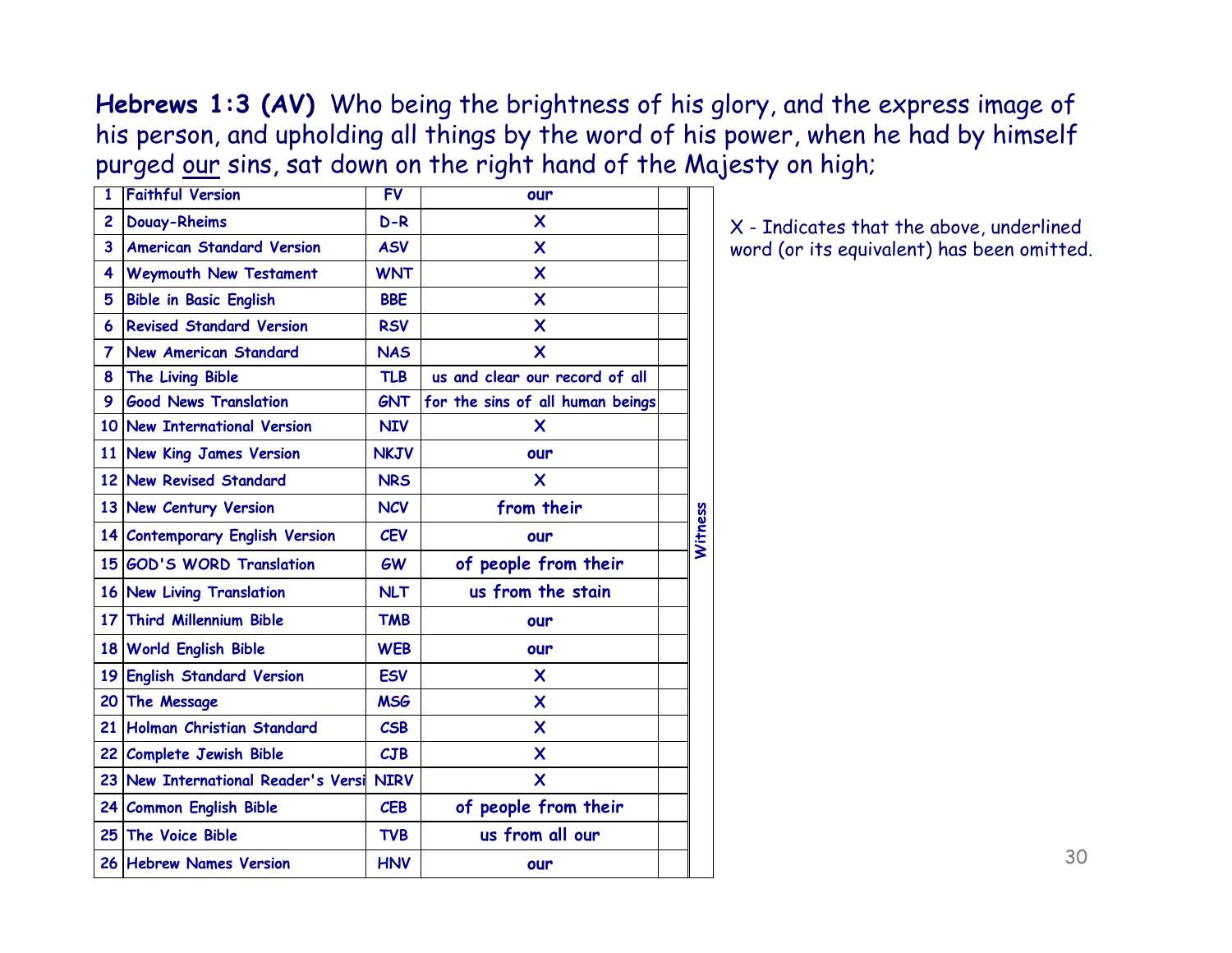**Hebrews 1:3 (AV)** Who being the brightness of his glory, and the express image of his person, and upholding all things by the word of his power, when he had by himself purged <u>our</u> sins, sat down on the right hand of the Majesty on high;

| # | Version | Abbr. | | | Witness |
|---|---|---|---|---|---|
| 1 | Faithful Version | FV | our | | |
| 2 | Douay-Rheims | D-R | X | | |
| 3 | American Standard Version | ASV | X | | |
| 4 | Weymouth New Testament | WNT | X | | |
| 5 | Bible in Basic English | BBE | X | | |
| 6 | Revised Standard Version | RSV | X | | |
| 7 | New American Standard | NAS | X | | |
| 8 | The Living Bible | TLB | us and clear our record of all | | |
| 9 | Good News Translation | GNT | for the sins of all human beings | | |
| 10 | New International Version | NIV | X | | |
| 11 | New King James Version | NKJV | our | | |
| 12 | New Revised Standard | NRS | X | | |
| 13 | New Century Version | NCV | from their | | |
| 14 | Contemporary English Version | CEV | our | | |
| 15 | GOD'S WORD Translation | GW | of people from their | | |
| 16 | New Living Translation | NLT | us from the stain | | |
| 17 | Third Millennium Bible | TMB | our | | |
| 18 | World English Bible | WEB | our | | |
| 19 | English Standard Version | ESV | X | | |
| 20 | The Message | MSG | X | | |
| 21 | Holman Christian Standard | CSB | X | | |
| 22 | Complete Jewish Bible | CJB | X | | |
| 23 | New International Reader's Versi | NIRV | X | | |
| 24 | Common English Bible | CEB | of people from their | | |
| 25 | The Voice Bible | TVB | us from all our | | |
| 26 | Hebrew Names Version | HNV | our | | |

X - Indicates that the above, underlined word (or its equivalent) has been omitted.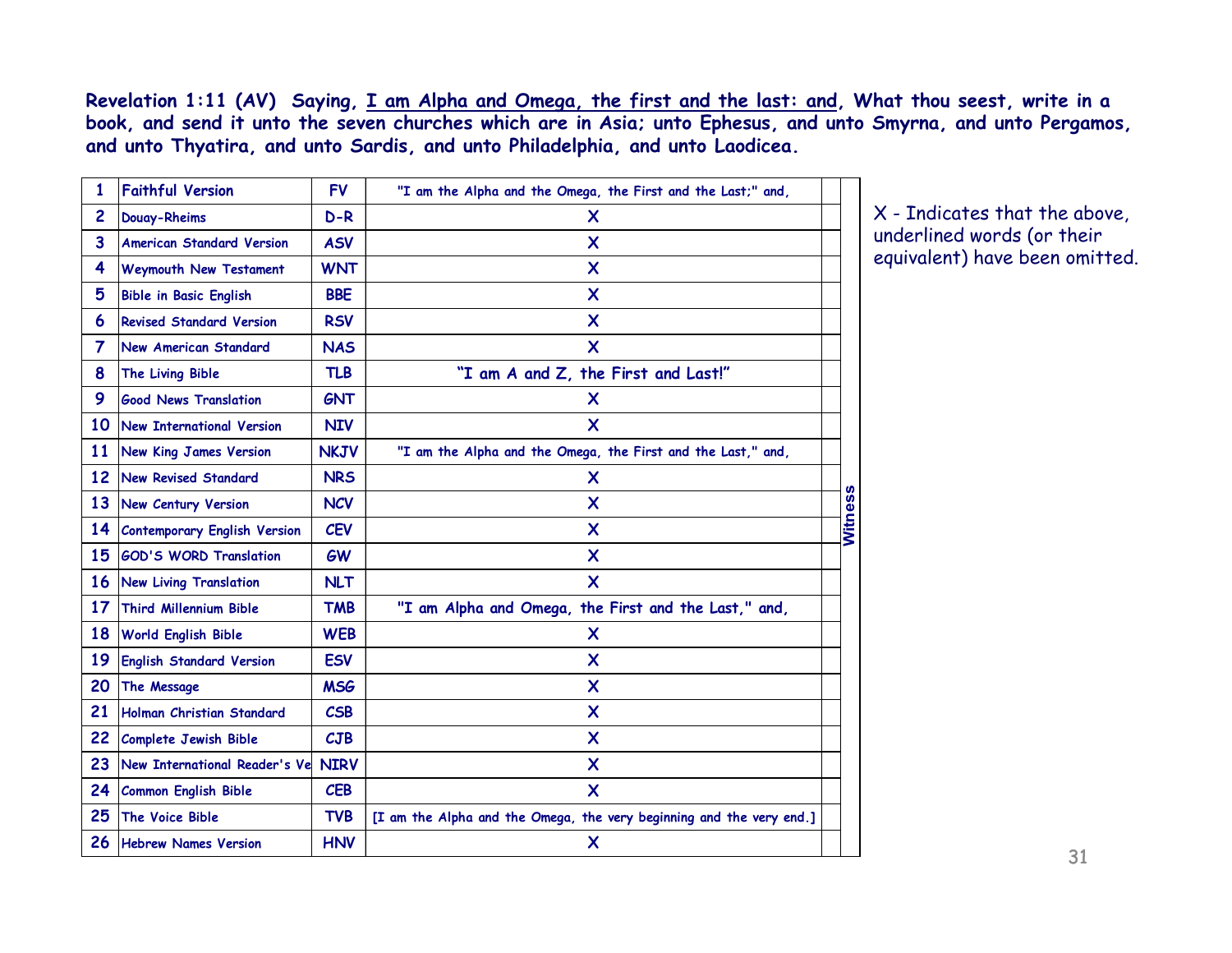**Revelation 1:11 (AV) Saying, <u>I am Alpha and Omega, the first and the last: and</u>, What thou seest, write in a book, and send it unto the seven churches which are in Asia; unto Ephesus, and unto Smyrna, and unto Pergamos, and unto Thyatira, and unto Sardis, and unto Philadelphia, and unto Laodicea.**

| # | Version | Abbr. | Text | Witness |
|---|---|---|---|---|
| 1 | Faithful Version | FV | "I am the Alpha and the Omega, the First and the Last;" and, | |
| 2 | Douay-Rheims | D-R | X | |
| 3 | American Standard Version | ASV | X | |
| 4 | Weymouth New Testament | WNT | X | |
| 5 | Bible in Basic English | BBE | X | |
| 6 | Revised Standard Version | RSV | X | |
| 7 | New American Standard | NAS | X | |
| 8 | The Living Bible | TLB | "I am A and Z, the First and Last!" | |
| 9 | Good News Translation | GNT | X | |
| 10 | New International Version | NIV | X | |
| 11 | New King James Version | NKJV | "I am the Alpha and the Omega, the First and the Last," and, | |
| 12 | New Revised Standard | NRS | X | |
| 13 | New Century Version | NCV | X | |
| 14 | Contemporary English Version | CEV | X | |
| 15 | GOD'S WORD Translation | GW | X | |
| 16 | New Living Translation | NLT | X | |
| 17 | Third Millennium Bible | TMB | "I am Alpha and Omega, the First and the Last," and, | |
| 18 | World English Bible | WEB | X | |
| 19 | English Standard Version | ESV | X | |
| 20 | The Message | MSG | X | |
| 21 | Holman Christian Standard | CSB | X | |
| 22 | Complete Jewish Bible | CJB | X | |
| 23 | New International Reader's Ve | NIRV | X | |
| 24 | Common English Bible | CEB | X | |
| 25 | The Voice Bible | TVB | [I am the Alpha and the Omega, the very beginning and the very end.] | |
| 26 | Hebrew Names Version | HNV | X | |

X - Indicates that the above, underlined words (or their equivalent) have been omitted.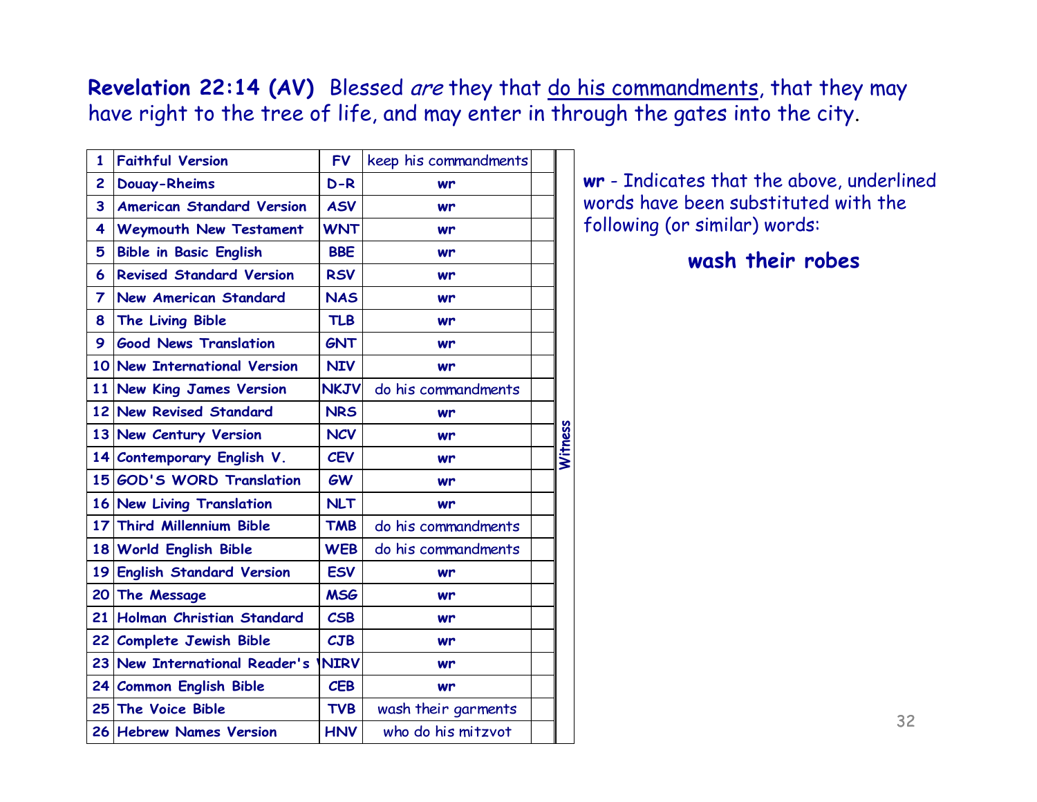**Revelation 22:14 (AV)** Blessed *are* they that do his commandments, that they may have right to the tree of life, and may enter in through the gates into the city.

| # | Version | Abbr. | Reading | | |
|---|---|---|---|---|---|
| 1 | Faithful Version | FV | keep his commandments | | Witness |
| 2 | Douay-Rheims | D-R | wr | | |
| 3 | American Standard Version | ASV | wr | | |
| 4 | Weymouth New Testament | WNT | wr | | |
| 5 | Bible in Basic English | BBE | wr | | |
| 6 | Revised Standard Version | RSV | wr | | |
| 7 | New American Standard | NAS | wr | | |
| 8 | The Living Bible | TLB | wr | | |
| 9 | Good News Translation | GNT | wr | | |
| 10 | New International Version | NIV | wr | | |
| 11 | New King James Version | NKJV | do his commandments | | |
| 12 | New Revised Standard | NRS | wr | | |
| 13 | New Century Version | NCV | wr | | |
| 14 | Contemporary English V. | CEV | wr | | |
| 15 | GOD'S WORD Translation | GW | wr | | |
| 16 | New Living Translation | NLT | wr | | |
| 17 | Third Millennium Bible | TMB | do his commandments | | |
| 18 | World English Bible | WEB | do his commandments | | |
| 19 | English Standard Version | ESV | wr | | |
| 20 | The Message | MSG | wr | | |
| 21 | Holman Christian Standard | CSB | wr | | |
| 22 | Complete Jewish Bible | CJB | wr | | |
| 23 | New International Reader's V. | NIRV | wr | | |
| 24 | Common English Bible | CEB | wr | | |
| 25 | The Voice Bible | TVB | wash their garments | | |
| 26 | Hebrew Names Version | HNV | who do his mitzvot | | |

**wr** - Indicates that the above, underlined words have been substituted with the following (or similar) words:

**wash their robes**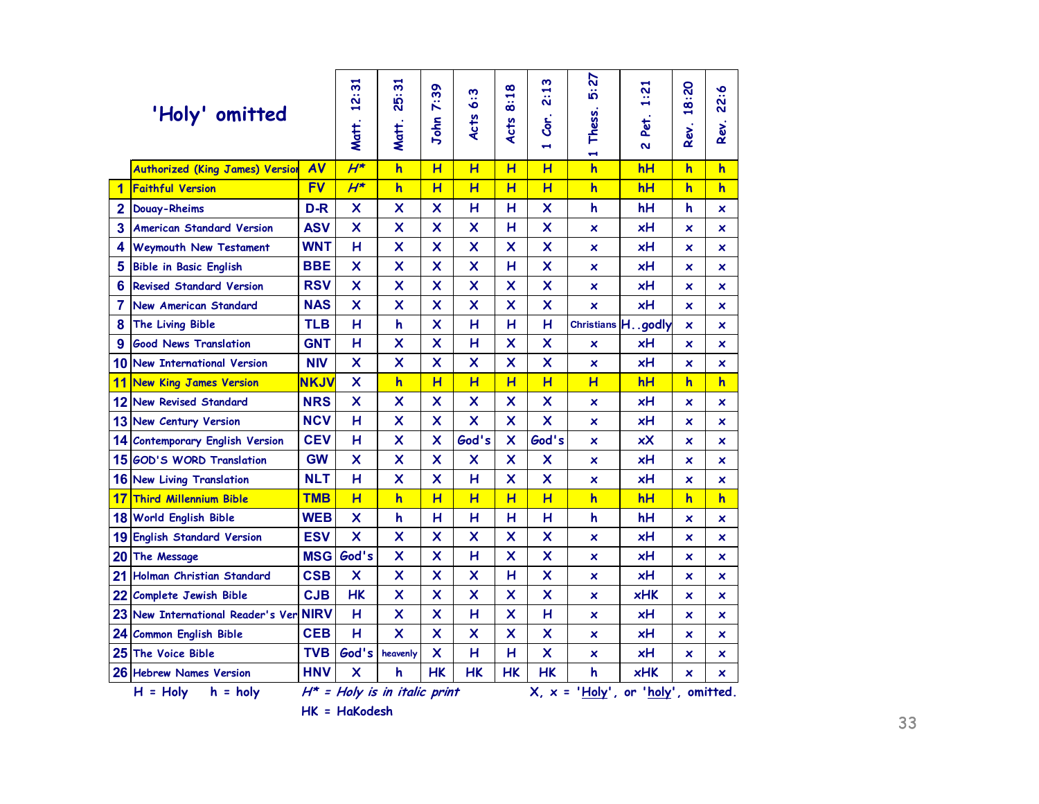# 'Holy' omitted

| # | Version | Abbr. | Matt. 12:31 | Matt. 25:31 | John 7:39 | Acts 6:3 | Acts 8:18 | 1 Cor. 2:13 | 1 Thess. 5:27 | 2 Pet. 1:21 | Rev. 18:20 | Rev. 22:6 |
|---|---|---|---|---|---|---|---|---|---|---|---|---|
| | Authorized (King James) Version | AV | *H** | h | H | H | H | H | h | hH | h | h |
| 1 | Faithful Version | FV | *H** | h | H | H | H | H | h | hH | h | h |
| 2 | Douay-Rheims | D-R | X | X | X | H | H | X | h | hH | h | x |
| 3 | American Standard Version | ASV | X | X | X | X | H | X | x | xH | x | x |
| 4 | Weymouth New Testament | WNT | H | X | X | X | X | X | x | xH | x | x |
| 5 | Bible in Basic English | BBE | X | X | X | X | H | X | x | xH | x | x |
| 6 | Revised Standard Version | RSV | X | X | X | X | X | X | x | xH | x | x |
| 7 | New American Standard | NAS | X | X | X | X | X | X | x | xH | x | x |
| 8 | The Living Bible | TLB | H | h | X | H | H | H | Christians | H..godly | x | x |
| 9 | Good News Translation | GNT | H | X | X | H | X | X | x | xH | x | x |
| 10 | New International Version | NIV | X | X | X | X | X | X | x | xH | x | x |
| 11 | New King James Version | NKJV | X | h | H | H | H | H | H | hH | h | h |
| 12 | New Revised Standard | NRS | X | X | X | X | X | X | x | xH | x | x |
| 13 | New Century Version | NCV | H | X | X | X | X | X | x | xH | x | x |
| 14 | Contemporary English Version | CEV | H | X | X | God's | X | God's | x | xX | x | x |
| 15 | GOD'S WORD Translation | GW | X | X | X | X | X | X | x | xH | x | x |
| 16 | New Living Translation | NLT | H | X | X | H | X | X | x | xH | x | x |
| 17 | Third Millennium Bible | TMB | H | h | H | H | H | H | h | hH | h | h |
| 18 | World English Bible | WEB | X | h | H | H | H | H | h | hH | x | x |
| 19 | English Standard Version | ESV | X | X | X | X | X | X | x | xH | x | x |
| 20 | The Message | MSG | God's | X | X | H | X | X | x | xH | x | x |
| 21 | Holman Christian Standard | CSB | X | X | X | X | H | X | x | xH | x | x |
| 22 | Complete Jewish Bible | CJB | HK | X | X | X | X | X | x | xHK | x | x |
| 23 | New International Reader's Version | NIRV | H | X | X | H | X | H | x | xH | x | x |
| 24 | Common English Bible | CEB | H | X | X | X | X | X | x | xH | x | x |
| 25 | The Voice Bible | TVB | God's | heavenly | X | H | H | X | x | xH | x | x |
| 26 | Hebrew Names Version | HNV | X | h | HK | HK | HK | HK | h | xHK | x | x |

H = Holy h = holy *H** = Holy is in italic print X, x = 'Holy', or 'holy', omitted.

HK = HaKodesh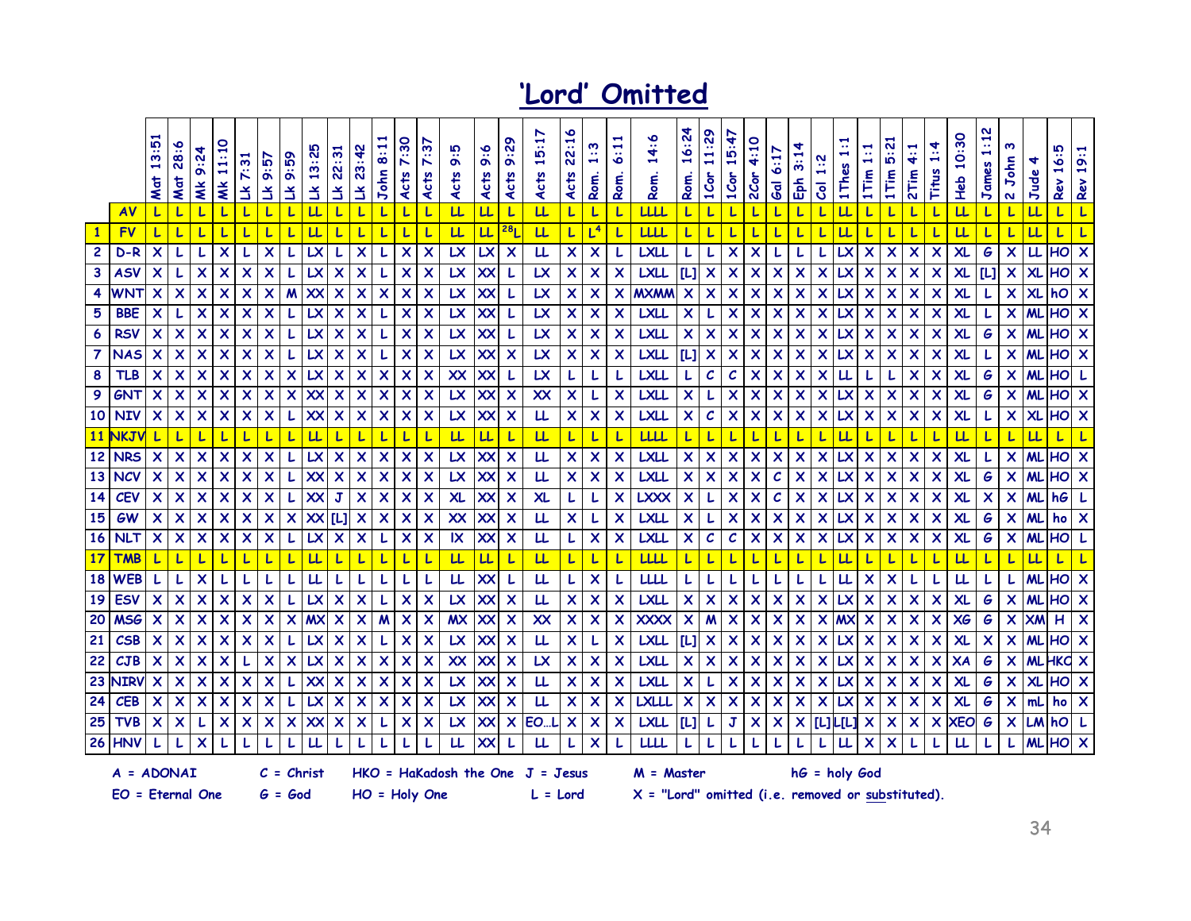# 'Lord' Omitted

| | | Mat 13:51 | Mat 28:6 | Mk 9:24 | Mk 11:10 | Lk 7:31 | Lk 9:57 | Lk 9:59 | Lk 13:25 | Lk 22:31 | Lk 23:42 | John 8:11 | Acts 7:30 | Acts 7:37 | Acts 9:5 | Acts 9:6 | Acts 9:29 | Acts 15:17 | Acts 22:16 | Rom. 1:3 | Rom. 6:11 | Rom. 14:6 | Rom. 16:24 | 1Cor 11:29 | 1Cor 15:47 | 2Cor 4:10 | Gal 6:17 | Eph 3:14 | Col 1:2 | 1Thes 1:1 | 1Tim 1:1 | 1Tim 5:21 | 2Tim 4:1 | Titus 1:4 | Heb 10:30 | James 1:12 | 2 John 3 | Jude 4 | Rev 16:5 | Rev 19:1 |
|---|---|---|---|---|---|---|---|---|---|---|---|---|---|---|---|---|---|---|---|---|---|---|---|---|---|---|---|---|---|---|---|---|---|---|---|---|---|---|---|---|
| | AV | L | L | L | L | L | L | L | LL | L | L | L | L | L | LL | LL | L | LL | L | L | L | LLLL | L | L | L | L | L | L | L | LL | L | L | L | L | LL | L | L | LL | L | L |
| 1 | FV | L | L | L | L | L | L | L | LL | L | L | L | L | L | LL | LL | [28]L | LL | L | L[4] | L | LLLL | L | L | L | L | L | L | L | LL | L | L | L | L | LL | L | L | LL | L | L |
| 2 | D-R | X | L | L | X | L | X | L | LX | L | X | L | X | X | LX | LX | X | LL | X | X | L | LXLL | L | L | X | X | L | L | L | LX | X | X | X | X | XL | G | X | LL | HO | X |
| 3 | ASV | X | L | X | X | X | X | L | LX | X | X | L | X | X | LX | XX | L | LX | X | X | X | LXLL | [L] | X | X | X | X | X | X | LX | X | X | X | X | XL | [L] | X | XL | HO | X |
| 4 | WNT | X | X | X | X | X | X | M | XX | X | X | X | X | X | LX | XX | L | LX | X | X | X | MXMM | X | X | X | X | X | X | X | LX | X | X | X | X | XL | L | X | XL | hO | X |
| 5 | BBE | X | L | X | X | X | X | L | LX | X | X | L | X | X | LX | XX | L | LX | X | X | X | LXLL | X | L | X | X | X | X | X | LX | X | X | X | X | XL | L | X | XL | HO | X |
| 6 | RSV | X | X | X | X | X | X | L | LX | X | X | L | X | X | LX | XX | L | LX | X | X | X | LXLL | X | X | X | X | X | X | X | LX | X | X | X | X | XL | G | X | ML | HO | X |
| 7 | NAS | X | X | X | X | X | X | L | LX | X | X | L | X | X | LX | XX | X | LX | X | X | X | LXLL | [L] | X | X | X | X | X | X | LX | X | X | X | X | XL | L | X | ML | HO | X |
| 8 | TLB | X | X | X | X | X | X | X | LX | X | X | X | X | X | XX | XX | L | LX | L | L | L | LXLL | L | C | C | X | X | X | X | LL | L | L | X | X | XL | G | X | ML | HO | L |
| 9 | GNT | X | X | X | X | X | X | X | XX | X | X | X | X | X | LX | XX | X | XX | X | L | X | LXLL | X | L | X | X | X | X | X | LX | X | X | X | X | XL | G | X | ML | HO | X |
| 10 | NIV | X | X | X | X | X | X | L | XX | X | X | X | X | X | LX | XX | X | LL | X | X | X | LXLL | X | C | X | X | X | X | X | LX | X | X | X | X | XL | L | X | XL | HO | X |
| 11 | NKJV | L | L | L | L | L | L | L | LL | L | L | L | L | L | LL | LL | L | LL | L | L | L | LLLL | L | L | L | L | L | L | L | LL | L | L | L | L | LL | L | L | LL | L | L |
| 12 | NRS | X | X | X | X | X | X | L | LX | X | X | X | X | X | LX | XX | X | LL | X | X | X | LXLL | X | X | X | X | X | X | X | LX | X | X | X | X | XL | L | X | ML | HO | X |
| 13 | NCV | X | X | X | X | X | X | L | XX | X | X | X | X | X | LX | XX | X | LL | X | X | X | LXLL | X | X | X | X | C | X | X | LX | X | X | X | X | XL | G | X | ML | HO | X |
| 14 | CEV | X | X | X | X | X | X | L | XX | J | X | X | X | X | XL | XX | X | XL | L | L | X | LXXX | X | L | X | X | C | X | X | LX | X | X | X | X | XL | X | X | ML | hG | L |
| 15 | GW | X | X | X | X | X | X | X | XX | [L] | X | X | X | X | XX | XX | X | LL | X | L | X | LXLL | X | L | X | X | X | X | X | LX | X | X | X | X | XL | G | X | ML | ho | X |
| 16 | NLT | X | X | X | X | X | X | L | LX | X | X | L | X | X | IX | XX | X | LL | L | X | X | LXLL | X | C | C | X | X | X | X | LX | X | X | X | X | XL | G | X | ML | HO | L |
| 17 | TMB | L | L | L | L | L | L | L | LL | L | L | L | L | L | LL | LL | L | LL | L | L | L | LLLL | L | L | L | L | L | L | L | LL | L | L | L | L | LL | L | L | LL | L | L |
| 18 | WEB | L | L | X | L | L | L | L | LL | L | L | L | L | L | LL | XX | L | LL | L | X | L | LLLL | L | L | L | L | L | L | L | LL | X | X | L | L | LL | L | L | ML | HO | X |
| 19 | ESV | X | X | X | X | X | X | L | LX | X | X | L | X | X | LX | XX | X | LL | X | X | X | LXLL | X | X | X | X | X | X | X | LX | X | X | X | X | XL | G | X | ML | HO | X |
| 20 | MSG | X | X | X | X | X | X | X | MX | X | X | M | X | X | MX | XX | X | XX | X | X | X | XXXX | X | M | X | X | X | X | X | MX | X | X | X | X | XG | G | X | XM | H | X |
| 21 | CSB | X | X | X | X | X | X | L | LX | X | X | L | X | X | LX | XX | X | LL | X | L | X | LXLL | [L] | X | X | X | X | X | X | LX | X | X | X | X | XL | X | X | ML | HO | X |
| 22 | CJB | X | X | X | X | L | X | X | LX | X | X | X | X | X | XX | XX | X | LX | X | X | X | LXLL | X | X | X | X | X | X | X | LX | X | X | X | X | XA | G | X | ML | HKO | X |
| 23 | NIRV | X | X | X | X | X | X | L | XX | X | X | X | X | X | LX | XX | X | LL | X | X | X | LXLL | X | L | X | X | X | X | X | LX | X | X | X | X | XL | G | X | XL | HO | X |
| 24 | CEB | X | X | X | X | X | X | L | LX | X | X | X | X | X | LX | XX | X | LL | X | X | X | LXLLL | X | X | X | X | X | X | X | LX | X | X | X | X | XL | G | X | mL | ho | X |
| 25 | TVB | X | X | L | X | X | X | X | XX | X | X | L | X | X | LX | XX | X | EO…L | X | X | X | LXLL | [L] | L | J | X | X | X | [L] | L[L] | X | X | X | X | XEO | G | X | LM | hO | L |
| 26 | HNV | L | L | X | L | L | L | L | LL | L | L | L | L | L | LL | XX | L | LL | L | X | L | LLLL | L | L | L | L | L | L | L | LL | X | X | L | L | LL | L | L | ML | HO | X |

A = ADONAI  C = Christ  HKO = HaKadosh the One  J = Jesus  M = Master  hG = holy God

EO = Eternal One  G = God  HO = Holy One  L = Lord  X = "Lord" omitted (i.e. removed or substituted).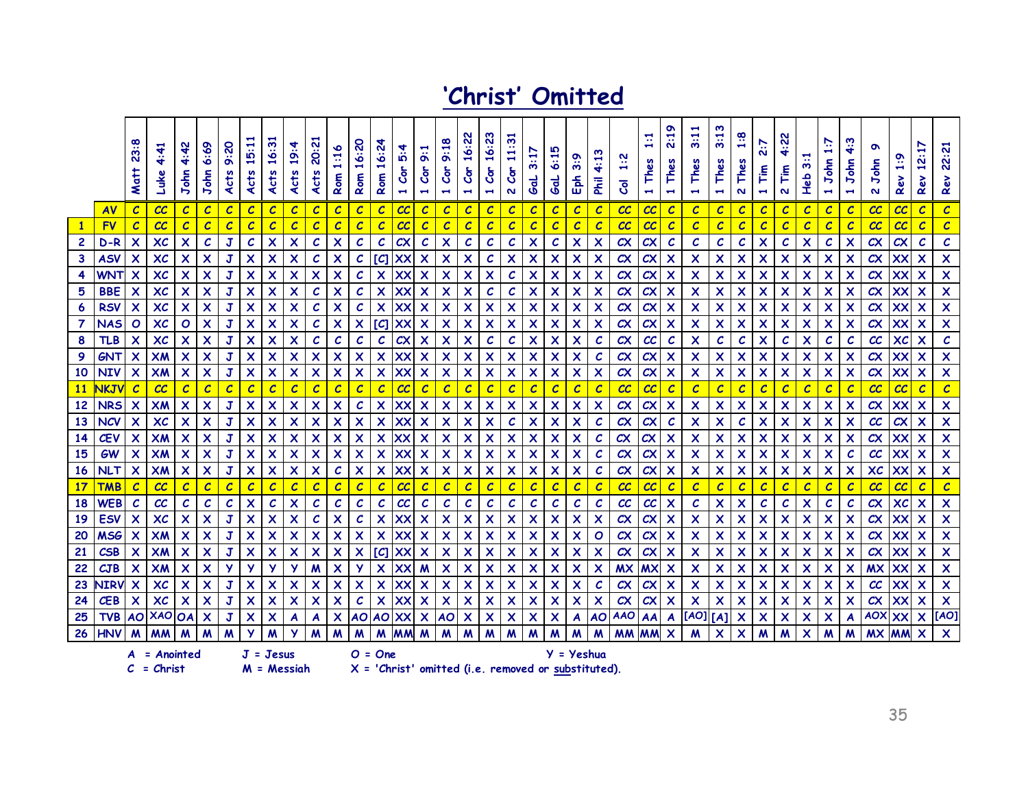# 'Christ' Omitted

| | | Matt 23:8 | Luke 4:41 | John 4:42 | John 6:69 | Acts 9:20 | Acts 15:11 | Acts 16:31 | Acts 19:4 | Acts 20:21 | Rom 1:16 | Rom 16:20 | Rom 16:24 | 1 Cor 5:4 | 1 Cor 9:1 | 1 Cor 9:18 | 1 Cor 16:22 | 1 Cor 16:23 | 2 Cor 11:31 | Gal 3:17 | Gal 6:15 | Eph 3:9 | Phil 4:13 | Col 1:2 | 1 Thes 1:1 | 1 Thes 2:19 | 1 Thes 3:11 | 1 Thes 3:13 | 2 Thes 1:8 | 1 Tim 2:7 | 2 Tim 4:22 | Heb 3:1 | 1 John 1:7 | 1 John 4:3 | 2 John 9 | Rev 1:9 | Rev 12:17 | Rev 22:21 |
|---|---|---|---|---|---|---|---|---|---|---|---|---|---|---|---|---|---|---|---|---|---|---|---|---|---|---|---|---|---|---|---|---|---|---|---|---|---|---|
| | AV | C | CC | C | C | C | C | C | C | C | C | C | C | CC | C | C | C | C | C | C | C | C | C | CC | CC | C | C | C | C | C | C | C | C | C | CC | CC | C | C |
| 1 | FV | C | CC | C | C | C | C | C | C | C | C | C | C | CC | C | C | C | C | C | C | C | C | C | CC | CC | C | C | C | C | C | C | C | C | C | CC | CC | C | C |
| 2 | D-R | X | XC | X | C | J | C | X | X | C | X | C | C | CX | C | X | C | C | C | X | C | X | X | CX | CX | C | C | C | C | X | C | X | C | X | CX | CX | C | C |
| 3 | ASV | X | XC | X | X | J | X | X | X | C | X | C | [C] | XX | X | X | X | C | X | X | X | X | X | CX | CX | X | X | X | X | X | X | X | X | X | CX | XX | X | X |
| 4 | WNT | X | XC | X | X | J | X | X | X | X | X | C | X | XX | X | X | X | X | C | X | X | X | X | CX | CX | X | X | X | X | X | X | X | X | X | CX | XX | X | X |
| 5 | BBE | X | XC | X | X | J | X | X | X | C | X | C | X | XX | X | X | X | C | C | X | X | X | X | CX | CX | X | X | X | X | X | X | X | X | X | CX | XX | X | X |
| 6 | RSV | X | XC | X | X | J | X | X | X | C | X | C | X | XX | X | X | X | X | X | X | X | X | X | CX | CX | X | X | X | X | X | X | X | X | X | CX | XX | X | X |
| 7 | NAS | O | XC | O | X | J | X | X | X | C | X | X | [C] | XX | X | X | X | X | X | X | X | X | X | CX | CX | X | X | X | X | X | X | X | X | X | CX | XX | X | X |
| 8 | TLB | X | XC | X | X | J | X | X | X | C | C | C | C | CX | X | X | X | C | C | X | X | X | C | CX | CC | C | X | C | C | X | C | X | C | C | CC | XC | X | C |
| 9 | GNT | X | XM | X | X | J | X | X | X | X | X | X | X | XX | X | X | X | X | X | X | X | X | C | CX | CX | X | X | X | X | X | X | X | X | X | CX | XX | X | X |
| 10 | NIV | X | XM | X | X | J | X | X | X | X | X | X | X | XX | X | X | X | X | X | X | X | X | X | CX | CX | X | X | X | X | X | X | X | X | X | CX | XX | X | X |
| 11 | NKJV | C | CC | C | C | C | C | C | C | C | C | C | C | CC | C | C | C | C | C | C | C | C | C | CC | CC | C | C | C | C | C | C | C | C | C | CC | CC | C | C |
| 12 | NRS | X | XM | X | X | J | X | X | X | X | X | C | X | XX | X | X | X | X | X | X | X | X | X | CX | CX | X | X | X | X | X | X | X | X | X | CX | XX | X | X |
| 13 | NCV | X | XC | X | X | J | X | X | X | X | X | X | X | XX | X | X | X | X | C | X | X | X | C | CX | CX | C | X | X | C | X | X | X | X | X | CC | CX | X | X |
| 14 | CEV | X | XM | X | X | J | X | X | X | X | X | X | X | XX | X | X | X | X | X | X | X | X | C | CX | CX | X | X | X | X | X | X | X | X | X | CX | XX | X | X |
| 15 | GW | X | XM | X | X | J | X | X | X | X | X | X | X | XX | X | X | X | X | X | X | X | X | C | CX | CX | X | X | X | X | X | X | X | X | C | CC | XX | X | X |
| 16 | NLT | X | XM | X | X | J | X | X | X | X | C | X | X | XX | X | X | X | X | X | X | X | X | C | CX | CX | X | X | X | X | X | X | X | X | X | XC | XX | X | X |
| 17 | TMB | C | CC | C | C | C | C | C | C | C | C | C | C | CC | C | C | C | C | C | C | C | C | C | CC | CC | C | C | C | C | C | C | C | C | C | CC | CC | C | C |
| 18 | WEB | C | CC | C | C | C | X | C | X | C | C | C | C | CC | C | C | C | C | C | C | C | C | C | CC | CC | X | C | X | X | C | C | X | C | C | CX | XC | X | X |
| 19 | ESV | X | XC | X | X | J | X | X | X | C | X | C | X | XX | X | X | X | X | X | X | X | X | X | CX | CX | X | X | X | X | X | X | X | X | X | CX | XX | X | X |
| 20 | MSG | X | XM | X | X | J | X | X | X | X | X | X | X | XX | X | X | X | X | X | X | X | X | O | CX | CX | X | X | X | X | X | X | X | X | X | CX | XX | X | X |
| 21 | CSB | X | XM | X | X | J | X | X | X | X | X | X | [C] | XX | X | X | X | X | X | X | X | X | X | CX | CX | X | X | X | X | X | X | X | X | X | CX | XX | X | X |
| 22 | CJB | X | XM | X | X | Y | Y | Y | Y | M | X | Y | X | XX | M | X | X | X | X | X | X | X | X | MX | MX | X | X | X | X | X | X | X | X | X | MX | XX | X | X |
| 23 | NIRV | X | XC | X | X | J | X | X | X | X | X | X | X | XX | X | X | X | X | X | X | X | X | C | CX | CX | X | X | X | X | X | X | X | X | X | CC | XX | X | X |
| 24 | CEB | X | XC | X | X | J | X | X | X | X | X | C | X | XX | X | X | X | X | X | X | X | X | X | CX | CX | X | X | X | X | X | X | X | X | X | CX | XX | X | X |
| 25 | TVB | AO | XAO | OA | X | J | X | X | A | A | X | AO | AO | XX | X | AO | X | X | X | X | X | A | AO | AAO | AA | A | [AO] | [A] | X | X | X | X | X | A | AOX | XX | X | [AO] |
| 26 | HNV | M | MM | M | M | M | Y | M | Y | M | M | M | M | MM | M | M | M | M | M | M | M | M | M | MM | MM | X | M | X | X | M | M | X | M | M | MX | MM | X | X |

A = Anointed
C = Christ
J = Jesus
M = Messiah
O = One
X = 'Christ' omitted (i.e. removed or substituted).
Y = Yeshua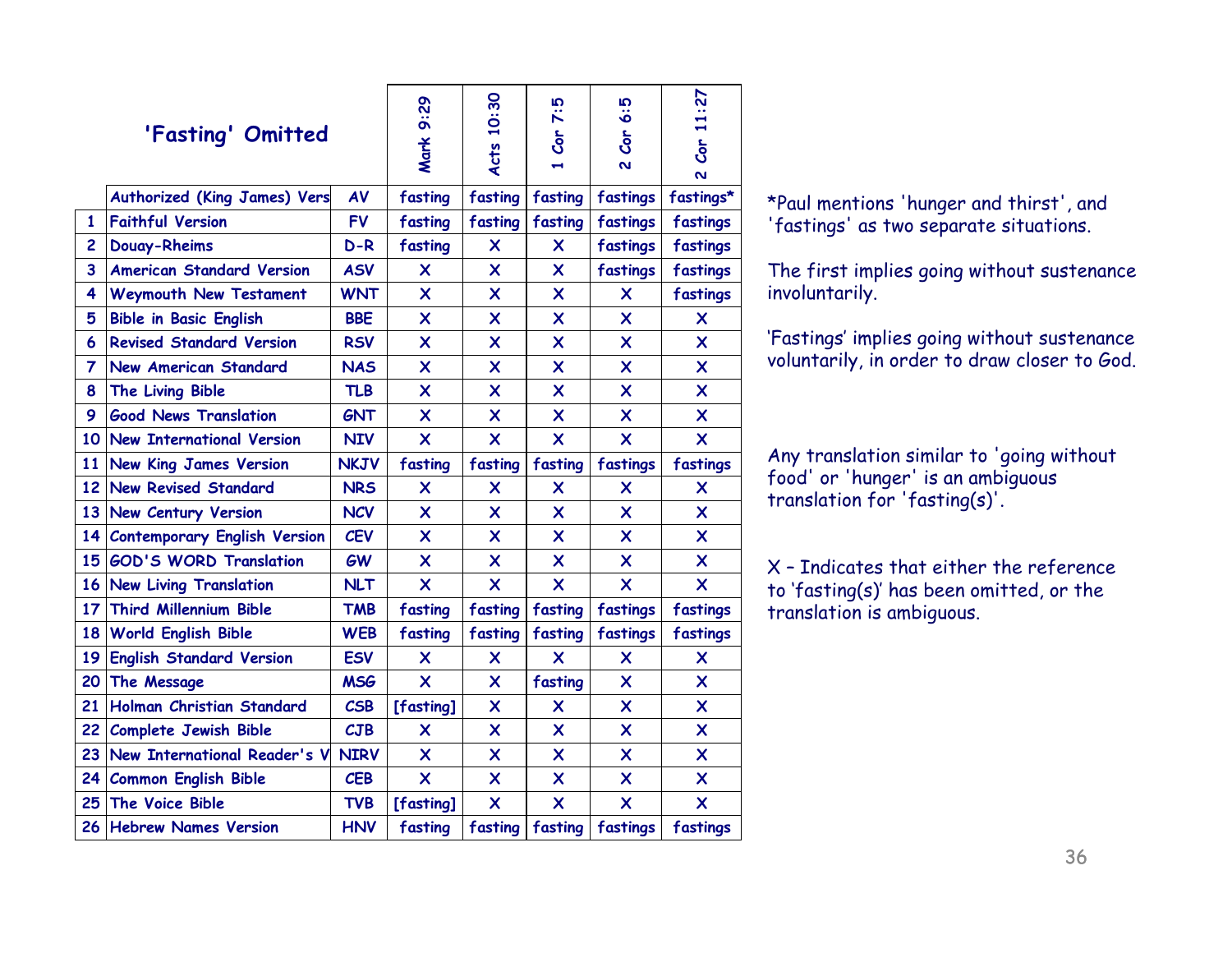## 'Fasting' Omitted

| # | Version | Abbr. | Mark 9:29 | Acts 10:30 | 1 Cor 7:5 | 2 Cor 6:5 | 2 Cor 11:27 |
|---|---|---|---|---|---|---|---|
| | Authorized (King James) Vers | AV | fasting | fasting | fasting | fastings | fastings* |
| 1 | Faithful Version | FV | fasting | fasting | fasting | fastings | fastings |
| 2 | Douay-Rheims | D-R | fasting | X | X | fastings | fastings |
| 3 | American Standard Version | ASV | X | X | X | fastings | fastings |
| 4 | Weymouth New Testament | WNT | X | X | X | X | fastings |
| 5 | Bible in Basic English | BBE | X | X | X | X | X |
| 6 | Revised Standard Version | RSV | X | X | X | X | X |
| 7 | New American Standard | NAS | X | X | X | X | X |
| 8 | The Living Bible | TLB | X | X | X | X | X |
| 9 | Good News Translation | GNT | X | X | X | X | X |
| 10 | New International Version | NIV | X | X | X | X | X |
| 11 | New King James Version | NKJV | fasting | fasting | fasting | fastings | fastings |
| 12 | New Revised Standard | NRS | X | X | X | X | X |
| 13 | New Century Version | NCV | X | X | X | X | X |
| 14 | Contemporary English Version | CEV | X | X | X | X | X |
| 15 | GOD'S WORD Translation | GW | X | X | X | X | X |
| 16 | New Living Translation | NLT | X | X | X | X | X |
| 17 | Third Millennium Bible | TMB | fasting | fasting | fasting | fastings | fastings |
| 18 | World English Bible | WEB | fasting | fasting | fasting | fastings | fastings |
| 19 | English Standard Version | ESV | X | X | X | X | X |
| 20 | The Message | MSG | X | X | fasting | X | X |
| 21 | Holman Christian Standard | CSB | [fasting] | X | X | X | X |
| 22 | Complete Jewish Bible | CJB | X | X | X | X | X |
| 23 | New International Reader's V | NIRV | X | X | X | X | X |
| 24 | Common English Bible | CEB | X | X | X | X | X |
| 25 | The Voice Bible | TVB | [fasting] | X | X | X | X |
| 26 | Hebrew Names Version | HNV | fasting | fasting | fasting | fastings | fastings |

*Paul mentions 'hunger and thirst', and 'fastings' as two separate situations.

The first implies going without sustenance involuntarily.

'Fastings' implies going without sustenance voluntarily, in order to draw closer to God.

Any translation similar to 'going without food' or 'hunger' is an ambiguous translation for 'fasting(s)'.

X – Indicates that either the reference to 'fasting(s)' has been omitted, or the translation is ambiguous.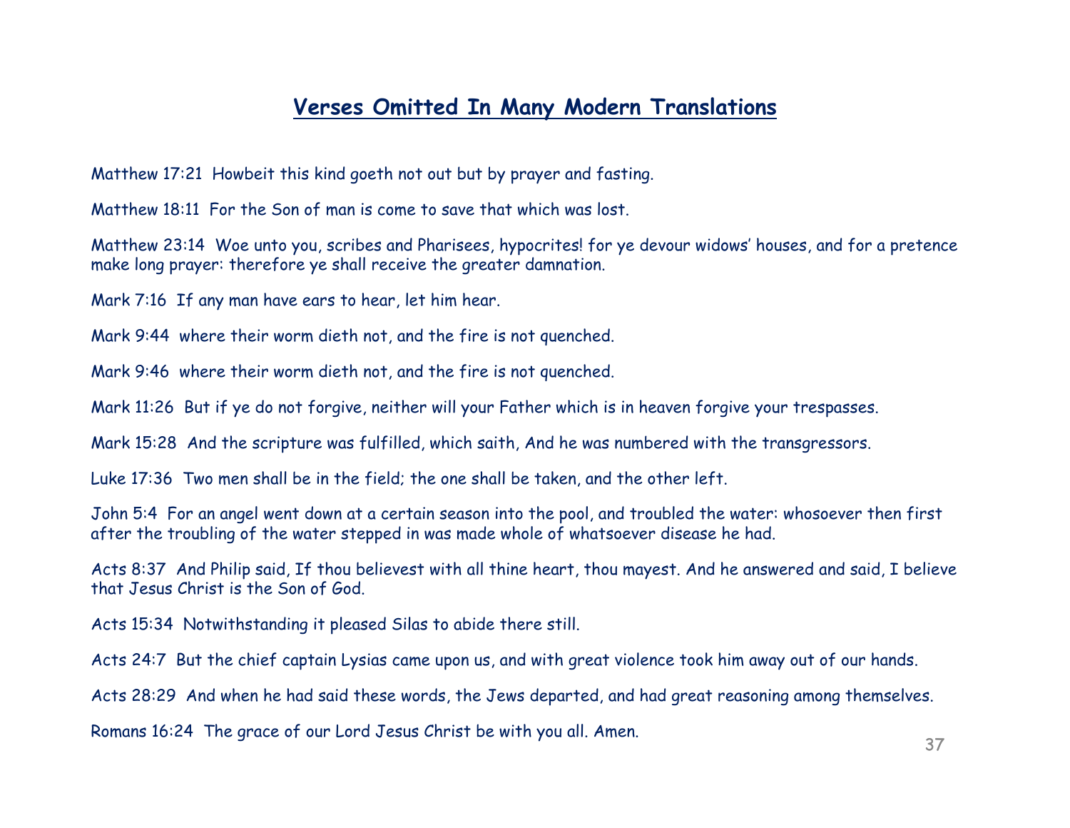## Verses Omitted In Many Modern Translations

Matthew 17:21  Howbeit this kind goeth not out but by prayer and fasting.

Matthew 18:11  For the Son of man is come to save that which was lost.

Matthew 23:14  Woe unto you, scribes and Pharisees, hypocrites! for ye devour widows' houses, and for a pretence make long prayer: therefore ye shall receive the greater damnation.

Mark 7:16  If any man have ears to hear, let him hear.

Mark 9:44  where their worm dieth not, and the fire is not quenched.

Mark 9:46  where their worm dieth not, and the fire is not quenched.

Mark 11:26  But if ye do not forgive, neither will your Father which is in heaven forgive your trespasses.

Mark 15:28  And the scripture was fulfilled, which saith, And he was numbered with the transgressors.

Luke 17:36  Two men shall be in the field; the one shall be taken, and the other left.

John 5:4  For an angel went down at a certain season into the pool, and troubled the water: whosoever then first after the troubling of the water stepped in was made whole of whatsoever disease he had.

Acts 8:37  And Philip said, If thou believest with all thine heart, thou mayest. And he answered and said, I believe that Jesus Christ is the Son of God.

Acts 15:34  Notwithstanding it pleased Silas to abide there still.

Acts 24:7  But the chief captain Lysias came upon us, and with great violence took him away out of our hands.

Acts 28:29  And when he had said these words, the Jews departed, and had great reasoning among themselves.

Romans 16:24  The grace of our Lord Jesus Christ be with you all. Amen.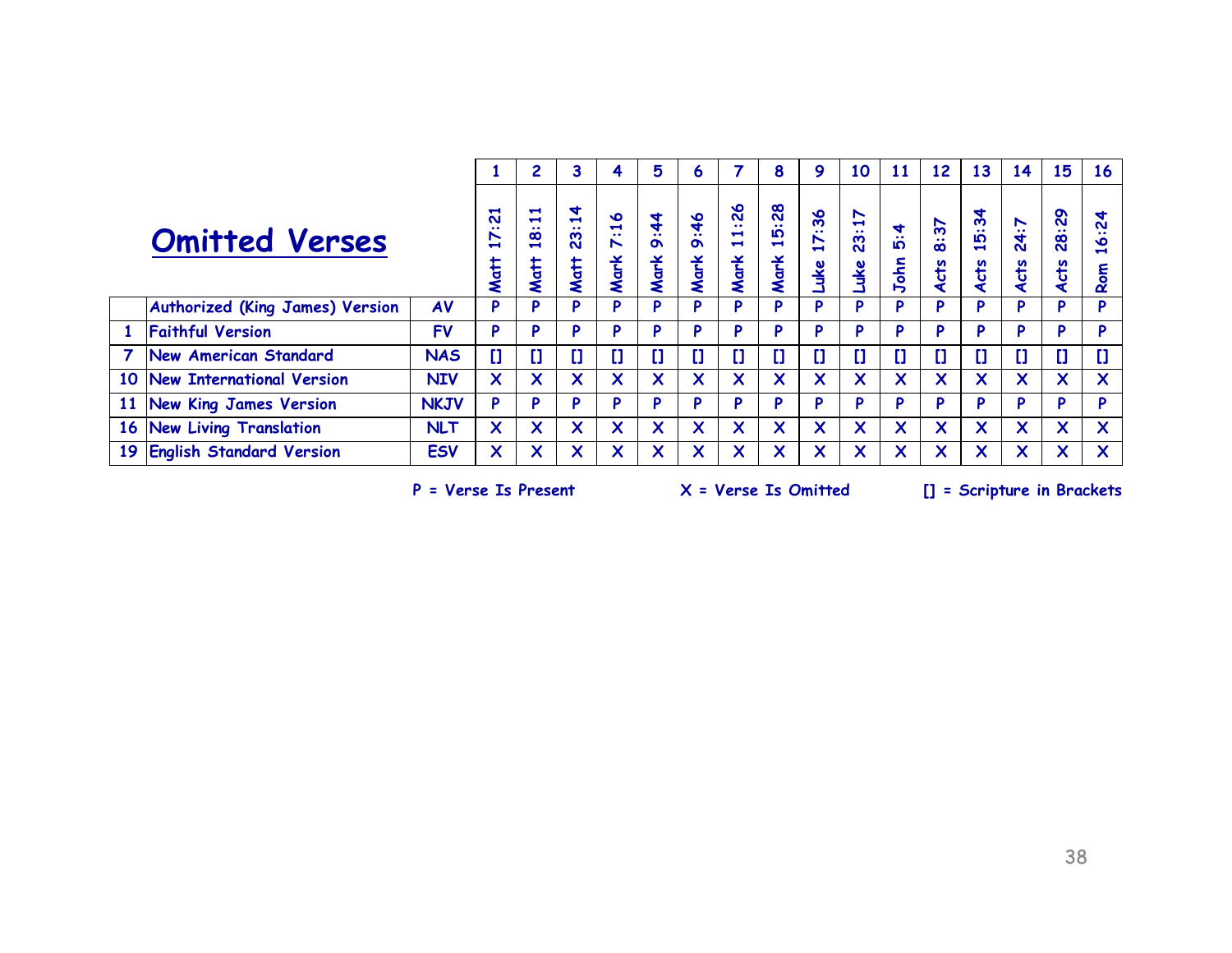## Omitted Verses

| | | | 1 | 2 | 3 | 4 | 5 | 6 | 7 | 8 | 9 | 10 | 11 | 12 | 13 | 14 | 15 | 16 |
|---|---|---|---|---|---|---|---|---|---|---|---|---|---|---|---|---|---|---|
| | | | Matt 17:21 | Matt 18:11 | Matt 23:14 | Mark 7:16 | Mark 9:44 | Mark 9:46 | Mark 11:26 | Mark 15:28 | Luke 17:36 | Luke 23:17 | John 5:4 | Acts 8:37 | Acts 15:34 | Acts 24:7 | Acts 28:29 | Rom 16:24 |
| | Authorized (King James) Version | AV | P | P | P | P | P | P | P | P | P | P | P | P | P | P | P | P |
| 1 | Faithful Version | FV | P | P | P | P | P | P | P | P | P | P | P | P | P | P | P | P |
| 7 | New American Standard | NAS | [] | [] | [] | [] | [] | [] | [] | [] | [] | [] | [] | [] | [] | [] | [] | [] |
| 10 | New International Version | NIV | X | X | X | X | X | X | X | X | X | X | X | X | X | X | X | X |
| 11 | New King James Version | NKJV | P | P | P | P | P | P | P | P | P | P | P | P | P | P | P | P |
| 16 | New Living Translation | NLT | X | X | X | X | X | X | X | X | X | X | X | X | X | X | X | X |
| 19 | English Standard Version | ESV | X | X | X | X | X | X | X | X | X | X | X | X | X | X | X | X |

P = Verse Is Present X = Verse Is Omitted [] = Scripture in Brackets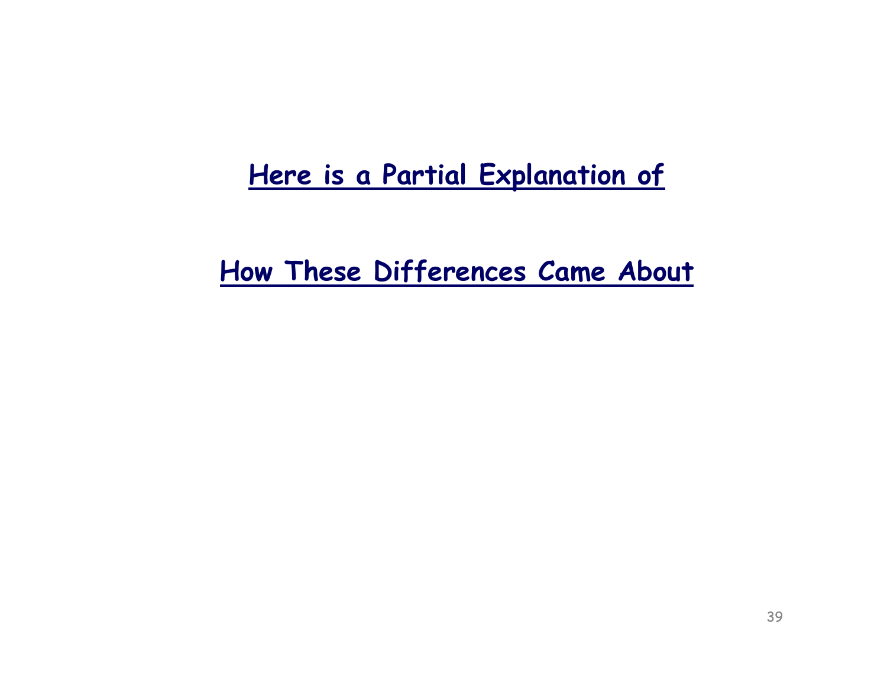## Here is a Partial Explanation of

## How These Differences Came About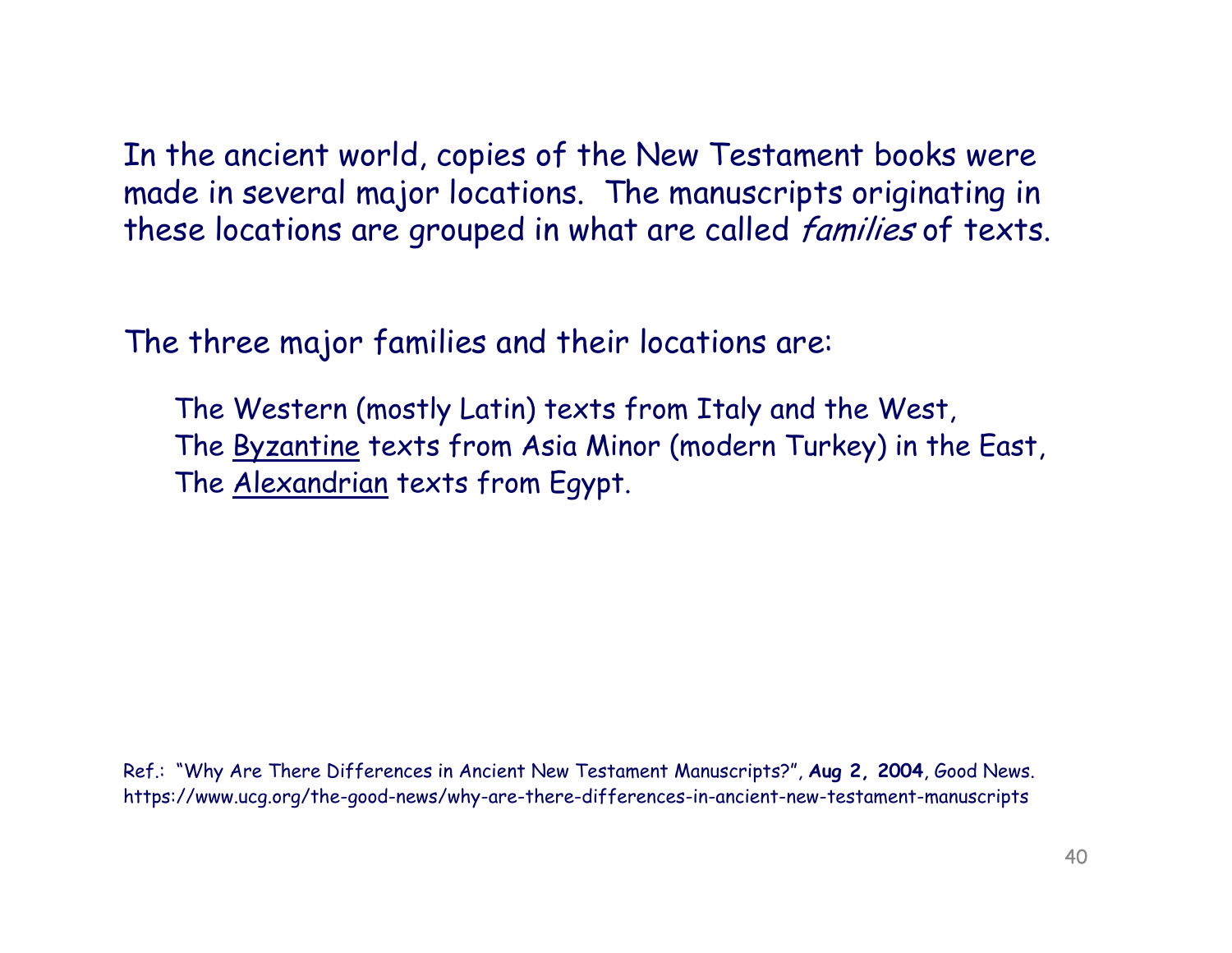In the ancient world, copies of the New Testament books were made in several major locations. The manuscripts originating in these locations are grouped in what are called *families* of texts.

The three major families and their locations are:

> The Western (mostly Latin) texts from Italy and the West,
> The <u>Byzantine</u> texts from Asia Minor (modern Turkey) in the East,
> The <u>Alexandrian</u> texts from Egypt.

Ref.: "Why Are There Differences in Ancient New Testament Manuscripts?", **Aug 2, 2004**, Good News.
https://www.ucg.org/the-good-news/why-are-there-differences-in-ancient-new-testament-manuscripts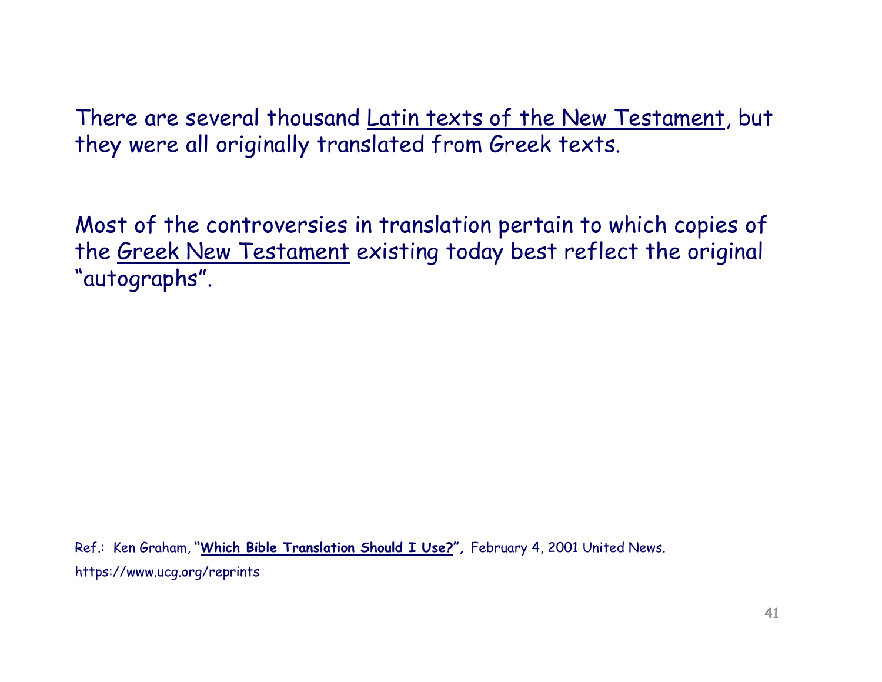There are several thousand Latin texts of the New Testament, but they were all originally translated from Greek texts.

Most of the controversies in translation pertain to which copies of the Greek New Testament existing today best reflect the original "autographs".

Ref.: Ken Graham, **"Which Bible Translation Should I Use?",** February 4, 2001 United News.

https://www.ucg.org/reprints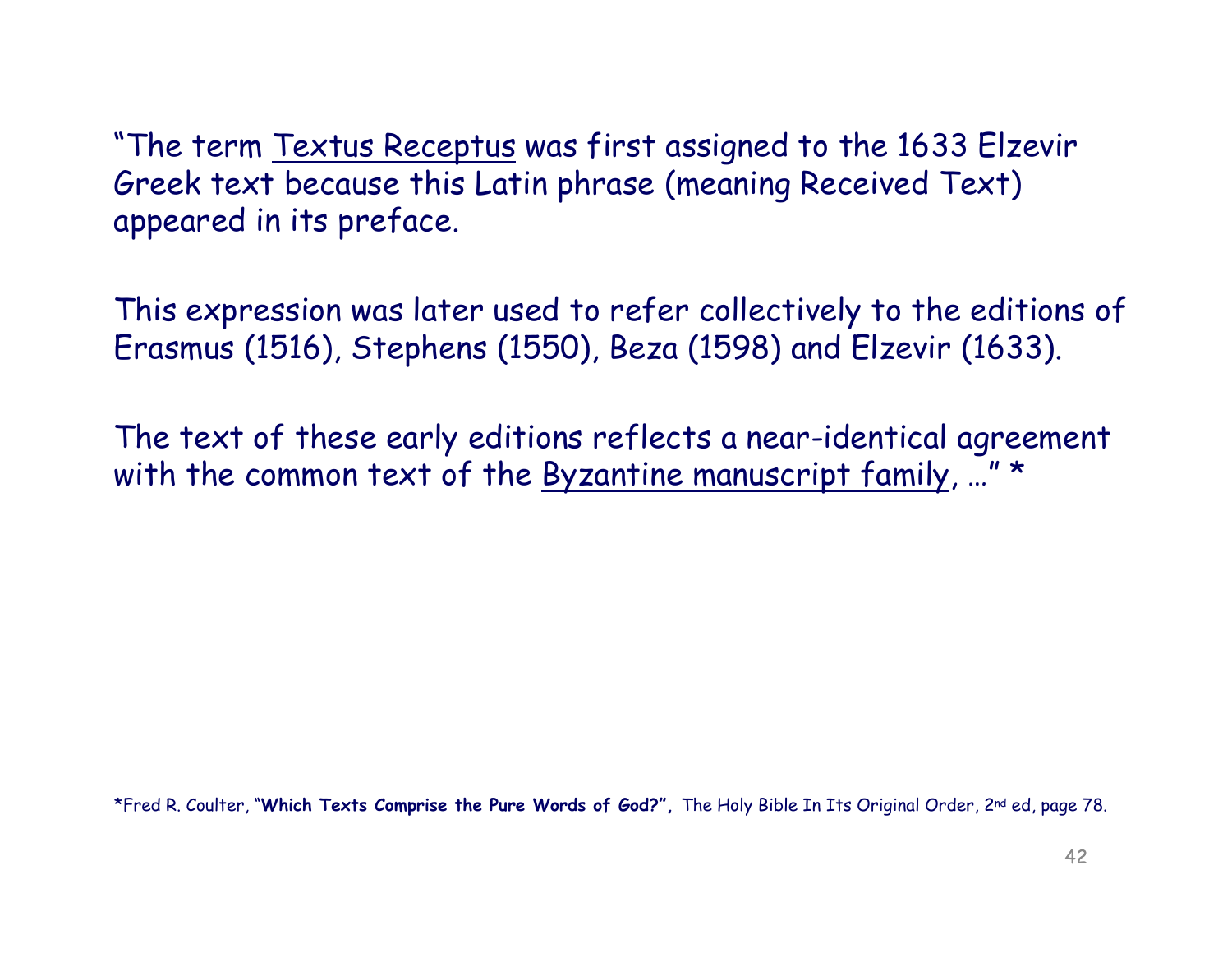"The term Textus Receptus was first assigned to the 1633 Elzevir Greek text because this Latin phrase (meaning Received Text) appeared in its preface.

This expression was later used to refer collectively to the editions of Erasmus (1516), Stephens (1550), Beza (1598) and Elzevir (1633).

The text of these early editions reflects a near-identical agreement with the common text of the Byzantine manuscript family, …" *

*Fred R. Coulter, "**Which Texts Comprise the Pure Words of God?",** The Holy Bible In Its Original Order, 2nd ed, page 78.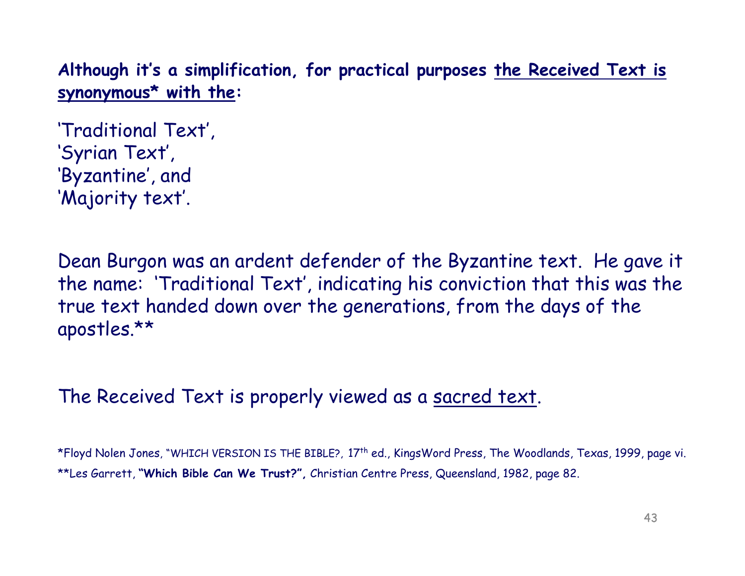**Although it's a simplification, for practical purposes <u>the Received Text is synonymous* with the</u>:**

'Traditional Text',
'Syrian Text',
'Byzantine', and
'Majority text'.

Dean Burgon was an ardent defender of the Byzantine text. He gave it the name: 'Traditional Text', indicating his conviction that this was the true text handed down over the generations, from the days of the apostles.**

The Received Text is properly viewed as a <u>sacred text</u>.

*Floyd Nolen Jones, "WHICH VERSION IS THE BIBLE?, 17th ed., KingsWord Press, The Woodlands, Texas, 1999, page vi.

**Les Garrett, **"Which Bible Can We Trust?",** Christian Centre Press, Queensland, 1982, page 82.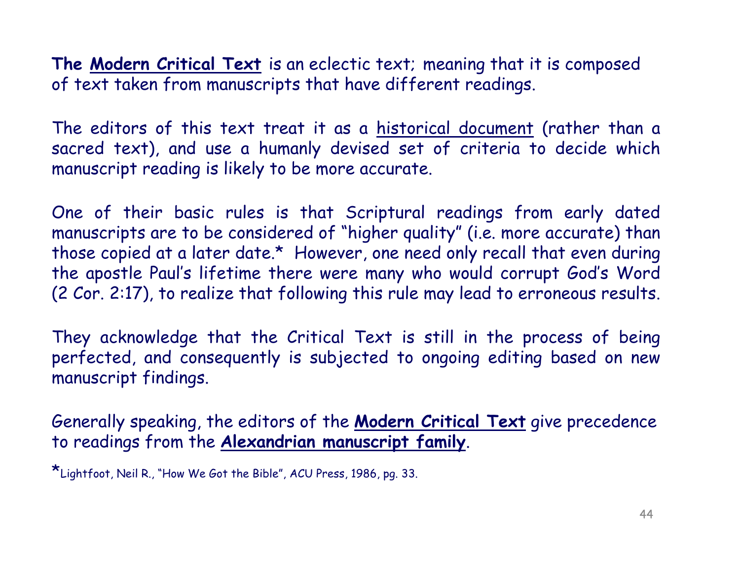**The <u>Modern Critical Text</u>** is an eclectic text; meaning that it is composed of text taken from manuscripts that have different readings.

The editors of this text treat it as a <u>historical document</u> (rather than a sacred text), and use a humanly devised set of criteria to decide which manuscript reading is likely to be more accurate.

One of their basic rules is that Scriptural readings from early dated manuscripts are to be considered of "higher quality" (i.e. more accurate) than those copied at a later date.*  However, one need only recall that even during the apostle Paul's lifetime there were many who would corrupt God's Word (2 Cor. 2:17), to realize that following this rule may lead to erroneous results.

They acknowledge that the Critical Text is still in the process of being perfected, and consequently is subjected to ongoing editing based on new manuscript findings.

Generally speaking, the editors of the **<u>Modern Critical Text</u>** give precedence to readings from the **<u>Alexandrian manuscript family</u>**.

*Lightfoot, Neil R., "How We Got the Bible", ACU Press, 1986, pg. 33.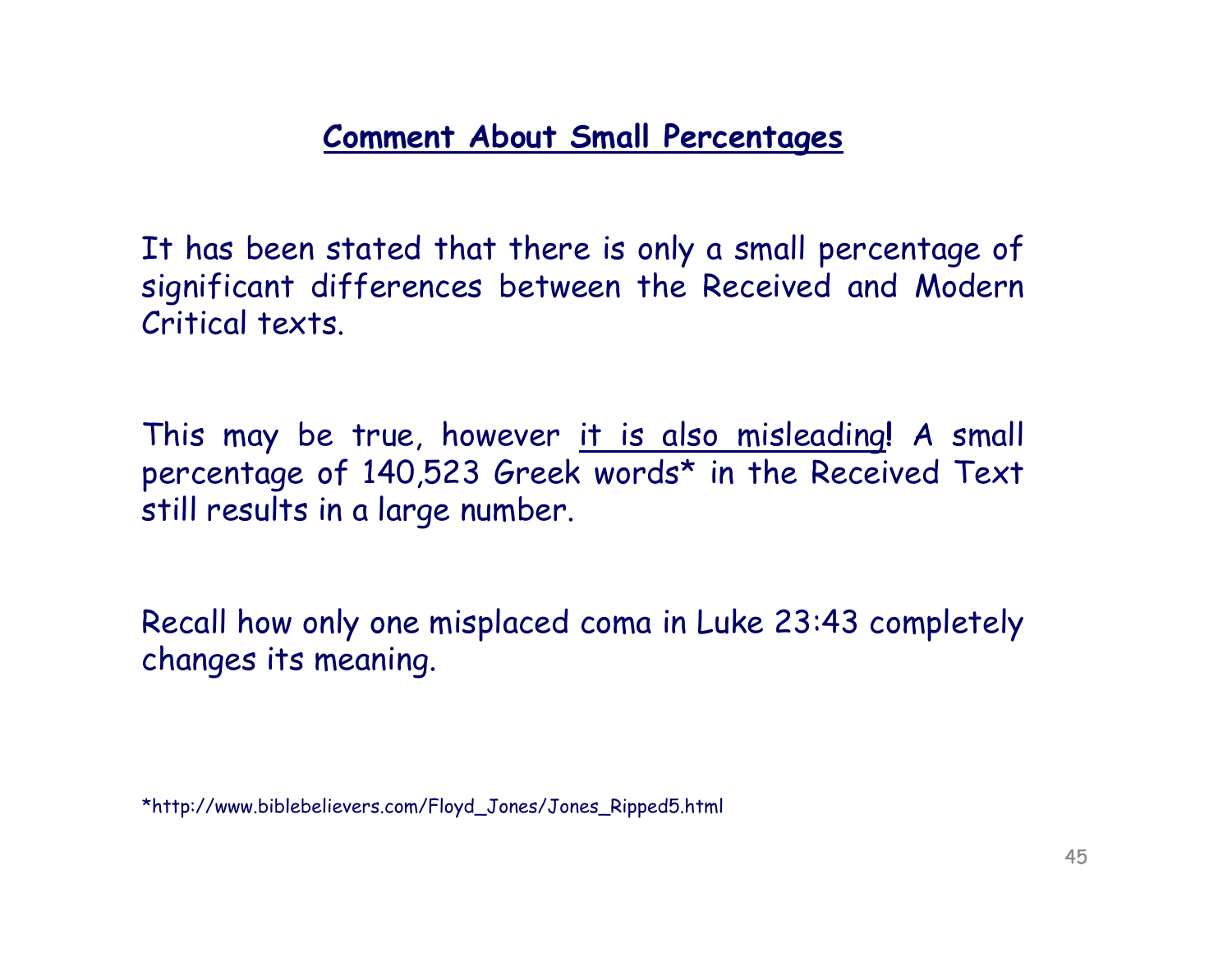## Comment About Small Percentages

It has been stated that there is only a small percentage of significant differences between the Received and Modern Critical texts.

This may be true, however <u>it is also misleading</u>**!** A small percentage of 140,523 Greek words* in the Received Text still results in a large number.

Recall how only one misplaced coma in Luke 23:43 completely changes its meaning.

*http://www.biblebelievers.com/Floyd_Jones/Jones_Ripped5.html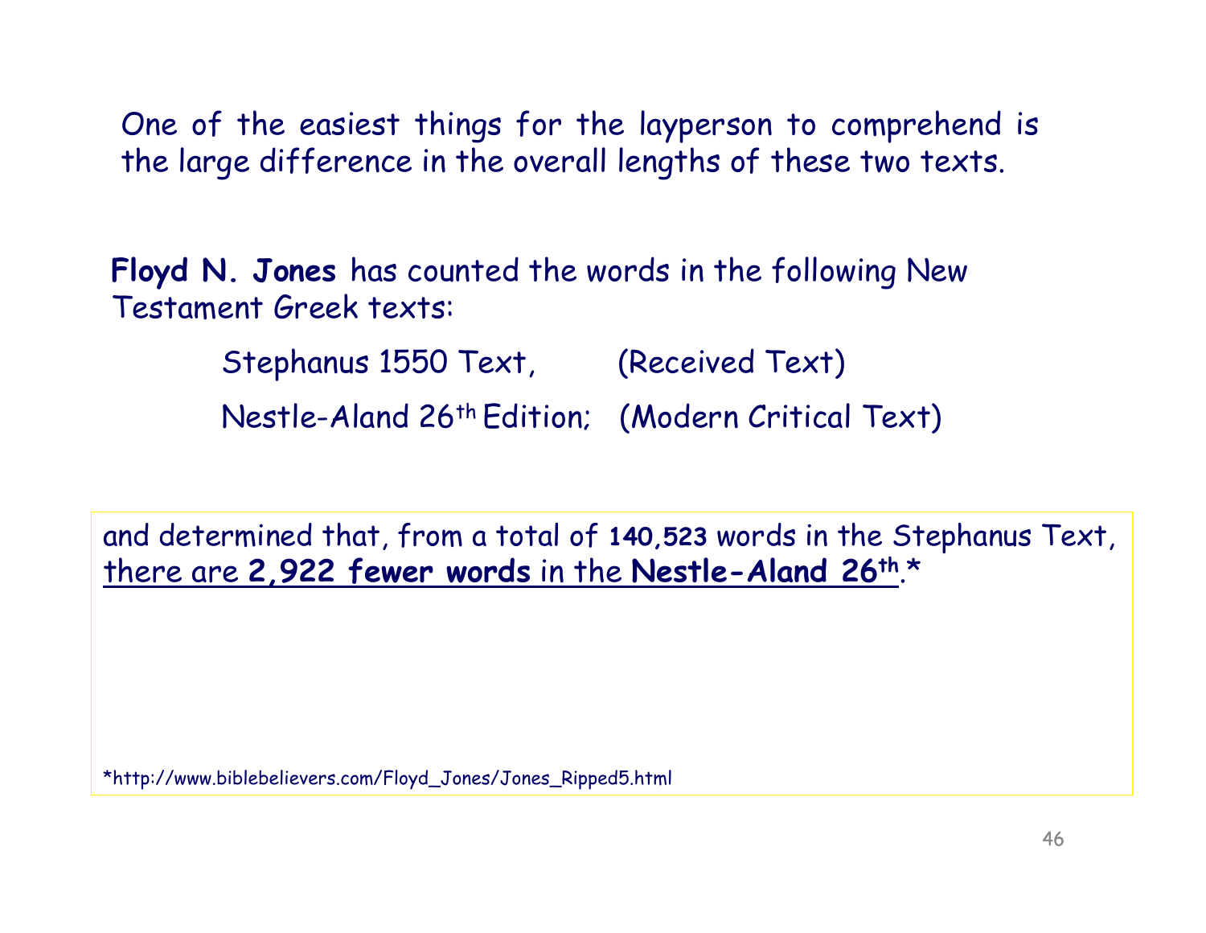One of the easiest things for the layperson to comprehend is the large difference in the overall lengths of these two texts.

**Floyd N. Jones** has counted the words in the following New Testament Greek texts:

Stephanus 1550 Text, (Received Text)

Nestle-Aland 26th Edition; (Modern Critical Text)

and determined that, from a total of **140,523** words in the Stephanus Text, there are **2,922 fewer words** in the **Nestle-Aland 26th**.*

*http://www.biblebelievers.com/Floyd_Jones/Jones_Ripped5.html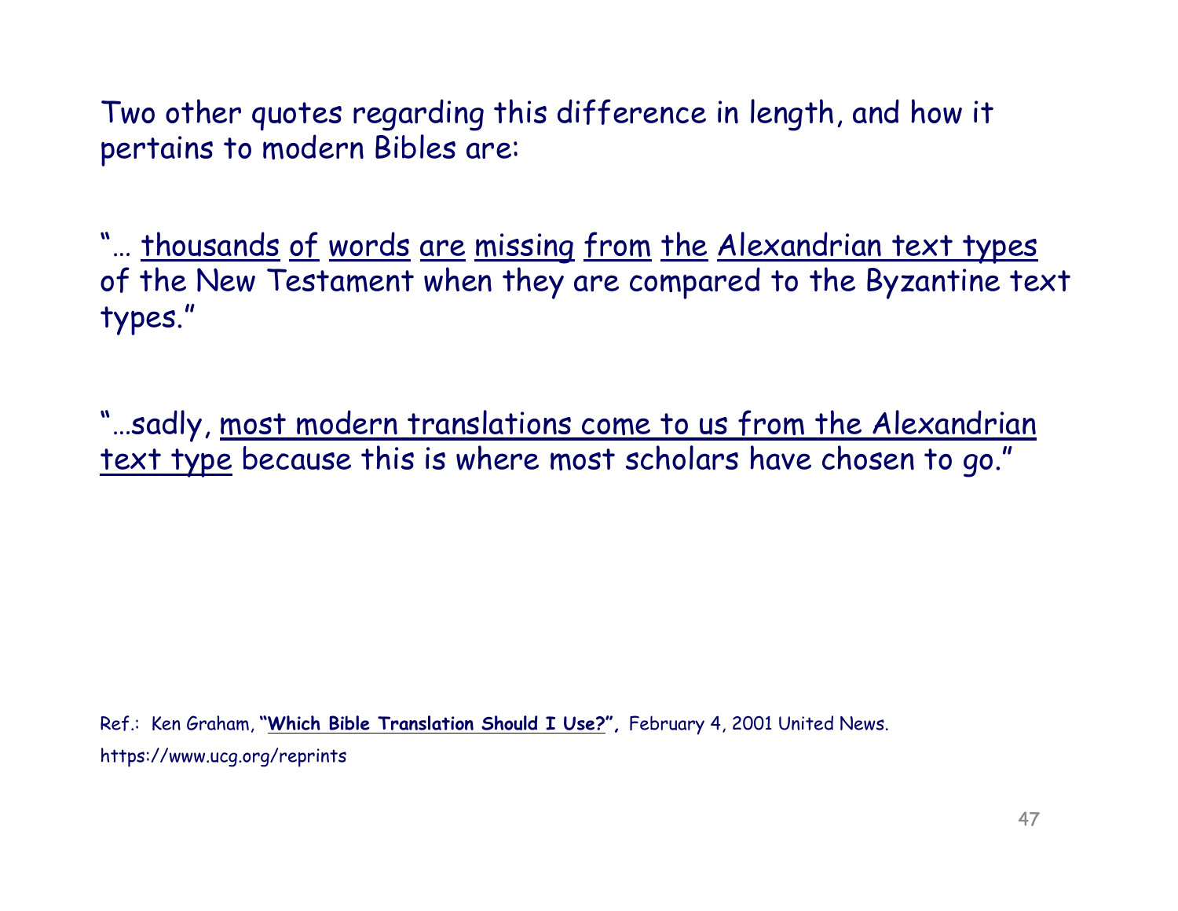Two other quotes regarding this difference in length, and how it pertains to modern Bibles are:

"… <u>thousands</u> <u>of</u> <u>words</u> <u>are</u> <u>missing</u> <u>from</u> <u>the</u> <u>Alexandrian text types</u> of the New Testament when they are compared to the Byzantine text types."

"…sadly, <u>most modern translations come to us from the Alexandrian text type</u> because this is where most scholars have chosen to go."

Ref.: Ken Graham, **"Which Bible Translation Should I Use?",** February 4, 2001 United News. https://www.ucg.org/reprints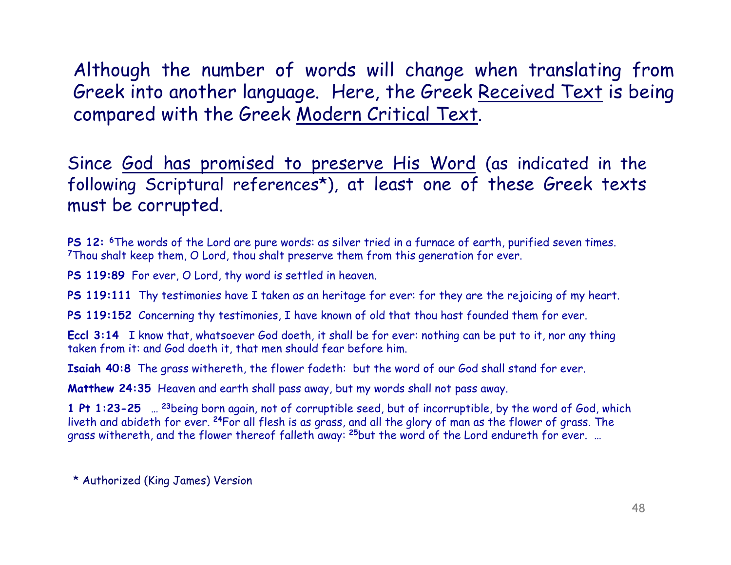Although the number of words will change when translating from Greek into another language. Here, the Greek <u>Received Text</u> is being compared with the Greek <u>Modern Critical Text</u>.

Since <u>God has promised to preserve His Word</u> (as indicated in the following Scriptural references*), at least one of these Greek texts must be corrupted.

**PS 12:** [6]The words of the Lord are pure words: as silver tried in a furnace of earth, purified seven times. [7]Thou shalt keep them, O Lord, thou shalt preserve them from this generation for ever.

**PS 119:89** For ever, O Lord, thy word is settled in heaven.

**PS 119:111** Thy testimonies have I taken as an heritage for ever: for they are the rejoicing of my heart.

**PS 119:152** Concerning thy testimonies, I have known of old that thou hast founded them for ever.

**Eccl 3:14** I know that, whatsoever God doeth, it shall be for ever: nothing can be put to it, nor any thing taken from it: and God doeth it, that men should fear before him.

**Isaiah 40:8** The grass withereth, the flower fadeth: but the word of our God shall stand for ever.

**Matthew 24:35** Heaven and earth shall pass away, but my words shall not pass away.

**1 Pt 1:23-25** … [23]being born again, not of corruptible seed, but of incorruptible, by the word of God, which liveth and abideth for ever. [24]For all flesh is as grass, and all the glory of man as the flower of grass. The grass withereth, and the flower thereof falleth away: [25]but the word of the Lord endureth for ever. …

\* Authorized (King James) Version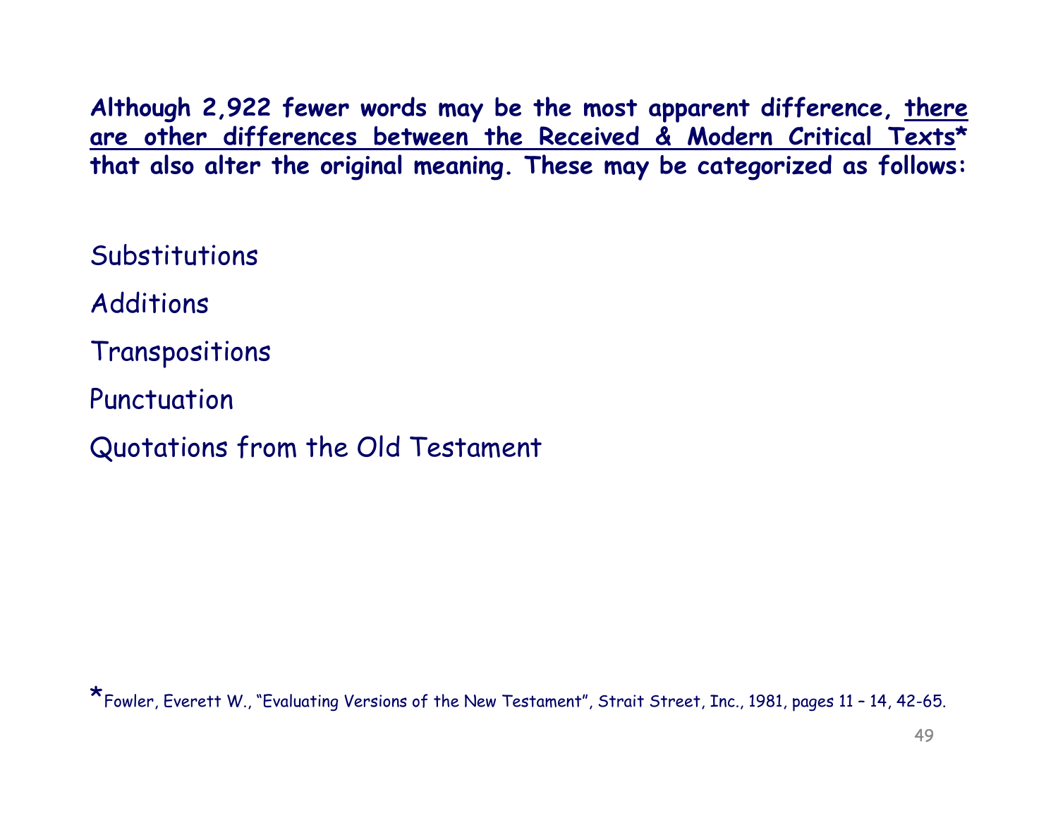**Although 2,922 fewer words may be the most apparent difference, <u>there are other differences between the Received & Modern Critical Texts</u>\* that also alter the original meaning. These may be categorized as follows:**

Substitutions

Additions

Transpositions

Punctuation

Quotations from the Old Testament

\*Fowler, Everett W., "Evaluating Versions of the New Testament", Strait Street, Inc., 1981, pages 11 – 14, 42-65.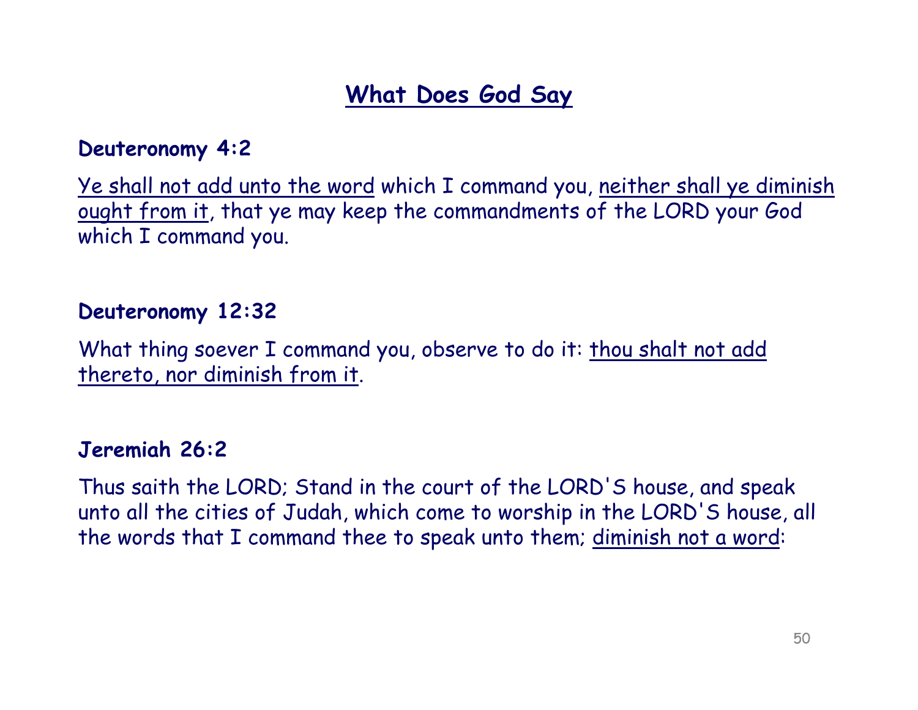## What Does God Say

**Deuteronomy 4:2**

Ye shall not add unto the word which I command you, neither shall ye diminish ought from it, that ye may keep the commandments of the LORD your God which I command you.

**Deuteronomy 12:32**

What thing soever I command you, observe to do it: thou shalt not add thereto, nor diminish from it.

**Jeremiah 26:2**

Thus saith the LORD; Stand in the court of the LORD'S house, and speak unto all the cities of Judah, which come to worship in the LORD'S house, all the words that I command thee to speak unto them; diminish not a word: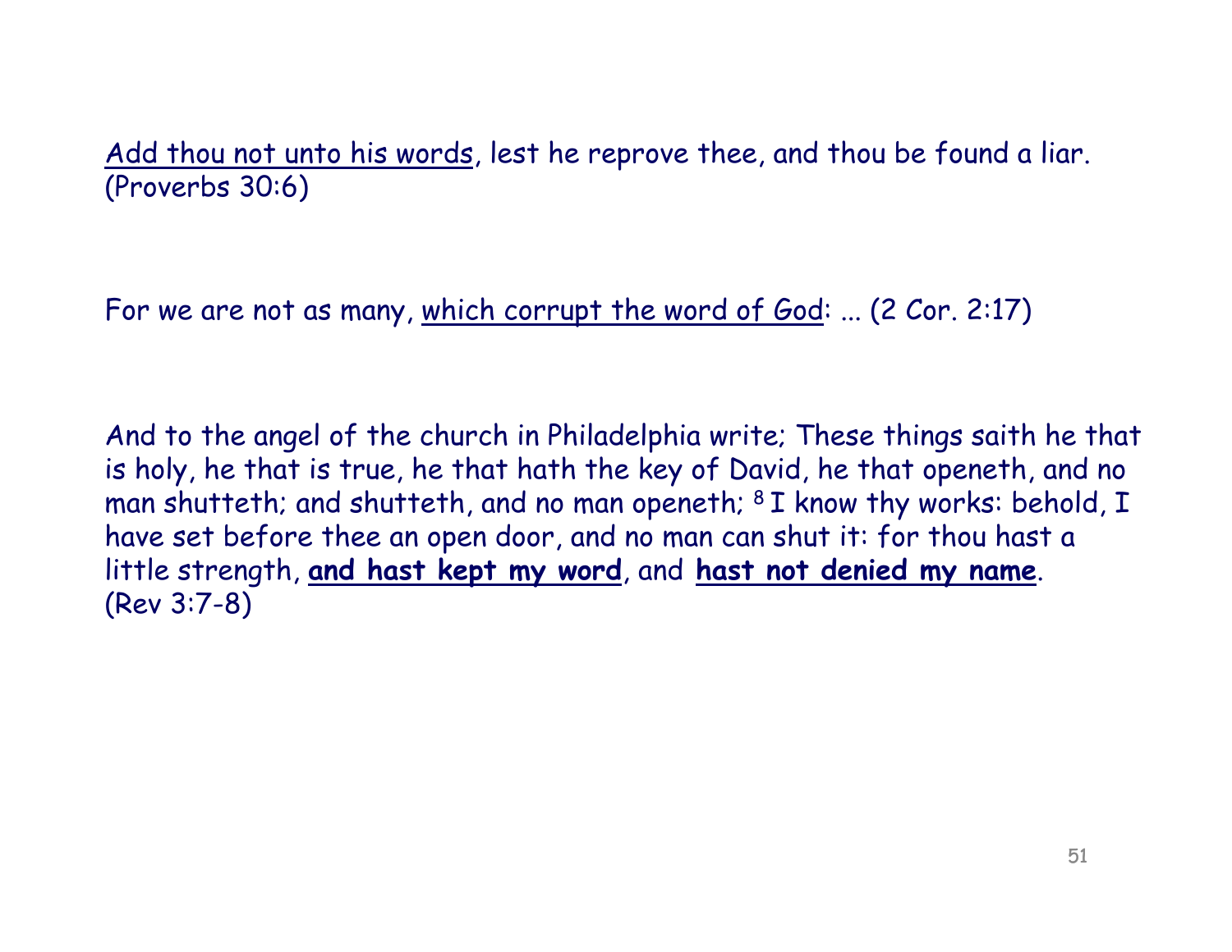<u>Add thou not unto his words</u>, lest he reprove thee, and thou be found a liar. (Proverbs 30:6)

For we are not as many, <u>which corrupt the word of God</u>: ... (2 Cor. 2:17)

And to the angel of the church in Philadelphia write; These things saith he that is holy, he that is true, he that hath the key of David, he that openeth, and no man shutteth; and shutteth, and no man openeth; [8] I know thy works: behold, I have set before thee an open door, and no man can shut it: for thou hast a little strength, **<u>and hast kept my word</u>**, and **<u>hast not denied my name</u>**. (Rev 3:7-8)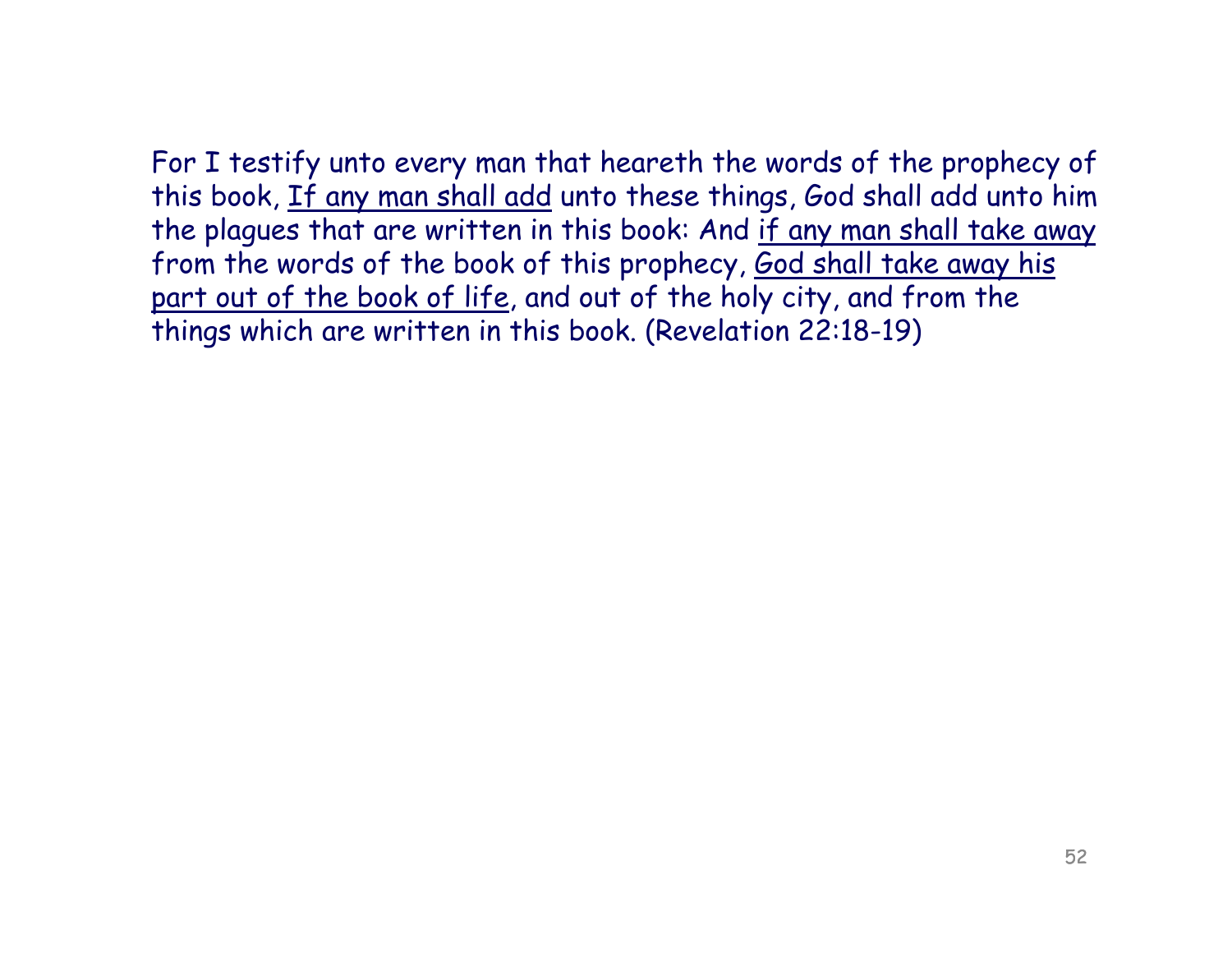For I testify unto every man that heareth the words of the prophecy of this book, <u>If any man shall add</u> unto these things, God shall add unto him the plagues that are written in this book: And <u>if any man shall take away</u> from the words of the book of this prophecy, <u>God shall take away his part out of the book of life</u>, and out of the holy city, and from the things which are written in this book. (Revelation 22:18-19)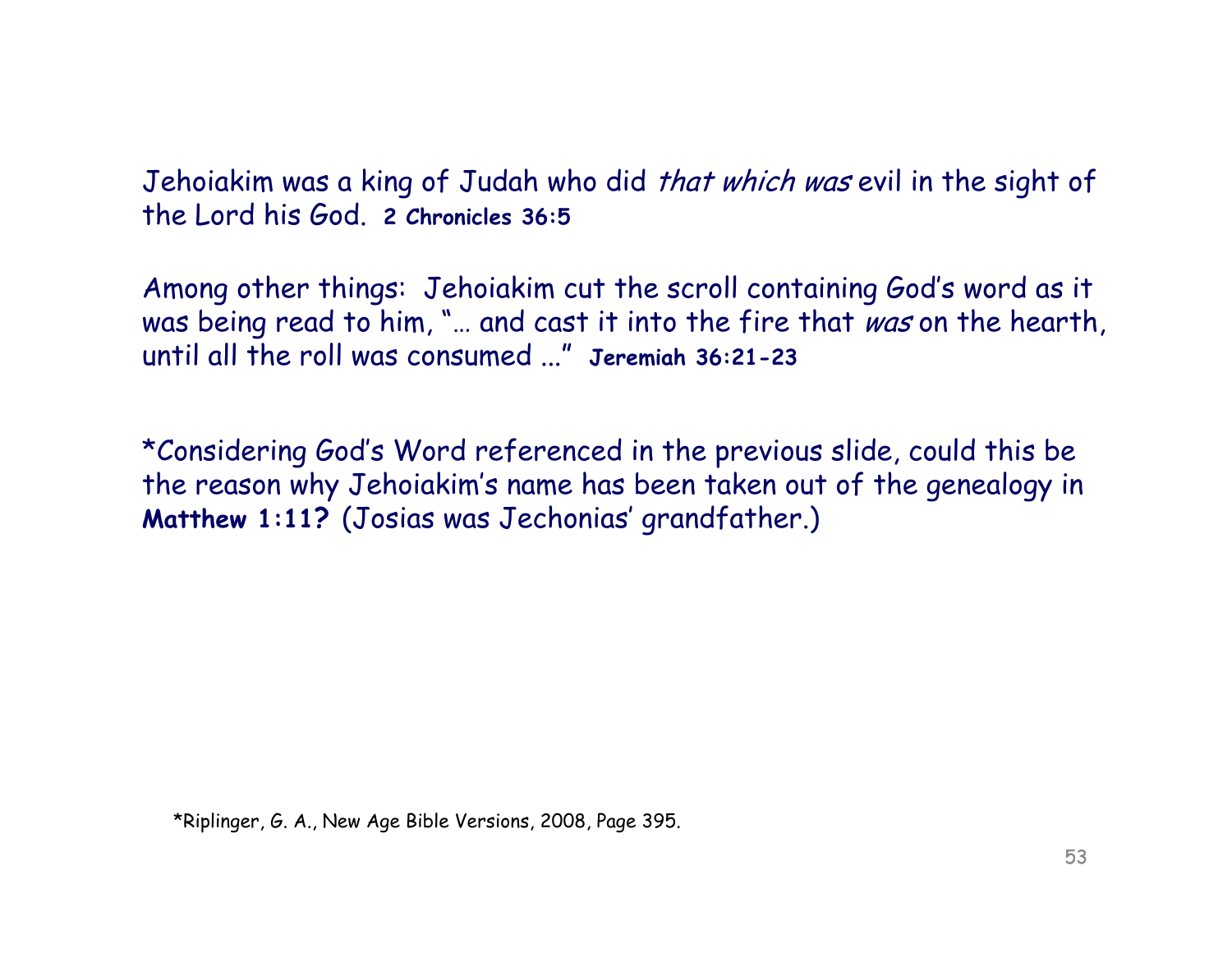Jehoiakim was a king of Judah who did *that which was* evil in the sight of the Lord his God. **2 Chronicles 36:5**

Among other things: Jehoiakim cut the scroll containing God's word as it was being read to him, "… and cast it into the fire that *was* on the hearth, until all the roll was consumed ..." **Jeremiah 36:21-23**

*Considering God's Word referenced in the previous slide, could this be the reason why Jehoiakim's name has been taken out of the genealogy in **Matthew 1:11?** (Josias was Jechonias' grandfather.)

*Riplinger, G. A., New Age Bible Versions, 2008, Page 395.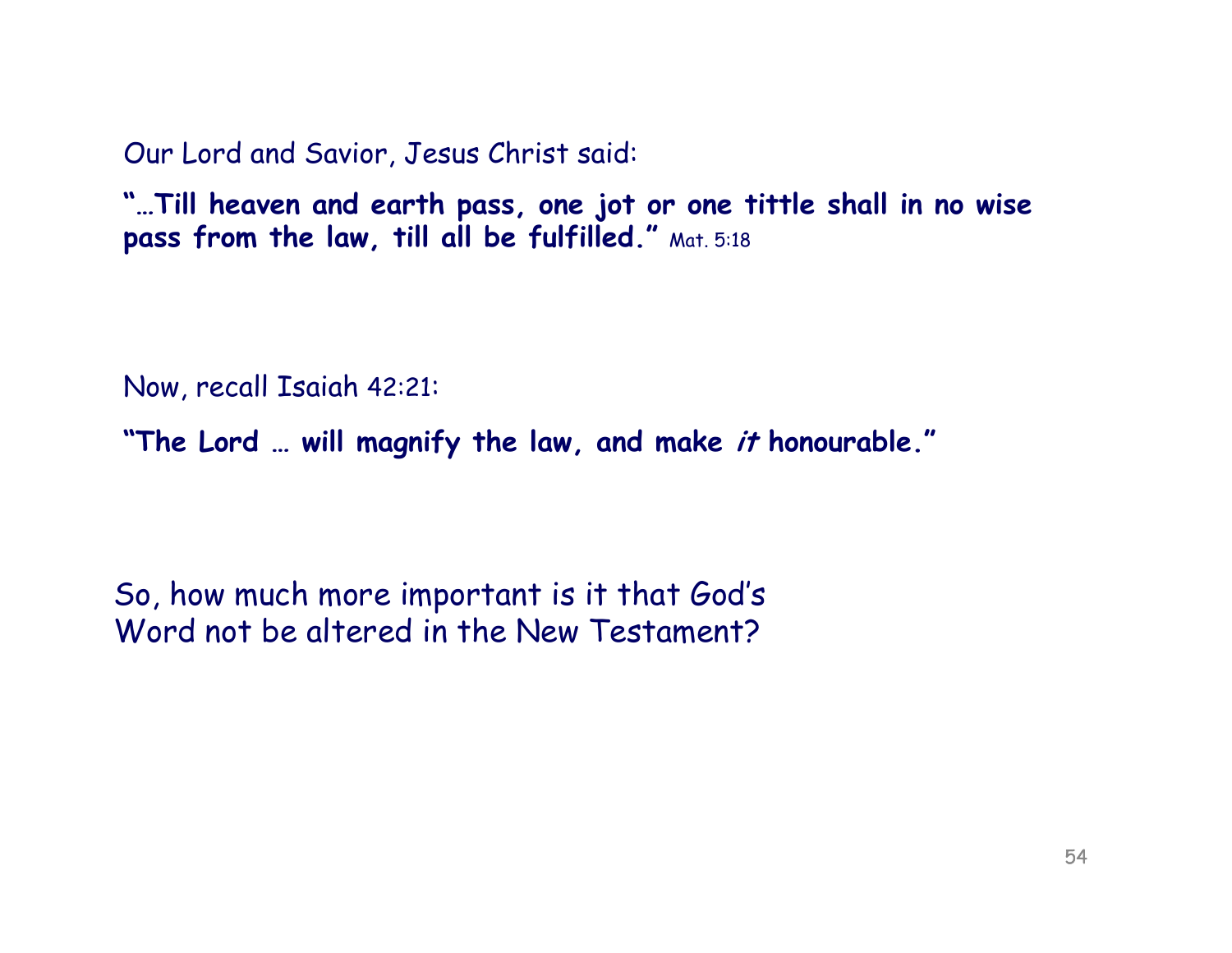Our Lord and Savior, Jesus Christ said:

**"…Till heaven and earth pass, one jot or one tittle shall in no wise pass from the law, till all be fulfilled."** Mat. 5:18

Now, recall Isaiah 42:21:

**"The Lord … will magnify the law, and make *it* honourable."**

So, how much more important is it that God's Word not be altered in the New Testament?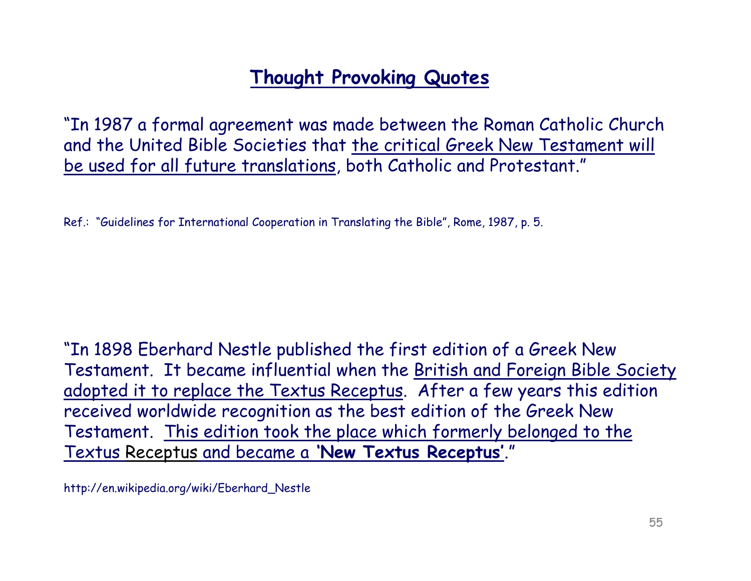# Thought Provoking Quotes

"In 1987 a formal agreement was made between the Roman Catholic Church and the United Bible Societies that the critical Greek New Testament will be used for all future translations, both Catholic and Protestant."

Ref.: "Guidelines for International Cooperation in Translating the Bible", Rome, 1987, p. 5.

"In 1898 Eberhard Nestle published the first edition of a Greek New Testament. It became influential when the British and Foreign Bible Society adopted it to replace the Textus Receptus. After a few years this edition received worldwide recognition as the best edition of the Greek New Testament. This edition took the place which formerly belonged to the Textus Receptus and became a **'New Textus Receptus'**."

http://en.wikipedia.org/wiki/Eberhard_Nestle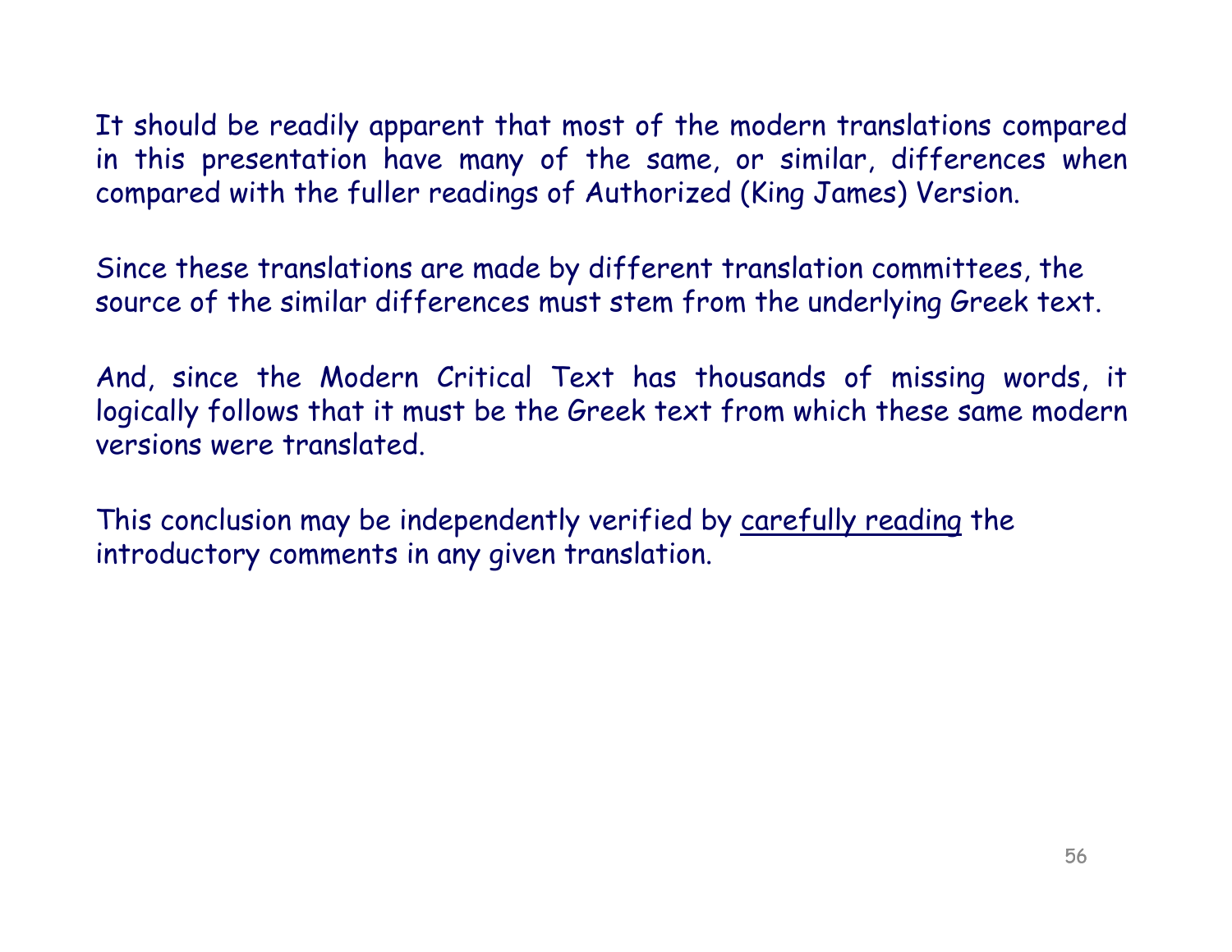It should be readily apparent that most of the modern translations compared in this presentation have many of the same, or similar, differences when compared with the fuller readings of Authorized (King James) Version.

Since these translations are made by different translation committees, the source of the similar differences must stem from the underlying Greek text.

And, since the Modern Critical Text has thousands of missing words, it logically follows that it must be the Greek text from which these same modern versions were translated.

This conclusion may be independently verified by <u>carefully reading</u> the introductory comments in any given translation.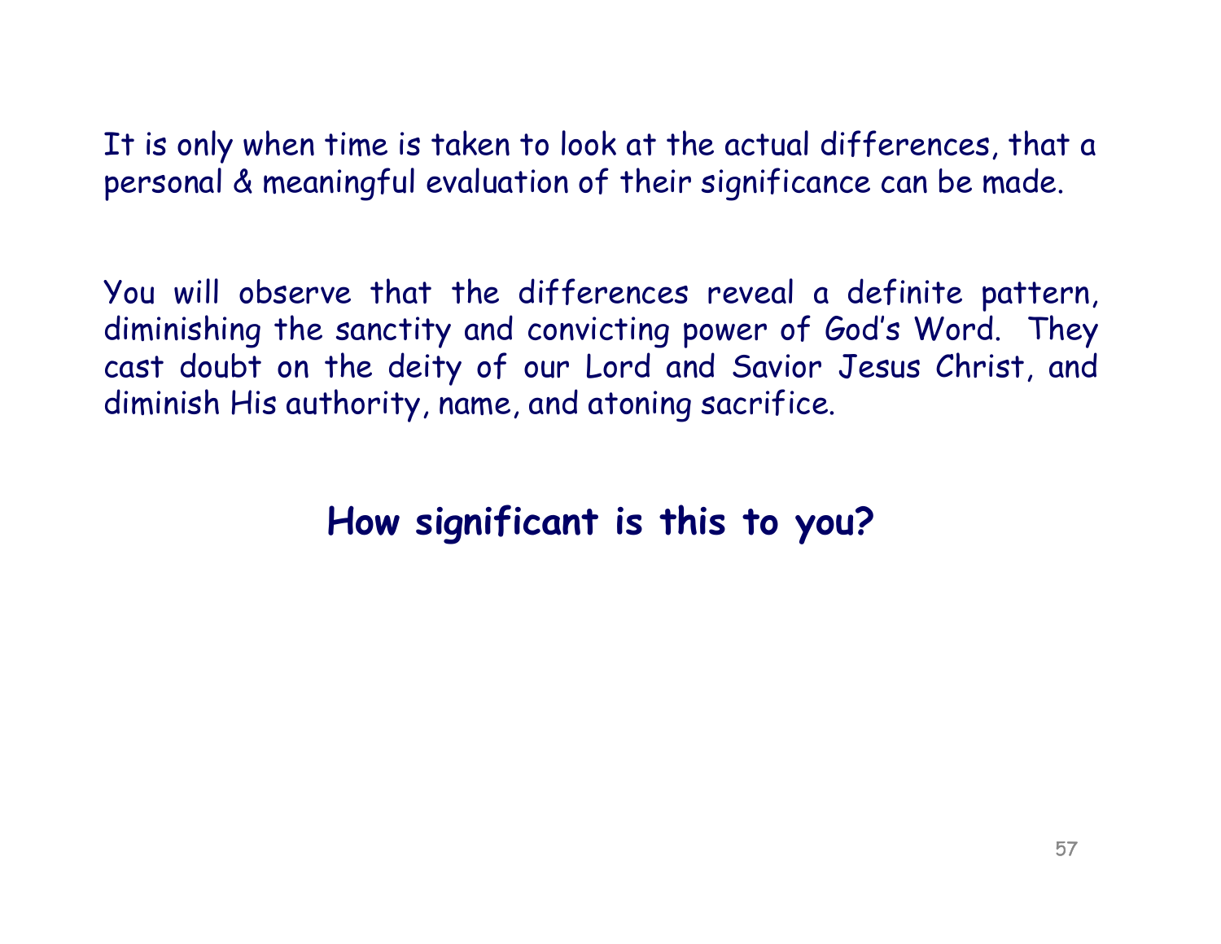It is only when time is taken to look at the actual differences, that a personal & meaningful evaluation of their significance can be made.

You will observe that the differences reveal a definite pattern, diminishing the sanctity and convicting power of God's Word. They cast doubt on the deity of our Lord and Savior Jesus Christ, and diminish His authority, name, and atoning sacrifice.

**How significant is this to you?**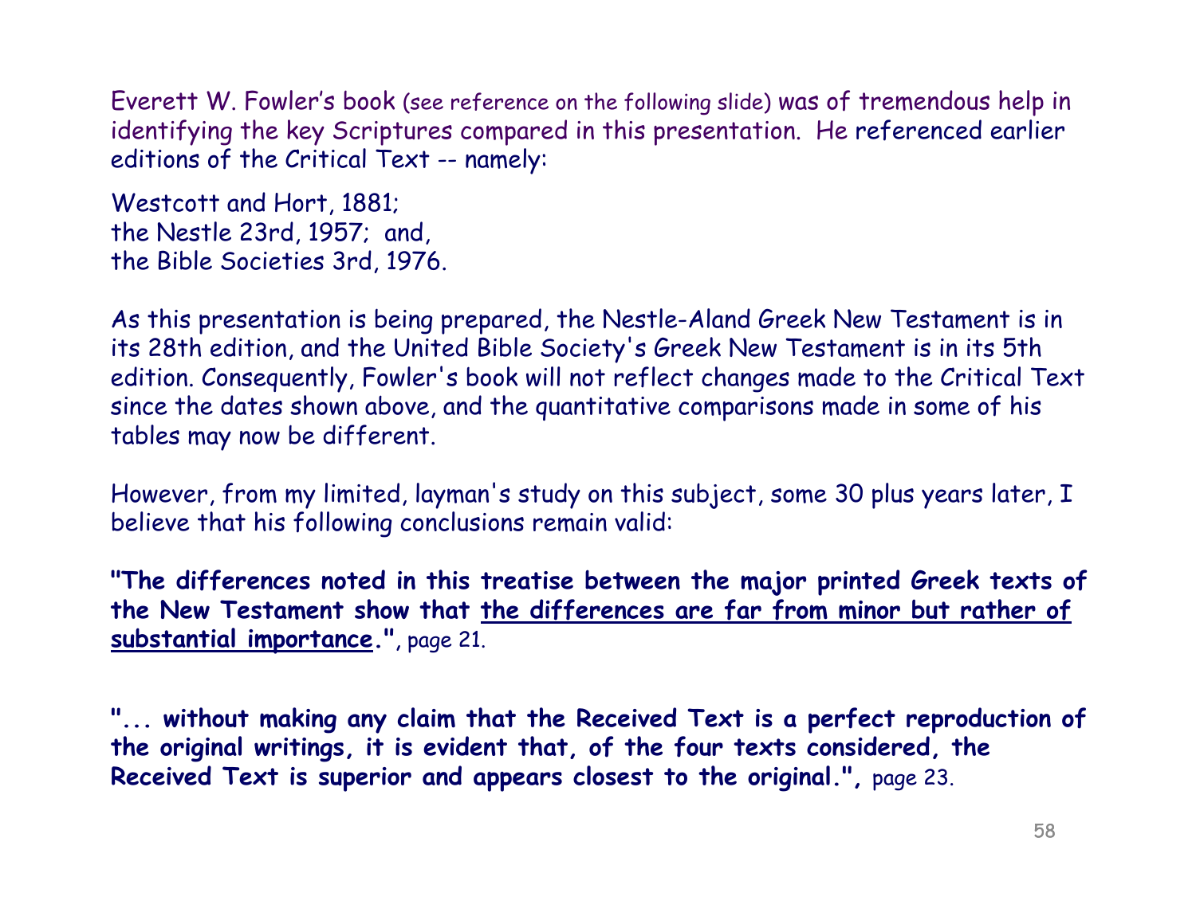Everett W. Fowler's book (see reference on the following slide) was of tremendous help in identifying the key Scriptures compared in this presentation. He referenced earlier editions of the Critical Text -- namely:

Westcott and Hort, 1881;
the Nestle 23rd, 1957; and,
the Bible Societies 3rd, 1976.

As this presentation is being prepared, the Nestle-Aland Greek New Testament is in its 28th edition, and the United Bible Society's Greek New Testament is in its 5th edition. Consequently, Fowler's book will not reflect changes made to the Critical Text since the dates shown above, and the quantitative comparisons made in some of his tables may now be different.

However, from my limited, layman's study on this subject, some 30 plus years later, I believe that his following conclusions remain valid:

**"The differences noted in this treatise between the major printed Greek texts of the New Testament show that <u>the differences are far from minor but rather of substantial importance</u>."**, page 21.

**"... without making any claim that the Received Text is a perfect reproduction of the original writings, it is evident that, of the four texts considered, the Received Text is superior and appears closest to the original.",** page 23.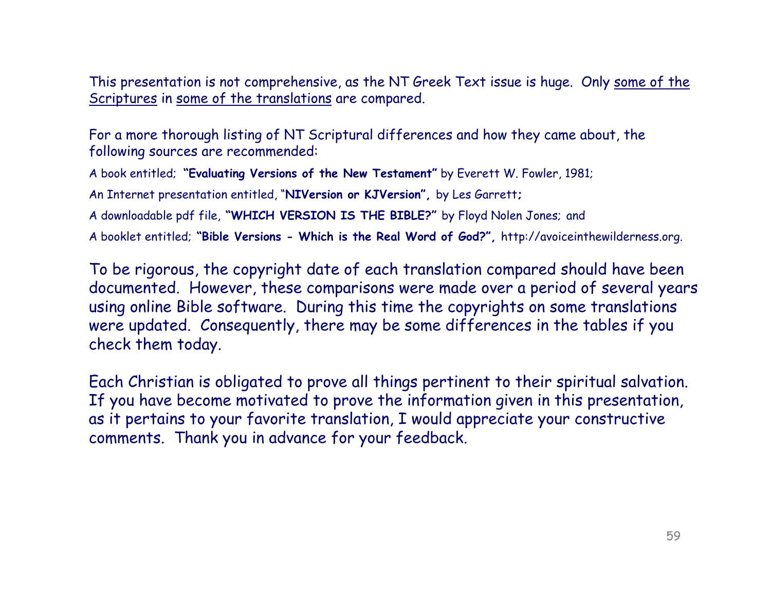This presentation is not comprehensive, as the NT Greek Text issue is huge. Only some of the Scriptures in some of the translations are compared.

For a more thorough listing of NT Scriptural differences and how they came about, the following sources are recommended:

A book entitled; **"Evaluating Versions of the New Testament"** by Everett W. Fowler, 1981;

An Internet presentation entitled, "**NIVersion or KJVersion",** by Les Garrett**;**

A downloadable pdf file, **"WHICH VERSION IS THE BIBLE?"** by Floyd Nolen Jones; and

A booklet entitled; **"Bible Versions - Which is the Real Word of God?",** http://avoiceinthewilderness.org.

To be rigorous, the copyright date of each translation compared should have been documented. However, these comparisons were made over a period of several years using online Bible software. During this time the copyrights on some translations were updated. Consequently, there may be some differences in the tables if you check them today.

Each Christian is obligated to prove all things pertinent to their spiritual salvation. If you have become motivated to prove the information given in this presentation, as it pertains to your favorite translation, I would appreciate your constructive comments. Thank you in advance for your feedback.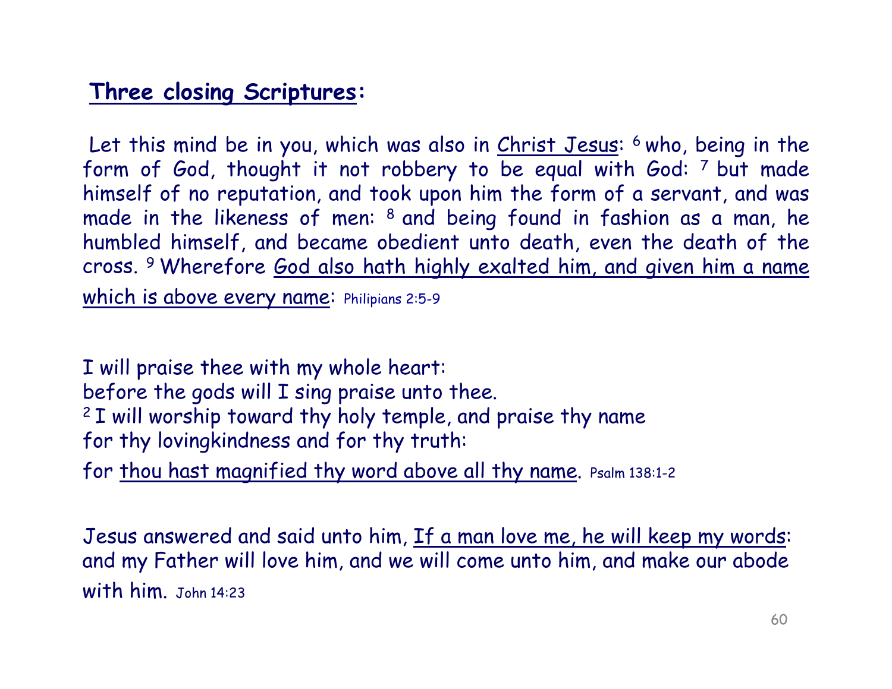## **Three closing Scriptures:**

Let this mind be in you, which was also in Christ Jesus: [6] who, being in the form of God, thought it not robbery to be equal with God: [7] but made himself of no reputation, and took upon him the form of a servant, and was made in the likeness of men: [8] and being found in fashion as a man, he humbled himself, and became obedient unto death, even the death of the cross. [9] Wherefore God also hath highly exalted him, and given him a name which is above every name: Philipians 2:5-9

I will praise thee with my whole heart:
before the gods will I sing praise unto thee.
[2] I will worship toward thy holy temple, and praise thy name
for thy lovingkindness and for thy truth:
for thou hast magnified thy word above all thy name. Psalm 138:1-2

Jesus answered and said unto him, If a man love me, he will keep my words: and my Father will love him, and we will come unto him, and make our abode with him. John 14:23